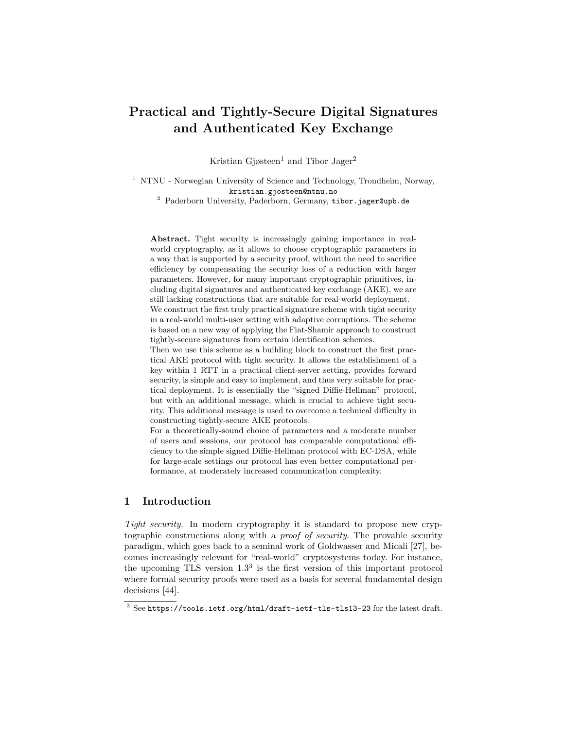# Practical and Tightly-Secure Digital Signatures and Authenticated Key Exchange

Kristian Gjøsteen[1] and Tibor Jager[2]

[1] NTNU - Norwegian University of Science and Technology, Trondheim, Norway, kristian.gjosteen@ntnu.no

[2] Paderborn University, Paderborn, Germany, tibor.jager@upb.de

**Abstract.** Tight security is increasingly gaining importance in real-world cryptography, as it allows to choose cryptographic parameters in a way that is supported by a security proof, without the need to sacrifice efficiency by compensating the security loss of a reduction with larger parameters. However, for many important cryptographic primitives, including digital signatures and authenticated key exchange (AKE), we are still lacking constructions that are suitable for real-world deployment.

We construct the first truly practical signature scheme with tight security in a real-world multi-user setting with adaptive corruptions. The scheme is based on a new way of applying the Fiat-Shamir approach to construct tightly-secure signatures from certain identification schemes.

Then we use this scheme as a building block to construct the first practical AKE protocol with tight security. It allows the establishment of a key within 1 RTT in a practical client-server setting, provides forward security, is simple and easy to implement, and thus very suitable for practical deployment. It is essentially the "signed Diffie-Hellman" protocol, but with an additional message, which is crucial to achieve tight security. This additional message is used to overcome a technical difficulty in constructing tightly-secure AKE protocols.

For a theoretically-sound choice of parameters and a moderate number of users and sessions, our protocol has comparable computational efficiency to the simple signed Diffie-Hellman protocol with EC-DSA, while for large-scale settings our protocol has even better computational performance, at moderately increased communication complexity.

## 1 Introduction

*Tight security.* In modern cryptography it is standard to propose new cryptographic constructions along with a *proof of security*. The provable security paradigm, which goes back to a seminal work of Goldwasser and Micali [27], becomes increasingly relevant for "real-world" cryptosystems today. For instance, the upcoming TLS version 1.3[3] is the first version of this important protocol where formal security proofs were used as a basis for several fundamental design decisions [44].

[3] See https://tools.ietf.org/html/draft-ietf-tls-tls13-23 for the latest draft.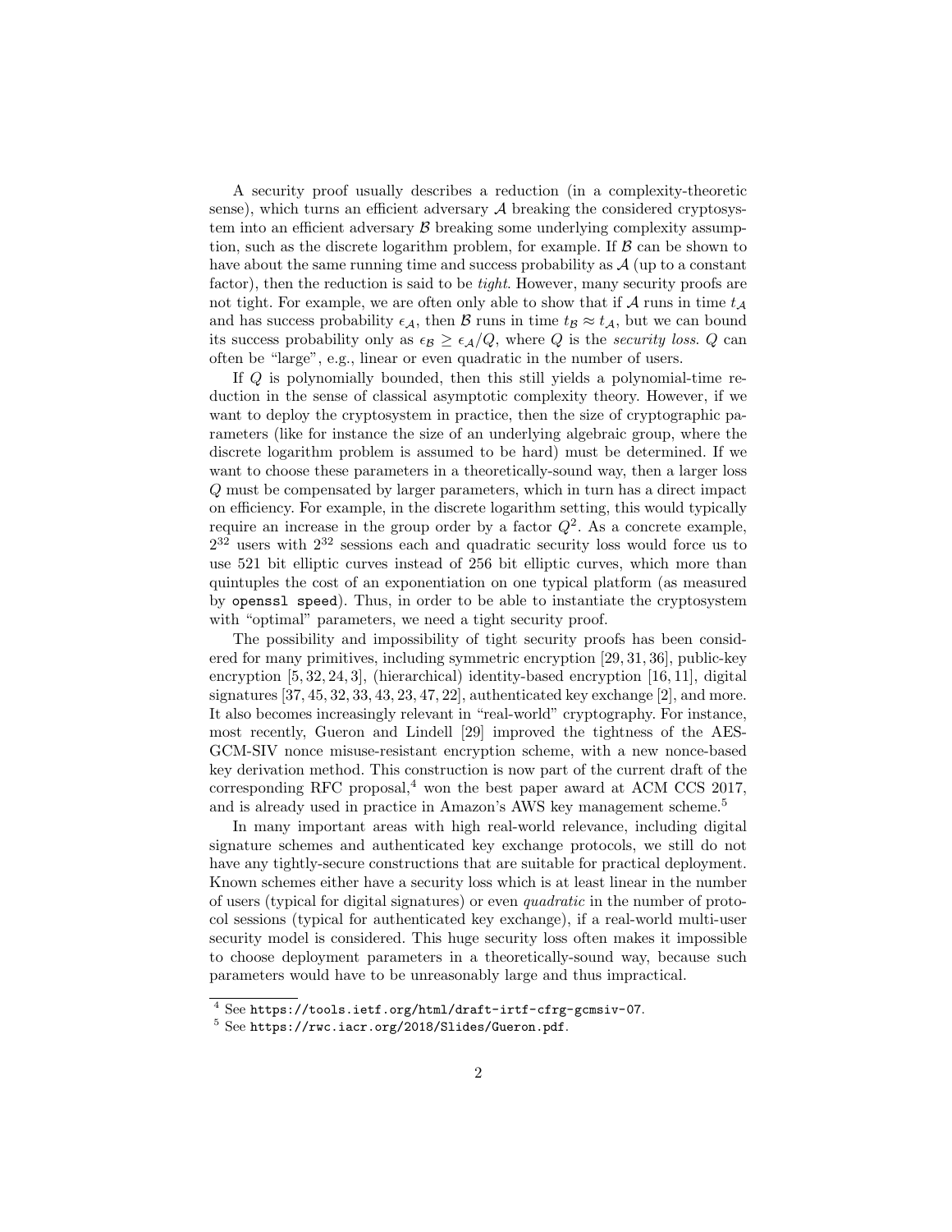A security proof usually describes a reduction (in a complexity-theoretic sense), which turns an efficient adversary $\mathcal{A}$ breaking the considered cryptosystem into an efficient adversary $\mathcal{B}$ breaking some underlying complexity assumption, such as the discrete logarithm problem, for example. If $\mathcal{B}$ can be shown to have about the same running time and success probability as $\mathcal{A}$ (up to a constant factor), then the reduction is said to be *tight*. However, many security proofs are not tight. For example, we are often only able to show that if $\mathcal{A}$ runs in time $t_{\mathcal{A}}$ and has success probability $\epsilon_{\mathcal{A}}$, then $\mathcal{B}$ runs in time $t_{\mathcal{B}} \approx t_{\mathcal{A}}$, but we can bound its success probability only as $\epsilon_{\mathcal{B}} \geq \epsilon_{\mathcal{A}}/Q$, where $Q$ is the *security loss*. $Q$ can often be "large", e.g., linear or even quadratic in the number of users.

If $Q$ is polynomially bounded, then this still yields a polynomial-time reduction in the sense of classical asymptotic complexity theory. However, if we want to deploy the cryptosystem in practice, then the size of cryptographic parameters (like for instance the size of an underlying algebraic group, where the discrete logarithm problem is assumed to be hard) must be determined. If we want to choose these parameters in a theoretically-sound way, then a larger loss $Q$ must be compensated by larger parameters, which in turn has a direct impact on efficiency. For example, in the discrete logarithm setting, this would typically require an increase in the group order by a factor $Q^2$. As a concrete example, $2^{32}$ users with $2^{32}$ sessions each and quadratic security loss would force us to use 521 bit elliptic curves instead of 256 bit elliptic curves, which more than quintuples the cost of an exponentiation on one typical platform (as measured by `openssl speed`). Thus, in order to be able to instantiate the cryptosystem with "optimal" parameters, we need a tight security proof.

The possibility and impossibility of tight security proofs has been considered for many primitives, including symmetric encryption [29, 31, 36], public-key encryption [5, 32, 24, 3], (hierarchical) identity-based encryption [16, 11], digital signatures [37, 45, 32, 33, 43, 23, 47, 22], authenticated key exchange [2], and more. It also becomes increasingly relevant in "real-world" cryptography. For instance, most recently, Gueron and Lindell [29] improved the tightness of the AES-GCM-SIV nonce misuse-resistant encryption scheme, with a new nonce-based key derivation method. This construction is now part of the current draft of the corresponding RFC proposal,[4] won the best paper award at ACM CCS 2017, and is already used in practice in Amazon's AWS key management scheme.[5]

In many important areas with high real-world relevance, including digital signature schemes and authenticated key exchange protocols, we still do not have any tightly-secure constructions that are suitable for practical deployment. Known schemes either have a security loss which is at least linear in the number of users (typical for digital signatures) or even *quadratic* in the number of protocol sessions (typical for authenticated key exchange), if a real-world multi-user security model is considered. This huge security loss often makes it impossible to choose deployment parameters in a theoretically-sound way, because such parameters would have to be unreasonably large and thus impractical.

[4] See `https://tools.ietf.org/html/draft-irtf-cfrg-gcmsiv-07`.

[5] See `https://rwc.iacr.org/2018/Slides/Gueron.pdf`.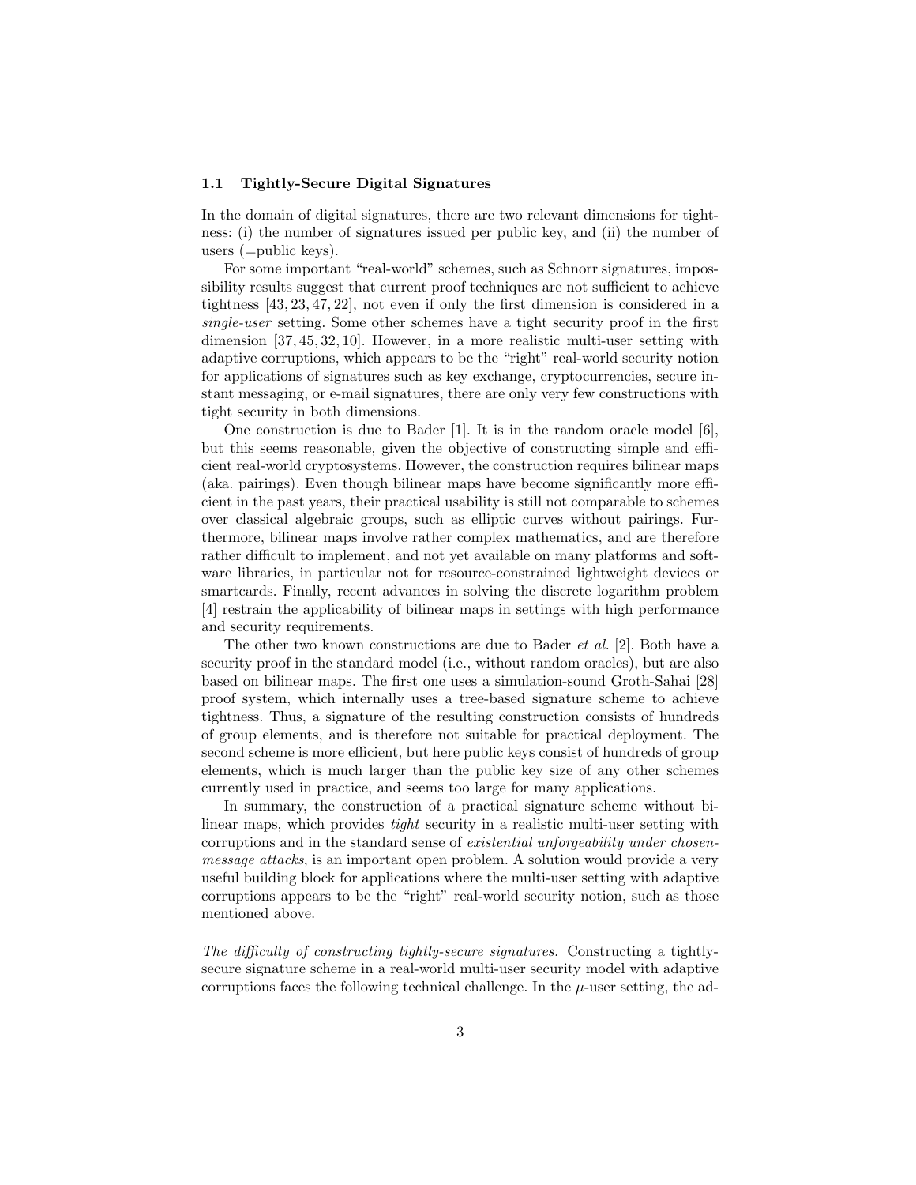### 1.1 Tightly-Secure Digital Signatures

In the domain of digital signatures, there are two relevant dimensions for tightness: (i) the number of signatures issued per public key, and (ii) the number of users (=public keys).

For some important "real-world" schemes, such as Schnorr signatures, impossibility results suggest that current proof techniques are not sufficient to achieve tightness [43, 23, 47, 22], not even if only the first dimension is considered in a *single-user* setting. Some other schemes have a tight security proof in the first dimension [37, 45, 32, 10]. However, in a more realistic multi-user setting with adaptive corruptions, which appears to be the "right" real-world security notion for applications of signatures such as key exchange, cryptocurrencies, secure instant messaging, or e-mail signatures, there are only very few constructions with tight security in both dimensions.

One construction is due to Bader [1]. It is in the random oracle model [6], but this seems reasonable, given the objective of constructing simple and efficient real-world cryptosystems. However, the construction requires bilinear maps (aka. pairings). Even though bilinear maps have become significantly more efficient in the past years, their practical usability is still not comparable to schemes over classical algebraic groups, such as elliptic curves without pairings. Furthermore, bilinear maps involve rather complex mathematics, and are therefore rather difficult to implement, and not yet available on many platforms and software libraries, in particular not for resource-constrained lightweight devices or smartcards. Finally, recent advances in solving the discrete logarithm problem [4] restrain the applicability of bilinear maps in settings with high performance and security requirements.

The other two known constructions are due to Bader *et al.* [2]. Both have a security proof in the standard model (i.e., without random oracles), but are also based on bilinear maps. The first one uses a simulation-sound Groth-Sahai [28] proof system, which internally uses a tree-based signature scheme to achieve tightness. Thus, a signature of the resulting construction consists of hundreds of group elements, and is therefore not suitable for practical deployment. The second scheme is more efficient, but here public keys consist of hundreds of group elements, which is much larger than the public key size of any other schemes currently used in practice, and seems too large for many applications.

In summary, the construction of a practical signature scheme without bilinear maps, which provides *tight* security in a realistic multi-user setting with corruptions and in the standard sense of *existential unforgeability under chosen-message attacks*, is an important open problem. A solution would provide a very useful building block for applications where the multi-user setting with adaptive corruptions appears to be the "right" real-world security notion, such as those mentioned above.

*The difficulty of constructing tightly-secure signatures.* Constructing a tightly-secure signature scheme in a real-world multi-user security model with adaptive corruptions faces the following technical challenge. In the $\mu$-user setting, the ad-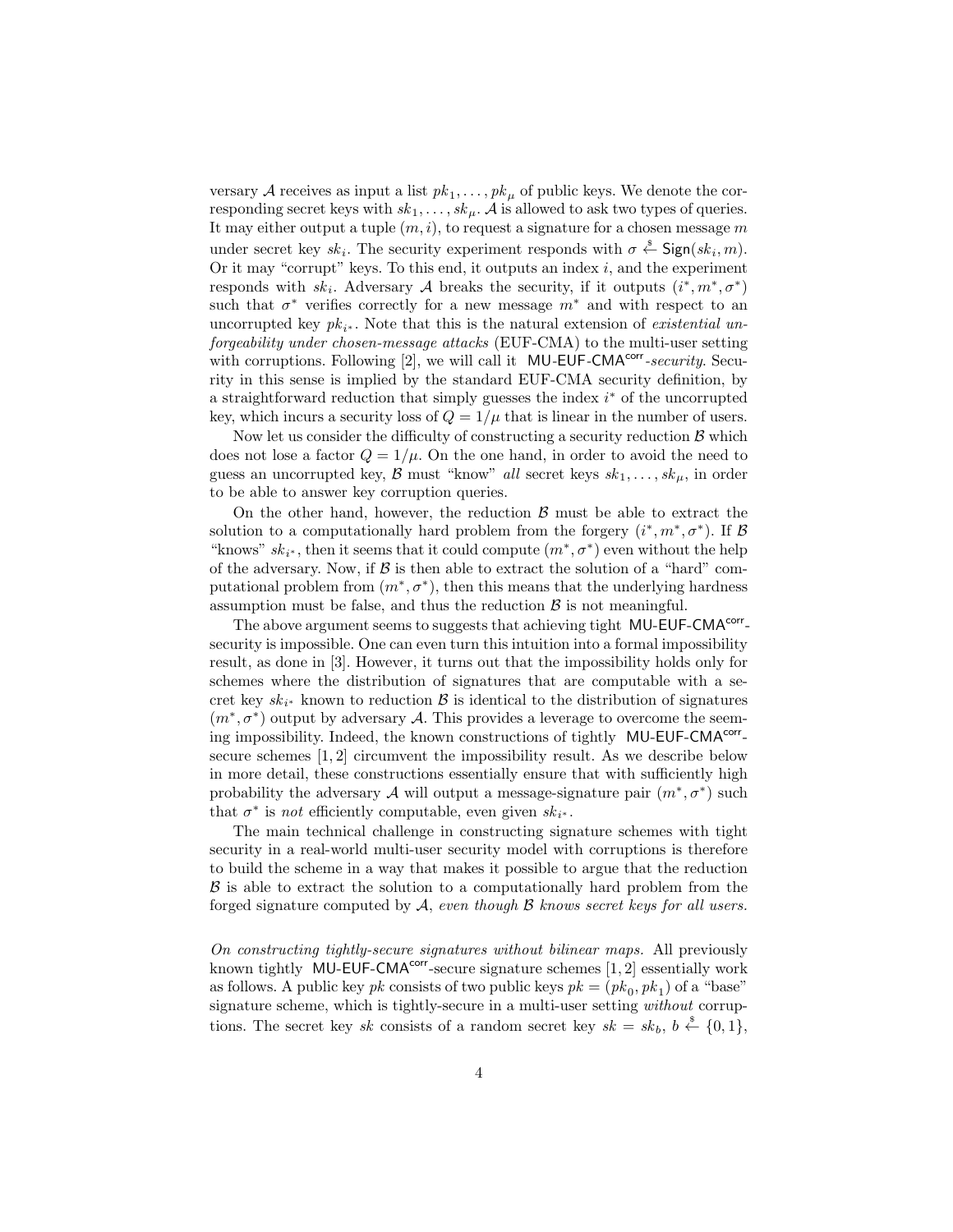versary $\mathcal{A}$ receives as input a list $pk_1, \ldots, pk_\mu$ of public keys. We denote the corresponding secret keys with $sk_1, \ldots, sk_\mu$. $\mathcal{A}$ is allowed to ask two types of queries. It may either output a tuple $(m, i)$, to request a signature for a chosen message $m$ under secret key $sk_i$. The security experiment responds with $\sigma \xleftarrow{\$} \mathsf{Sign}(sk_i, m)$. Or it may "corrupt" keys. To this end, it outputs an index $i$, and the experiment responds with $sk_i$. Adversary $\mathcal{A}$ breaks the security, if it outputs $(i^*, m^*, \sigma^*)$ such that $\sigma^*$ verifies correctly for a new message $m^*$ and with respect to an uncorrupted key $pk_{i^*}$. Note that this is the natural extension of *existential unforgeability under chosen-message attacks* (EUF-CMA) to the multi-user setting with corruptions. Following [2], we will call it $\mathsf{MU\text{-}EUF\text{-}CMA}^{\mathsf{corr}}$*-security*. Security in this sense is implied by the standard EUF-CMA security definition, by a straightforward reduction that simply guesses the index $i^*$ of the uncorrupted key, which incurs a security loss of $Q = 1/\mu$ that is linear in the number of users.

Now let us consider the difficulty of constructing a security reduction $\mathcal{B}$ which does not lose a factor $Q = 1/\mu$. On the one hand, in order to avoid the need to guess an uncorrupted key, $\mathcal{B}$ must "know" *all* secret keys $sk_1, \ldots, sk_\mu$, in order to be able to answer key corruption queries.

On the other hand, however, the reduction $\mathcal{B}$ must be able to extract the solution to a computationally hard problem from the forgery $(i^*, m^*, \sigma^*)$. If $\mathcal{B}$ "knows" $sk_{i^*}$, then it seems that it could compute $(m^*, \sigma^*)$ even without the help of the adversary. Now, if $\mathcal{B}$ is then able to extract the solution of a "hard" computational problem from $(m^*, \sigma^*)$, then this means that the underlying hardness assumption must be false, and thus the reduction $\mathcal{B}$ is not meaningful.

The above argument seems to suggests that achieving tight $\mathsf{MU\text{-}EUF\text{-}CMA}^{\mathsf{corr}}$-security is impossible. One can even turn this intuition into a formal impossibility result, as done in [3]. However, it turns out that the impossibility holds only for schemes where the distribution of signatures that are computable with a secret key $sk_{i^*}$ known to reduction $\mathcal{B}$ is identical to the distribution of signatures $(m^*, \sigma^*)$ output by adversary $\mathcal{A}$. This provides a leverage to overcome the seeming impossibility. Indeed, the known constructions of tightly $\mathsf{MU\text{-}EUF\text{-}CMA}^{\mathsf{corr}}$-secure schemes [1, 2] circumvent the impossibility result. As we describe below in more detail, these constructions essentially ensure that with sufficiently high probability the adversary $\mathcal{A}$ will output a message-signature pair $(m^*, \sigma^*)$ such that $\sigma^*$ is *not* efficiently computable, even given $sk_{i^*}$.

The main technical challenge in constructing signature schemes with tight security in a real-world multi-user security model with corruptions is therefore to build the scheme in a way that makes it possible to argue that the reduction $\mathcal{B}$ is able to extract the solution to a computationally hard problem from the forged signature computed by $\mathcal{A}$, *even though $\mathcal{B}$ knows secret keys for all users.*

*On constructing tightly-secure signatures without bilinear maps.* All previously known tightly $\mathsf{MU\text{-}EUF\text{-}CMA}^{\mathsf{corr}}$-secure signature schemes [1, 2] essentially work as follows. A public key $pk$ consists of two public keys $pk = (pk_0, pk_1)$ of a "base" signature scheme, which is tightly-secure in a multi-user setting *without* corruptions. The secret key $sk$ consists of a random secret key $sk = sk_b$, $b \xleftarrow{\$} \{0, 1\}$,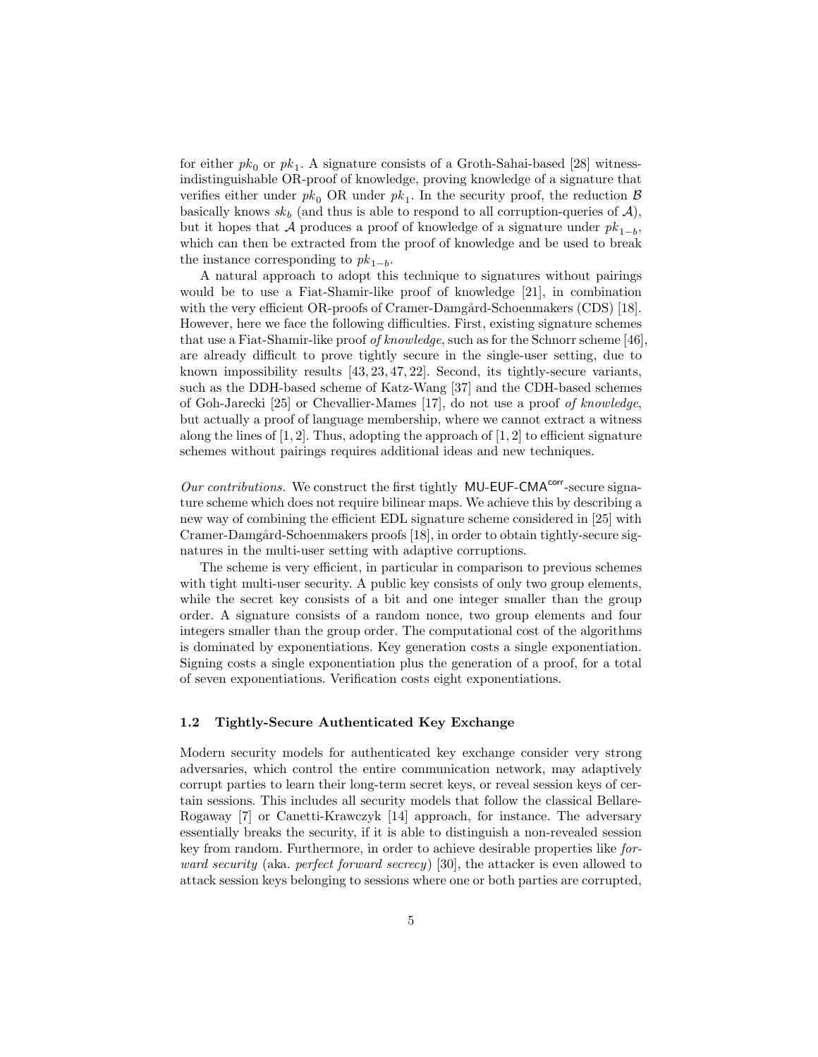for either $pk_0$ or $pk_1$. A signature consists of a Groth-Sahai-based [28] witness-indistinguishable OR-proof of knowledge, proving knowledge of a signature that verifies either under $pk_0$ OR under $pk_1$. In the security proof, the reduction $\mathcal{B}$ basically knows $sk_b$ (and thus is able to respond to all corruption-queries of $\mathcal{A}$), but it hopes that $\mathcal{A}$ produces a proof of knowledge of a signature under $pk_{1-b}$, which can then be extracted from the proof of knowledge and be used to break the instance corresponding to $pk_{1-b}$.

A natural approach to adopt this technique to signatures without pairings would be to use a Fiat-Shamir-like proof of knowledge [21], in combination with the very efficient OR-proofs of Cramer-Damgård-Schoenmakers (CDS) [18]. However, here we face the following difficulties. First, existing signature schemes that use a Fiat-Shamir-like proof *of knowledge*, such as for the Schnorr scheme [46], are already difficult to prove tightly secure in the single-user setting, due to known impossibility results [43, 23, 47, 22]. Second, its tightly-secure variants, such as the DDH-based scheme of Katz-Wang [37] and the CDH-based schemes of Goh-Jarecki [25] or Chevallier-Mames [17], do not use a proof *of knowledge*, but actually a proof of language membership, where we cannot extract a witness along the lines of [1, 2]. Thus, adopting the approach of [1, 2] to efficient signature schemes without pairings requires additional ideas and new techniques.

*Our contributions.* We construct the first tightly $\mathsf{MU\text{-}EUF\text{-}CMA}^{\mathsf{corr}}$-secure signature scheme which does not require bilinear maps. We achieve this by describing a new way of combining the efficient EDL signature scheme considered in [25] with Cramer-Damgård-Schoenmakers proofs [18], in order to obtain tightly-secure signatures in the multi-user setting with adaptive corruptions.

The scheme is very efficient, in particular in comparison to previous schemes with tight multi-user security. A public key consists of only two group elements, while the secret key consists of a bit and one integer smaller than the group order. A signature consists of a random nonce, two group elements and four integers smaller than the group order. The computational cost of the algorithms is dominated by exponentiations. Key generation costs a single exponentiation. Signing costs a single exponentiation plus the generation of a proof, for a total of seven exponentiations. Verification costs eight exponentiations.

### 1.2 Tightly-Secure Authenticated Key Exchange

Modern security models for authenticated key exchange consider very strong adversaries, which control the entire communication network, may adaptively corrupt parties to learn their long-term secret keys, or reveal session keys of certain sessions. This includes all security models that follow the classical Bellare-Rogaway [7] or Canetti-Krawczyk [14] approach, for instance. The adversary essentially breaks the security, if it is able to distinguish a non-revealed session key from random. Furthermore, in order to achieve desirable properties like *forward security* (aka. *perfect forward secrecy*) [30], the attacker is even allowed to attack session keys belonging to sessions where one or both parties are corrupted,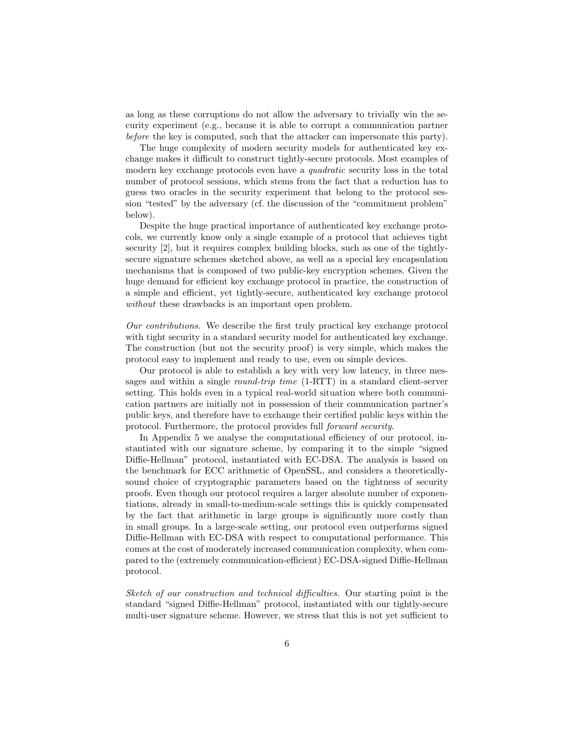as long as these corruptions do not allow the adversary to trivially win the security experiment (e.g., because it is able to corrupt a communication partner *before* the key is computed, such that the attacker can impersonate this party).

The huge complexity of modern security models for authenticated key exchange makes it difficult to construct tightly-secure protocols. Most examples of modern key exchange protocols even have a *quadratic* security loss in the total number of protocol sessions, which stems from the fact that a reduction has to guess two oracles in the security experiment that belong to the protocol session "tested" by the adversary (cf. the discussion of the "commitment problem" below).

Despite the huge practical importance of authenticated key exchange protocols, we currently know only a single example of a protocol that achieves tight security [2], but it requires complex building blocks, such as one of the tightly-secure signature schemes sketched above, as well as a special key encapsulation mechanisms that is composed of two public-key encryption schemes. Given the huge demand for efficient key exchange protocol in practice, the construction of a simple and efficient, yet tightly-secure, authenticated key exchange protocol *without* these drawbacks is an important open problem.

*Our contributions.* We describe the first truly practical key exchange protocol with tight security in a standard security model for authenticated key exchange. The construction (but not the security proof) is very simple, which makes the protocol easy to implement and ready to use, even on simple devices.

Our protocol is able to establish a key with very low latency, in three messages and within a single *round-trip time* (1-RTT) in a standard client-server setting. This holds even in a typical real-world situation where both communication partners are initially not in possession of their communication partner's public keys, and therefore have to exchange their certified public keys within the protocol. Furthermore, the protocol provides full *forward security*.

In Appendix 5 we analyse the computational efficiency of our protocol, instantiated with our signature scheme, by comparing it to the simple "signed Diffie-Hellman" protocol, instantiated with EC-DSA. The analysis is based on the benchmark for ECC arithmetic of OpenSSL, and considers a theoretically-sound choice of cryptographic parameters based on the tightness of security proofs. Even though our protocol requires a larger absolute number of exponentiations, already in small-to-medium-scale settings this is quickly compensated by the fact that arithmetic in large groups is significantly more costly than in small groups. In a large-scale setting, our protocol even outperforms signed Diffie-Hellman with EC-DSA with respect to computational performance. This comes at the cost of moderately increased communication complexity, when compared to the (extremely communication-efficient) EC-DSA-signed Diffie-Hellman protocol.

*Sketch of our construction and technical difficulties.* Our starting point is the standard "signed Diffie-Hellman" protocol, instantiated with our tightly-secure multi-user signature scheme. However, we stress that this is not yet sufficient to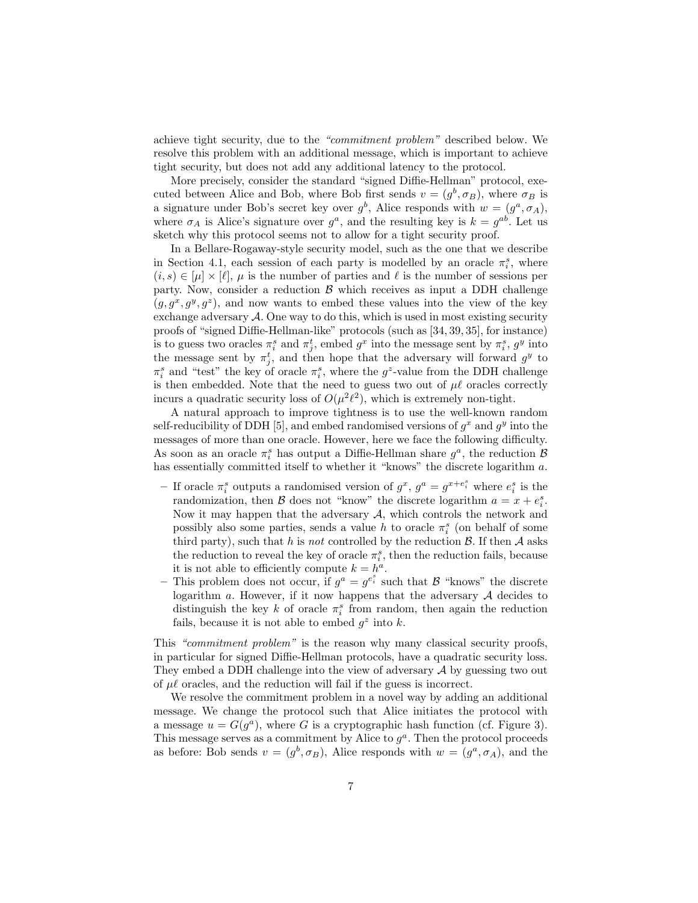achieve tight security, due to the *"commitment problem"* described below. We resolve this problem with an additional message, which is important to achieve tight security, but does not add any additional latency to the protocol.

More precisely, consider the standard "signed Diffie-Hellman" protocol, executed between Alice and Bob, where Bob first sends $v = (g^b, \sigma_B)$, where $\sigma_B$ is a signature under Bob's secret key over $g^b$, Alice responds with $w = (g^a, \sigma_A)$, where $\sigma_A$ is Alice's signature over $g^a$, and the resulting key is $k = g^{ab}$. Let us sketch why this protocol seems not to allow for a tight security proof.

In a Bellare-Rogaway-style security model, such as the one that we describe in Section 4.1, each session of each party is modelled by an oracle $\pi_i^s$, where $(i, s) \in [\mu] \times [\ell]$, $\mu$ is the number of parties and $\ell$ is the number of sessions per party. Now, consider a reduction $\mathcal{B}$ which receives as input a DDH challenge $(g, g^x, g^y, g^z)$, and now wants to embed these values into the view of the key exchange adversary $\mathcal{A}$. One way to do this, which is used in most existing security proofs of "signed Diffie-Hellman-like" protocols (such as [34, 39, 35], for instance) is to guess two oracles $\pi_i^s$ and $\pi_j^t$, embed $g^x$ into the message sent by $\pi_i^s$, $g^y$ into the message sent by $\pi_j^t$, and then hope that the adversary will forward $g^y$ to $\pi_i^s$ and "test" the key of oracle $\pi_i^s$, where the $g^z$-value from the DDH challenge is then embedded. Note that the need to guess two out of $\mu\ell$ oracles correctly incurs a quadratic security loss of $O(\mu^2\ell^2)$, which is extremely non-tight.

A natural approach to improve tightness is to use the well-known random self-reducibility of DDH [5], and embed randomised versions of $g^x$ and $g^y$ into the messages of more than one oracle. However, here we face the following difficulty. As soon as an oracle $\pi_i^s$ has output a Diffie-Hellman share $g^a$, the reduction $\mathcal{B}$ has essentially committed itself to whether it "knows" the discrete logarithm $a$.

- If oracle $\pi_i^s$ outputs a randomised version of $g^x$, $g^a = g^{x+e_i^s}$ where $e_i^s$ is the randomization, then $\mathcal{B}$ does not "know" the discrete logarithm $a = x + e_i^s$. Now it may happen that the adversary $\mathcal{A}$, which controls the network and possibly also some parties, sends a value $h$ to oracle $\pi_i^s$ (on behalf of some third party), such that $h$ is *not* controlled by the reduction $\mathcal{B}$. If then $\mathcal{A}$ asks the reduction to reveal the key of oracle $\pi_i^s$, then the reduction fails, because it is not able to efficiently compute $k = h^a$.
- This problem does not occur, if $g^a = g^{e_i^s}$ such that $\mathcal{B}$ "knows" the discrete logarithm $a$. However, if it now happens that the adversary $\mathcal{A}$ decides to distinguish the key $k$ of oracle $\pi_i^s$ from random, then again the reduction fails, because it is not able to embed $g^z$ into $k$.

This *"commitment problem"* is the reason why many classical security proofs, in particular for signed Diffie-Hellman protocols, have a quadratic security loss. They embed a DDH challenge into the view of adversary $\mathcal{A}$ by guessing two out of $\mu\ell$ oracles, and the reduction will fail if the guess is incorrect.

We resolve the commitment problem in a novel way by adding an additional message. We change the protocol such that Alice initiates the protocol with a message $u = G(g^a)$, where $G$ is a cryptographic hash function (cf. Figure 3). This message serves as a commitment by Alice to $g^a$. Then the protocol proceeds as before: Bob sends $v = (g^b, \sigma_B)$, Alice responds with $w = (g^a, \sigma_A)$, and the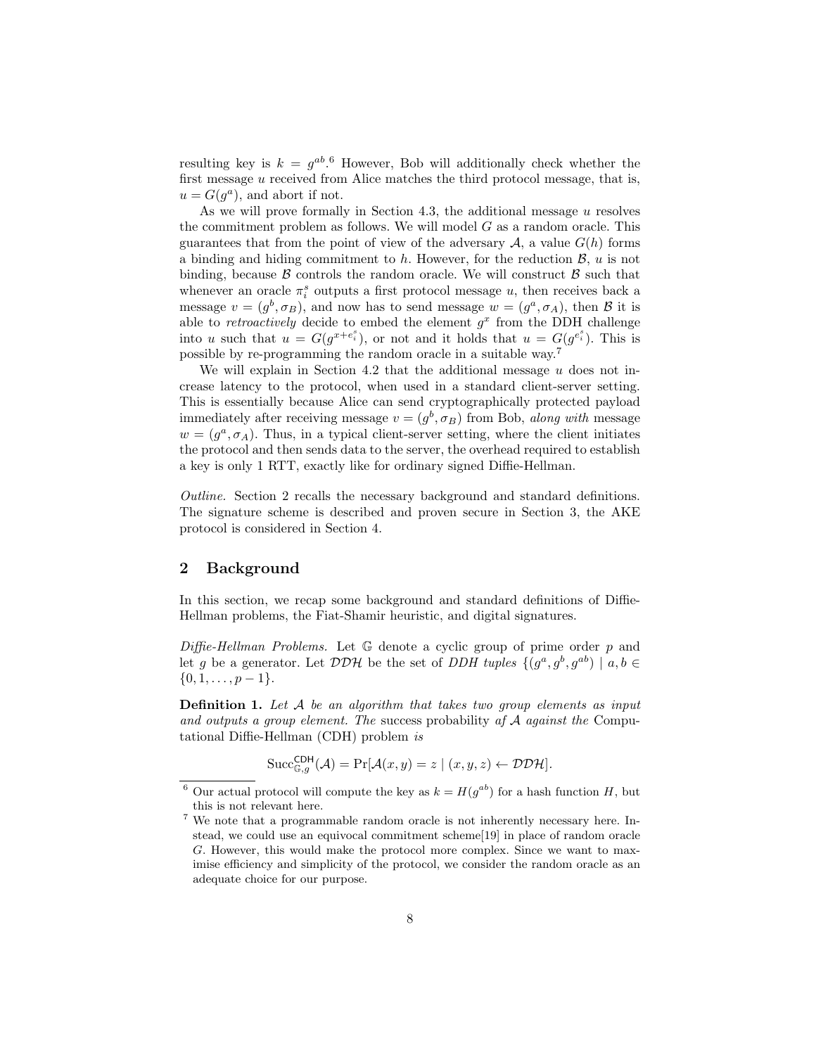resulting key is $k = g^{ab}$.[6] However, Bob will additionally check whether the first message $u$ received from Alice matches the third protocol message, that is, $u = G(g^a)$, and abort if not.

As we will prove formally in Section 4.3, the additional message $u$ resolves the commitment problem as follows. We will model $G$ as a random oracle. This guarantees that from the point of view of the adversary $\mathcal{A}$, a value $G(h)$ forms a binding and hiding commitment to $h$. However, for the reduction $\mathcal{B}$, $u$ is not binding, because $\mathcal{B}$ controls the random oracle. We will construct $\mathcal{B}$ such that whenever an oracle $\pi_i^s$ outputs a first protocol message $u$, then receives back a message $v = (g^b, \sigma_B)$, and now has to send message $w = (g^a, \sigma_A)$, then $\mathcal{B}$ it is able to *retroactively* decide to embed the element $g^x$ from the DDH challenge into $u$ such that $u = G(g^{x+e_i^s})$, or not and it holds that $u = G(g^{e_i^s})$. This is possible by re-programming the random oracle in a suitable way.[7]

We will explain in Section 4.2 that the additional message $u$ does not increase latency to the protocol, when used in a standard client-server setting. This is essentially because Alice can send cryptographically protected payload immediately after receiving message $v = (g^b, \sigma_B)$ from Bob, *along with* message $w = (g^a, \sigma_A)$. Thus, in a typical client-server setting, where the client initiates the protocol and then sends data to the server, the overhead required to establish a key is only 1 RTT, exactly like for ordinary signed Diffie-Hellman.

*Outline.* Section 2 recalls the necessary background and standard definitions. The signature scheme is described and proven secure in Section 3, the AKE protocol is considered in Section 4.

## 2 Background

In this section, we recap some background and standard definitions of Diffie-Hellman problems, the Fiat-Shamir heuristic, and digital signatures.

*Diffie-Hellman Problems.* Let $\mathbb{G}$ denote a cyclic group of prime order $p$ and let $g$ be a generator. Let $\mathcal{DDH}$ be the set of *DDH tuples* $\{(g^a, g^b, g^{ab}) \mid a, b \in \{0, 1, \ldots, p-1\}$.

**Definition 1.** *Let $\mathcal{A}$ be an algorithm that takes two group elements as input and outputs a group element. The* success probability *af $\mathcal{A}$ against the* Computational Diffie-Hellman (CDH) problem *is*

$$\mathrm{Succ}_{\mathbb{G},g}^{\mathsf{CDH}}(\mathcal{A}) = \Pr[\mathcal{A}(x, y) = z \mid (x, y, z) \leftarrow \mathcal{DDH}].$$

[6] Our actual protocol will compute the key as $k = H(g^{ab})$ for a hash function $H$, but this is not relevant here.

[7] We note that a programmable random oracle is not inherently necessary here. Instead, we could use an equivocal commitment scheme[19] in place of random oracle $G$. However, this would make the protocol more complex. Since we want to maximise efficiency and simplicity of the protocol, we consider the random oracle as an adequate choice for our purpose.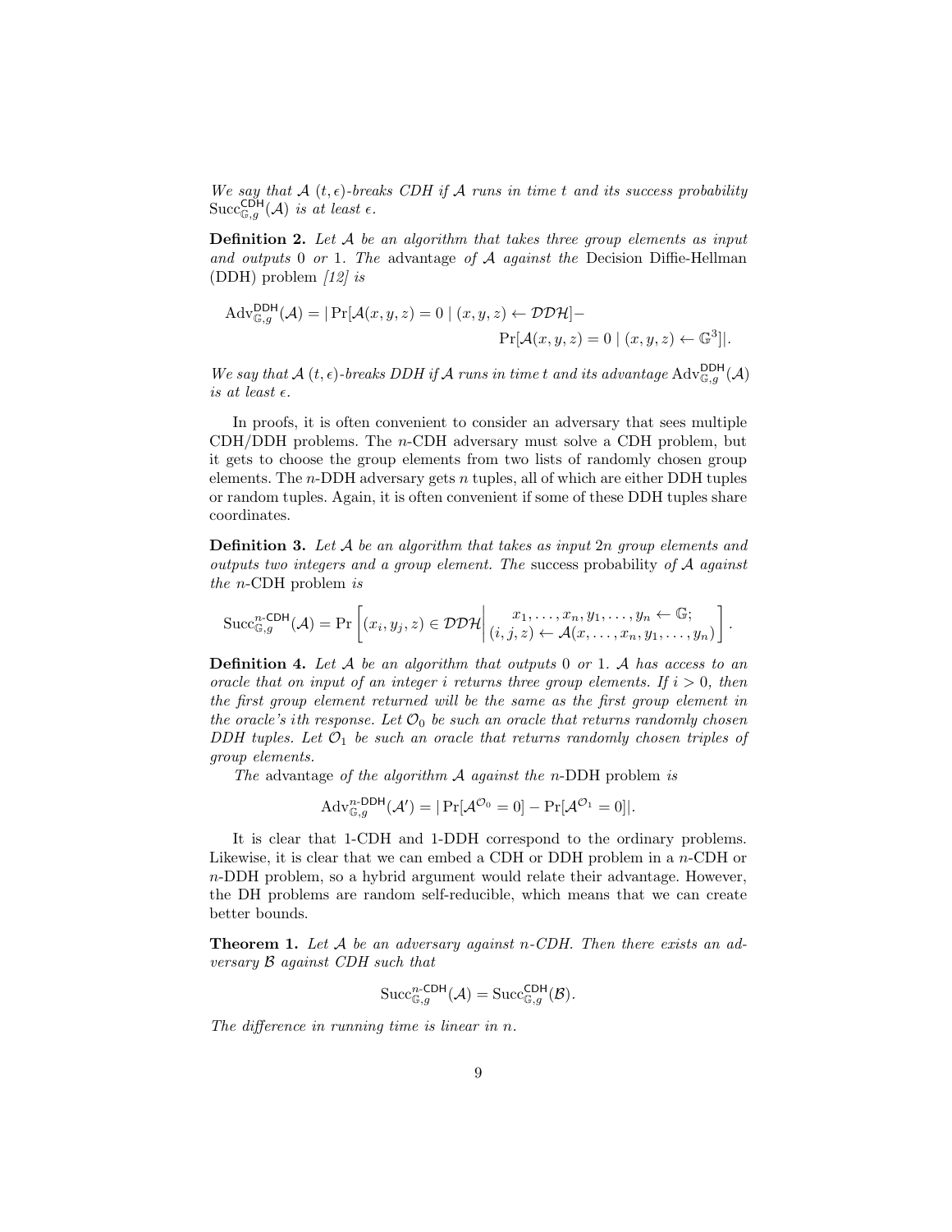*We say that $\mathcal{A}$ $(t,\epsilon)$-breaks CDH if $\mathcal{A}$ runs in time $t$ and its success probability $\mathrm{Succ}^{\mathsf{CDH}}_{\mathbb{G},g}(\mathcal{A})$ is at least $\epsilon$.*

**Definition 2.** *Let $\mathcal{A}$ be an algorithm that takes three group elements as input and outputs 0 or 1. The* advantage *of $\mathcal{A}$ against the* Decision Diffie-Hellman (DDH) problem *[12] is*

$$\mathrm{Adv}^{\mathsf{DDH}}_{\mathbb{G},g}(\mathcal{A}) = |\Pr[\mathcal{A}(x,y,z) = 0 \mid (x,y,z) \leftarrow \mathcal{DDH}] - \Pr[\mathcal{A}(x,y,z) = 0 \mid (x,y,z) \leftarrow \mathbb{G}^3]|.$$

*We say that $\mathcal{A}$ $(t,\epsilon)$-breaks DDH if $\mathcal{A}$ runs in time $t$ and its advantage $\mathrm{Adv}^{\mathsf{DDH}}_{\mathbb{G},g}(\mathcal{A})$ is at least $\epsilon$.*

In proofs, it is often convenient to consider an adversary that sees multiple CDH/DDH problems. The $n$-CDH adversary must solve a CDH problem, but it gets to choose the group elements from two lists of randomly chosen group elements. The $n$-DDH adversary gets $n$ tuples, all of which are either DDH tuples or random tuples. Again, it is often convenient if some of these DDH tuples share coordinates.

**Definition 3.** *Let $\mathcal{A}$ be an algorithm that takes as input $2n$ group elements and outputs two integers and a group element. The* success probability *of $\mathcal{A}$ against the $n$-CDH problem is*

$$\mathrm{Succ}^{n\text{-}\mathsf{CDH}}_{\mathbb{G},g}(\mathcal{A}) = \Pr\left[(x_i, y_j, z) \in \mathcal{DDH} \,\middle|\, \begin{array}{c} x_1,\ldots,x_n,y_1,\ldots,y_n \leftarrow \mathbb{G}; \\ (i,j,z) \leftarrow \mathcal{A}(x,\ldots,x_n,y_1,\ldots,y_n) \end{array}\right].$$

**Definition 4.** *Let $\mathcal{A}$ be an algorithm that outputs 0 or 1. $\mathcal{A}$ has access to an oracle that on input of an integer $i$ returns three group elements. If $i > 0$, then the first group element returned will be the same as the first group element in the oracle's $i$th response. Let $\mathcal{O}_0$ be such an oracle that returns randomly chosen DDH tuples. Let $\mathcal{O}_1$ be such an oracle that returns randomly chosen triples of group elements.*

*The* advantage *of the algorithm $\mathcal{A}$ against the $n$-DDH problem is*

$$\mathrm{Adv}^{n\text{-}\mathsf{DDH}}_{\mathbb{G},g}(\mathcal{A}') = |\Pr[\mathcal{A}^{\mathcal{O}_0} = 0] - \Pr[\mathcal{A}^{\mathcal{O}_1} = 0]|.$$

It is clear that 1-CDH and 1-DDH correspond to the ordinary problems. Likewise, it is clear that we can embed a CDH or DDH problem in a $n$-CDH or $n$-DDH problem, so a hybrid argument would relate their advantage. However, the DH problems are random self-reducible, which means that we can create better bounds.

**Theorem 1.** *Let $\mathcal{A}$ be an adversary against $n$-CDH. Then there exists an adversary $\mathcal{B}$ against CDH such that*

$$\mathrm{Succ}^{n\text{-}\mathsf{CDH}}_{\mathbb{G},g}(\mathcal{A}) = \mathrm{Succ}^{\mathsf{CDH}}_{\mathbb{G},g}(\mathcal{B}).$$

*The difference in running time is linear in $n$.*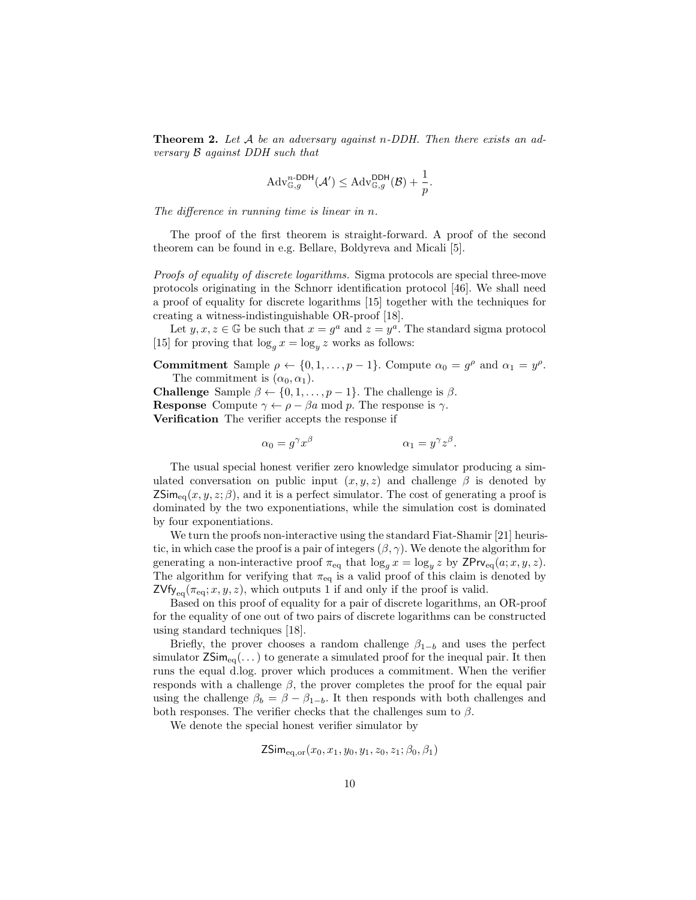**Theorem 2.** *Let $\mathcal{A}$ be an adversary against n-DDH. Then there exists an adversary $\mathcal{B}$ against DDH such that*

$$\mathrm{Adv}^{n\text{-}\mathsf{DDH}}_{\mathbb{G},g}(\mathcal{A}') \leq \mathrm{Adv}^{\mathsf{DDH}}_{\mathbb{G},g}(\mathcal{B}) + \frac{1}{p}.$$

*The difference in running time is linear in n.*

The proof of the first theorem is straight-forward. A proof of the second theorem can be found in e.g. Bellare, Boldyreva and Micali [5].

*Proofs of equality of discrete logarithms.* Sigma protocols are special three-move protocols originating in the Schnorr identification protocol [46]. We shall need a proof of equality for discrete logarithms [15] together with the techniques for creating a witness-indistinguishable OR-proof [18].

Let $y, x, z \in \mathbb{G}$ be such that $x = g^a$ and $z = y^a$. The standard sigma protocol [15] for proving that $\log_g x = \log_y z$ works as follows:

**Commitment** Sample $\rho \leftarrow \{0, 1, \ldots, p-1\}$. Compute $\alpha_0 = g^\rho$ and $\alpha_1 = y^\rho$. The commitment is $(\alpha_0, \alpha_1)$.
**Challenge** Sample $\beta \leftarrow \{0, 1, \ldots, p-1\}$. The challenge is $\beta$.
**Response** Compute $\gamma \leftarrow \rho - \beta a \bmod p$. The response is $\gamma$.
**Verification** The verifier accepts the response if

$$\alpha_0 = g^\gamma x^\beta \qquad\qquad \alpha_1 = y^\gamma z^\beta.$$

The usual special honest verifier zero knowledge simulator producing a simulated conversation on public input $(x, y, z)$ and challenge $\beta$ is denoted by $\mathsf{ZSim}_{\mathrm{eq}}(x, y, z; \beta)$, and it is a perfect simulator. The cost of generating a proof is dominated by the two exponentiations, while the simulation cost is dominated by four exponentiations.

We turn the proofs non-interactive using the standard Fiat-Shamir [21] heuristic, in which case the proof is a pair of integers $(\beta, \gamma)$. We denote the algorithm for generating a non-interactive proof $\pi_{\mathrm{eq}}$ that $\log_g x = \log_y z$ by $\mathsf{ZPrv}_{\mathrm{eq}}(a; x, y, z)$. The algorithm for verifying that $\pi_{\mathrm{eq}}$ is a valid proof of this claim is denoted by $\mathsf{ZVfy}_{\mathrm{eq}}(\pi_{\mathrm{eq}}; x, y, z)$, which outputs 1 if and only if the proof is valid.

Based on this proof of equality for a pair of discrete logarithms, an OR-proof for the equality of one out of two pairs of discrete logarithms can be constructed using standard techniques [18].

Briefly, the prover chooses a random challenge $\beta_{1-b}$ and uses the perfect simulator $\mathsf{ZSim}_{\mathrm{eq}}(\ldots)$ to generate a simulated proof for the inequal pair. It then runs the equal d.log. prover which produces a commitment. When the verifier responds with a challenge $\beta$, the prover completes the proof for the equal pair using the challenge $\beta_b = \beta - \beta_{1-b}$. It then responds with both challenges and both responses. The verifier checks that the challenges sum to $\beta$.

We denote the special honest verifier simulator by

$$\mathsf{ZSim}_{\mathrm{eq,or}}(x_0, x_1, y_0, y_1, z_0, z_1; \beta_0, \beta_1)$$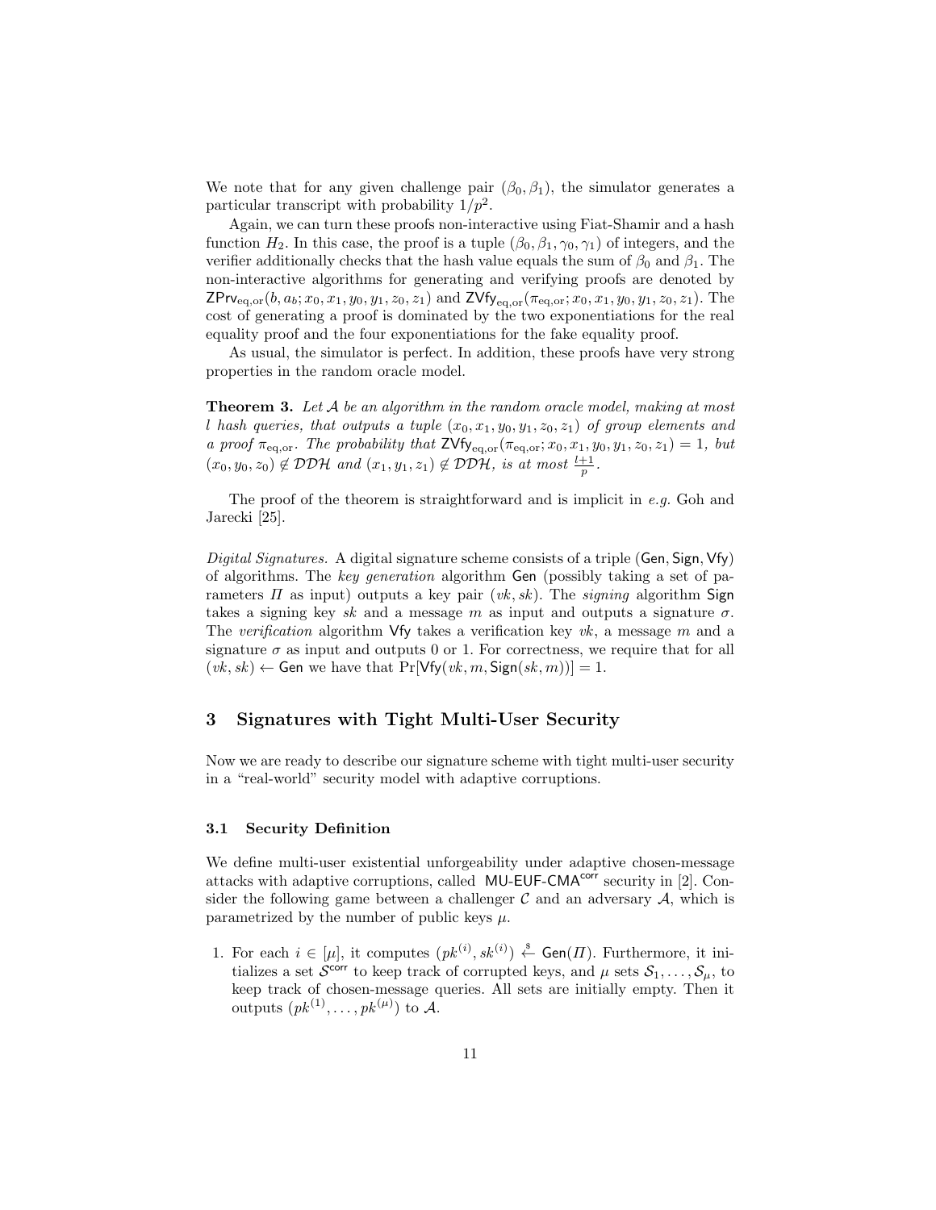We note that for any given challenge pair $(\beta_0, \beta_1)$, the simulator generates a particular transcript with probability $1/p^2$.

Again, we can turn these proofs non-interactive using Fiat-Shamir and a hash function $H_2$. In this case, the proof is a tuple $(\beta_0, \beta_1, \gamma_0, \gamma_1)$ of integers, and the verifier additionally checks that the hash value equals the sum of $\beta_0$ and $\beta_1$. The non-interactive algorithms for generating and verifying proofs are denoted by $\mathsf{ZPrv}_{\mathrm{eq,or}}(b, a_b; x_0, x_1, y_0, y_1, z_0, z_1)$ and $\mathsf{ZVfy}_{\mathrm{eq,or}}(\pi_{\mathrm{eq,or}}; x_0, x_1, y_0, y_1, z_0, z_1)$. The cost of generating a proof is dominated by the two exponentiations for the real equality proof and the four exponentiations for the fake equality proof.

As usual, the simulator is perfect. In addition, these proofs have very strong properties in the random oracle model.

**Theorem 3.** *Let $\mathcal{A}$ be an algorithm in the random oracle model, making at most $l$ hash queries, that outputs a tuple $(x_0, x_1, y_0, y_1, z_0, z_1)$ of group elements and a proof $\pi_{\mathrm{eq,or}}$. The probability that $\mathsf{ZVfy}_{\mathrm{eq,or}}(\pi_{\mathrm{eq,or}}; x_0, x_1, y_0, y_1, z_0, z_1) = 1$, but $(x_0, y_0, z_0) \notin \mathcal{DDH}$ and $(x_1, y_1, z_1) \notin \mathcal{DDH}$, is at most $\frac{l+1}{p}$.*

The proof of the theorem is straightforward and is implicit in *e.g.* Goh and Jarecki [25].

*Digital Signatures.* A digital signature scheme consists of a triple $(\mathsf{Gen}, \mathsf{Sign}, \mathsf{Vfy})$ of algorithms. The *key generation* algorithm $\mathsf{Gen}$ (possibly taking a set of parameters $\Pi$ as input) outputs a key pair $(vk, sk)$. The *signing* algorithm $\mathsf{Sign}$ takes a signing key $sk$ and a message $m$ as input and outputs a signature $\sigma$. The *verification* algorithm $\mathsf{Vfy}$ takes a verification key $vk$, a message $m$ and a signature $\sigma$ as input and outputs 0 or 1. For correctness, we require that for all $(vk, sk) \leftarrow \mathsf{Gen}$ we have that $\Pr[\mathsf{Vfy}(vk, m, \mathsf{Sign}(sk, m))] = 1$.

## 3 Signatures with Tight Multi-User Security

Now we are ready to describe our signature scheme with tight multi-user security in a "real-world" security model with adaptive corruptions.

### 3.1 Security Definition

We define multi-user existential unforgeability under adaptive chosen-message attacks with adaptive corruptions, called $\mathsf{MU\text{-}EUF\text{-}CMA}^{\mathsf{corr}}$ security in [2]. Consider the following game between a challenger $\mathcal{C}$ and an adversary $\mathcal{A}$, which is parametrized by the number of public keys $\mu$.

1. For each $i \in [\mu]$, it computes $(pk^{(i)}, sk^{(i)}) \xleftarrow{\$} \mathsf{Gen}(\Pi)$. Furthermore, it initializes a set $\mathcal{S}^{\mathsf{corr}}$ to keep track of corrupted keys, and $\mu$ sets $\mathcal{S}_1, \ldots, \mathcal{S}_\mu$, to keep track of chosen-message queries. All sets are initially empty. Then it outputs $(pk^{(1)}, \ldots, pk^{(\mu)})$ to $\mathcal{A}$.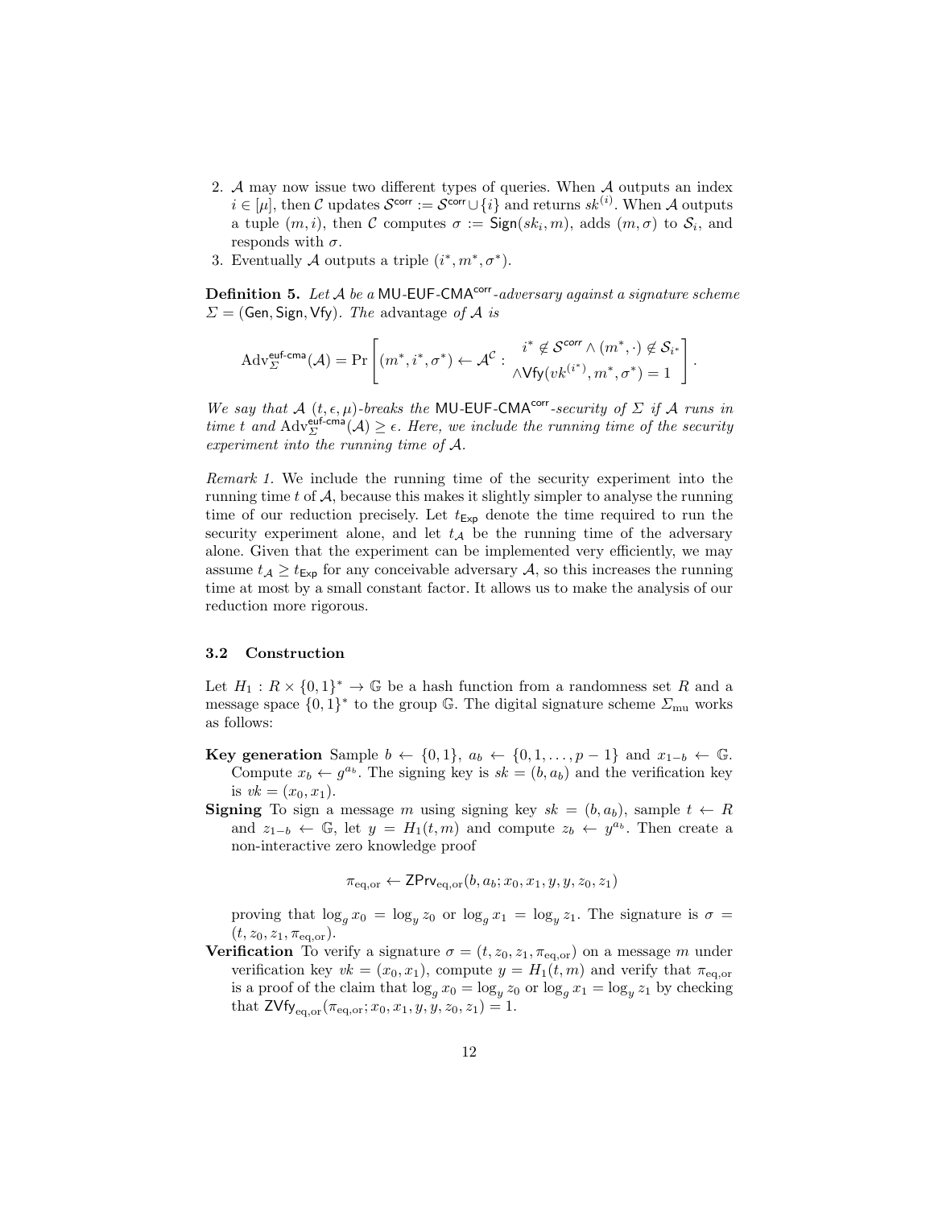2. $\mathcal{A}$ may now issue two different types of queries. When $\mathcal{A}$ outputs an index $i \in [\mu]$, then $\mathcal{C}$ updates $\mathcal{S}^{\mathsf{corr}} := \mathcal{S}^{\mathsf{corr}} \cup \{i\}$ and returns $sk^{(i)}$. When $\mathcal{A}$ outputs a tuple $(m, i)$, then $\mathcal{C}$ computes $\sigma := \mathsf{Sign}(sk_i, m)$, adds $(m, \sigma)$ to $\mathcal{S}_i$, and responds with $\sigma$.
3. Eventually $\mathcal{A}$ outputs a triple $(i^*, m^*, \sigma^*)$.

**Definition 5.** *Let $\mathcal{A}$ be a $\mathsf{MU\text{-}EUF\text{-}CMA}^{\mathsf{corr}}$-adversary against a signature scheme $\Sigma = (\mathsf{Gen}, \mathsf{Sign}, \mathsf{Vfy})$. The* advantage *of $\mathcal{A}$ is*

$$\mathrm{Adv}_{\Sigma}^{\mathsf{euf\text{-}cma}}(\mathcal{A}) = \Pr\left[(m^*, i^*, \sigma^*) \leftarrow \mathcal{A}^{\mathcal{C}} : \begin{array}{c} i^* \notin \mathcal{S}^{\mathsf{corr}} \wedge (m^*, \cdot) \notin \mathcal{S}_{i^*} \\ \wedge \mathsf{Vfy}(vk^{(i^*)}, m^*, \sigma^*) = 1 \end{array}\right].$$

*We say that $\mathcal{A}$ $(t, \epsilon, \mu)$-breaks the $\mathsf{MU\text{-}EUF\text{-}CMA}^{\mathsf{corr}}$-security of $\Sigma$ if $\mathcal{A}$ runs in time $t$ and $\mathrm{Adv}_{\Sigma}^{\mathsf{euf\text{-}cma}}(\mathcal{A}) \geq \epsilon$. Here, we include the running time of the security experiment into the running time of $\mathcal{A}$.*

*Remark 1.* We include the running time of the security experiment into the running time $t$ of $\mathcal{A}$, because this makes it slightly simpler to analyse the running time of our reduction precisely. Let $t_{\mathsf{Exp}}$ denote the time required to run the security experiment alone, and let $t_{\mathcal{A}}$ be the running time of the adversary alone. Given that the experiment can be implemented very efficiently, we may assume $t_{\mathcal{A}} \geq t_{\mathsf{Exp}}$ for any conceivable adversary $\mathcal{A}$, so this increases the running time at most by a small constant factor. It allows us to make the analysis of our reduction more rigorous.

### 3.2 Construction

Let $H_1 : R \times \{0,1\}^* \to \mathbb{G}$ be a hash function from a randomness set $R$ and a message space $\{0,1\}^*$ to the group $\mathbb{G}$. The digital signature scheme $\Sigma_{\mathrm{mu}}$ works as follows:

**Key generation** Sample $b \leftarrow \{0,1\}$, $a_b \leftarrow \{0, 1, \ldots, p-1\}$ and $x_{1-b} \leftarrow \mathbb{G}$. Compute $x_b \leftarrow g^{a_b}$. The signing key is $sk = (b, a_b)$ and the verification key is $vk = (x_0, x_1)$.

**Signing** To sign a message $m$ using signing key $sk = (b, a_b)$, sample $t \leftarrow R$ and $z_{1-b} \leftarrow \mathbb{G}$, let $y = H_1(t, m)$ and compute $z_b \leftarrow y^{a_b}$. Then create a non-interactive zero knowledge proof

$$\pi_{\mathrm{eq,or}} \leftarrow \mathsf{ZPrv}_{\mathrm{eq,or}}(b, a_b; x_0, x_1, y, y, z_0, z_1)$$

proving that $\log_g x_0 = \log_y z_0$ or $\log_g x_1 = \log_y z_1$. The signature is $\sigma = (t, z_0, z_1, \pi_{\mathrm{eq,or}})$.

**Verification** To verify a signature $\sigma = (t, z_0, z_1, \pi_{\mathrm{eq,or}})$ on a message $m$ under verification key $vk = (x_0, x_1)$, compute $y = H_1(t, m)$ and verify that $\pi_{\mathrm{eq,or}}$ is a proof of the claim that $\log_g x_0 = \log_y z_0$ or $\log_g x_1 = \log_y z_1$ by checking that $\mathsf{ZVfy}_{\mathrm{eq,or}}(\pi_{\mathrm{eq,or}}; x_0, x_1, y, y, z_0, z_1) = 1$.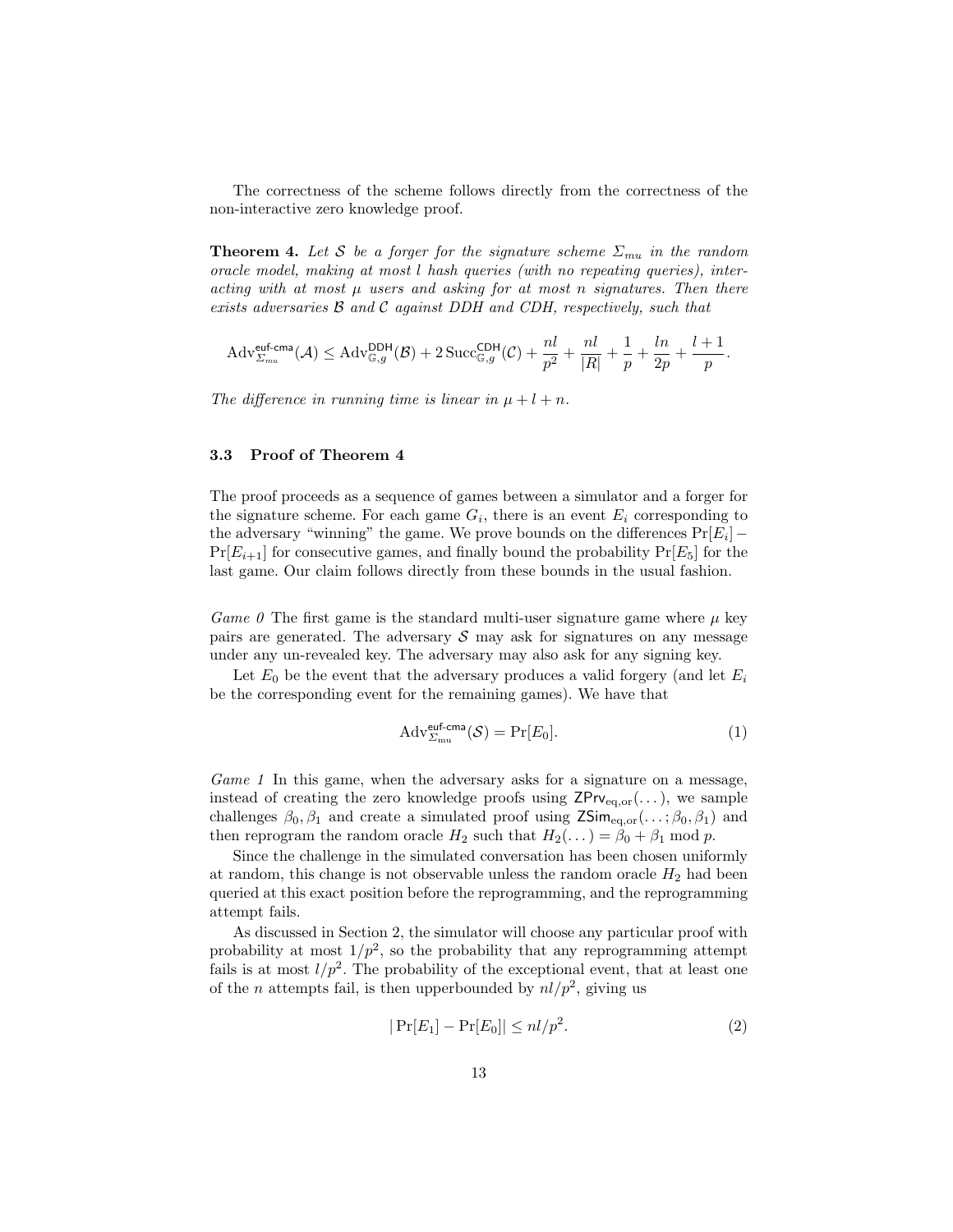The correctness of the scheme follows directly from the correctness of the non-interactive zero knowledge proof.

**Theorem 4.** *Let $\mathcal{S}$ be a forger for the signature scheme $\Sigma_{mu}$ in the random oracle model, making at most $l$ hash queries (with no repeating queries), interacting with at most $\mu$ users and asking for at most $n$ signatures. Then there exists adversaries $\mathcal{B}$ and $\mathcal{C}$ against DDH and CDH, respectively, such that*

$$\mathrm{Adv}^{\mathsf{euf\text{-}cma}}_{\Sigma_{mu}}(\mathcal{A}) \leq \mathrm{Adv}^{\mathsf{DDH}}_{\mathbb{G},g}(\mathcal{B}) + 2\,\mathrm{Succ}^{\mathsf{CDH}}_{\mathbb{G},g}(\mathcal{C}) + \frac{nl}{p^2} + \frac{nl}{|R|} + \frac{1}{p} + \frac{ln}{2p} + \frac{l+1}{p}.$$

*The difference in running time is linear in $\mu + l + n$.*

### 3.3 Proof of Theorem 4

The proof proceeds as a sequence of games between a simulator and a forger for the signature scheme. For each game $G_i$, there is an event $E_i$ corresponding to the adversary "winning" the game. We prove bounds on the differences $\Pr[E_i] - \Pr[E_{i+1}]$ for consecutive games, and finally bound the probability $\Pr[E_5]$ for the last game. Our claim follows directly from these bounds in the usual fashion.

*Game 0* The first game is the standard multi-user signature game where $\mu$ key pairs are generated. The adversary $\mathcal{S}$ may ask for signatures on any message under any un-revealed key. The adversary may also ask for any signing key.

Let $E_0$ be the event that the adversary produces a valid forgery (and let $E_i$ be the corresponding event for the remaining games). We have that

$$\mathrm{Adv}^{\mathsf{euf\text{-}cma}}_{\Sigma_{\mathrm{mu}}}(\mathcal{S}) = \Pr[E_0]. \tag{1}$$

*Game 1* In this game, when the adversary asks for a signature on a message, instead of creating the zero knowledge proofs using $\mathsf{ZPrv}_{\mathrm{eq,or}}(\dots)$, we sample challenges $\beta_0, \beta_1$ and create a simulated proof using $\mathsf{ZSim}_{\mathrm{eq,or}}(\dots;\beta_0,\beta_1)$ and then reprogram the random oracle $H_2$ such that $H_2(\dots) = \beta_0 + \beta_1 \bmod p$.

Since the challenge in the simulated conversation has been chosen uniformly at random, this change is not observable unless the random oracle $H_2$ had been queried at this exact position before the reprogramming, and the reprogramming attempt fails.

As discussed in Section 2, the simulator will choose any particular proof with probability at most $1/p^2$, so the probability that any reprogramming attempt fails is at most $l/p^2$. The probability of the exceptional event, that at least one of the $n$ attempts fail, is then upperbounded by $nl/p^2$, giving us

$$|\Pr[E_1] - \Pr[E_0]| \leq nl/p^2. \tag{2}$$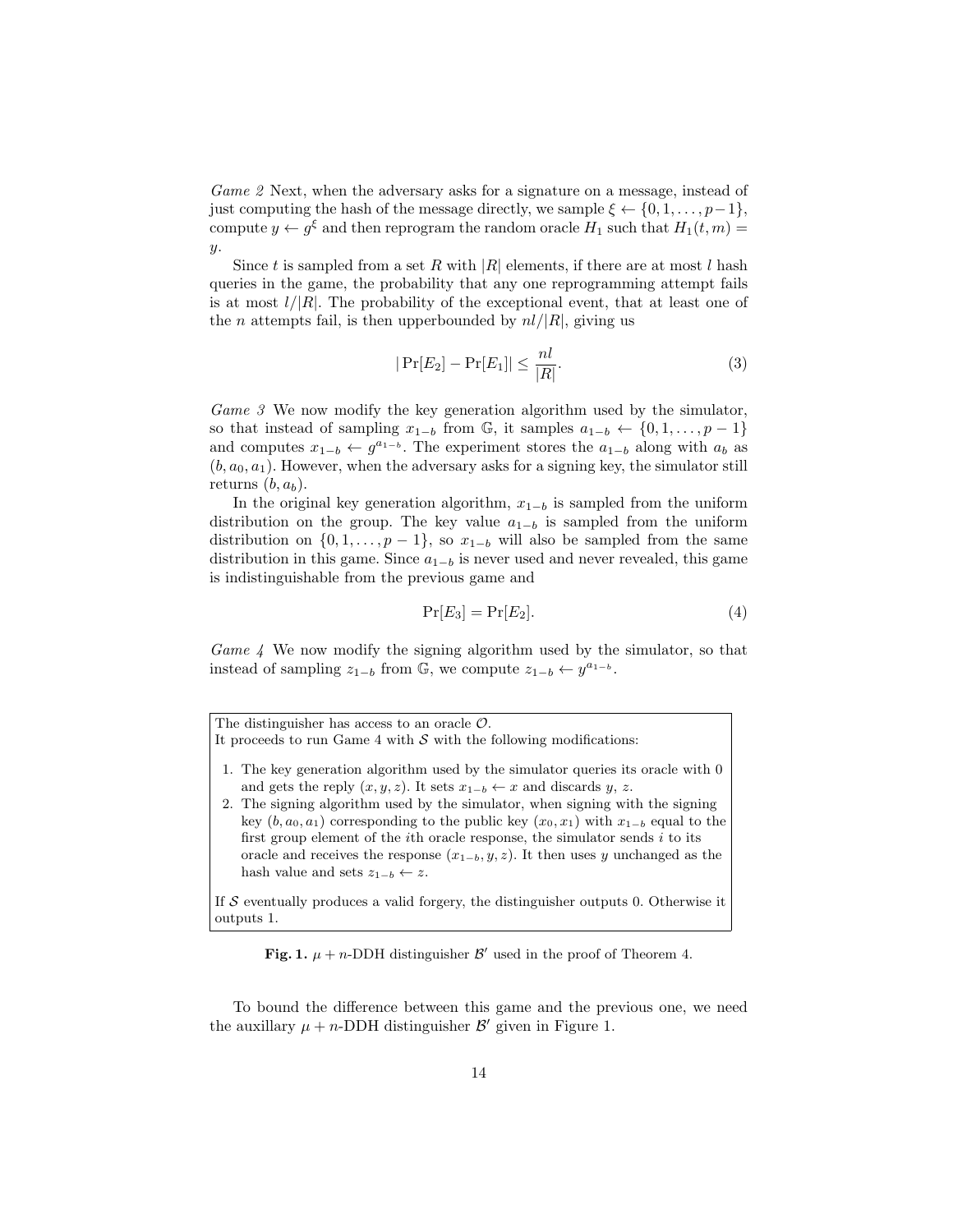*Game 2* Next, when the adversary asks for a signature on a message, instead of just computing the hash of the message directly, we sample $\xi \leftarrow \{0, 1, \ldots, p-1\}$, compute $y \leftarrow g^{\xi}$ and then reprogram the random oracle $H_1$ such that $H_1(t, m) = y$.

Since $t$ is sampled from a set $R$ with $|R|$ elements, if there are at most $l$ hash queries in the game, the probability that any one reprogramming attempt fails is at most $l/|R|$. The probability of the exceptional event, that at least one of the $n$ attempts fail, is then upperbounded by $nl/|R|$, giving us

$$|\Pr[E_2] - \Pr[E_1]| \leq \frac{nl}{|R|}. \tag{3}$$

*Game 3* We now modify the key generation algorithm used by the simulator, so that instead of sampling $x_{1-b}$ from $\mathbb{G}$, it samples $a_{1-b} \leftarrow \{0, 1, \ldots, p-1\}$ and computes $x_{1-b} \leftarrow g^{a_{1-b}}$. The experiment stores the $a_{1-b}$ along with $a_b$ as $(b, a_0, a_1)$. However, when the adversary asks for a signing key, the simulator still returns $(b, a_b)$.

In the original key generation algorithm, $x_{1-b}$ is sampled from the uniform distribution on the group. The key value $a_{1-b}$ is sampled from the uniform distribution on $\{0, 1, \ldots, p-1\}$, so $x_{1-b}$ will also be sampled from the same distribution in this game. Since $a_{1-b}$ is never used and never revealed, this game is indistinguishable from the previous game and

$$\Pr[E_3] = \Pr[E_2]. \tag{4}$$

*Game 4* We now modify the signing algorithm used by the simulator, so that instead of sampling $z_{1-b}$ from $\mathbb{G}$, we compute $z_{1-b} \leftarrow y^{a_{1-b}}$.

> The distinguisher has access to an oracle $\mathcal{O}$.
> It proceeds to run Game 4 with $\mathcal{S}$ with the following modifications:
>
> 1. The key generation algorithm used by the simulator queries its oracle with 0 and gets the reply $(x, y, z)$. It sets $x_{1-b} \leftarrow x$ and discards $y$, $z$.
> 2. The signing algorithm used by the simulator, when signing with the signing key $(b, a_0, a_1)$ corresponding to the public key $(x_0, x_1)$ with $x_{1-b}$ equal to the first group element of the $i$th oracle response, the simulator sends $i$ to its oracle and receives the response $(x_{1-b}, y, z)$. It then uses $y$ unchanged as the hash value and sets $z_{1-b} \leftarrow z$.
>
> If $\mathcal{S}$ eventually produces a valid forgery, the distinguisher outputs 0. Otherwise it outputs 1.

**Fig. 1.** $\mu + n$-DDH distinguisher $\mathcal{B}'$ used in the proof of Theorem 4.

To bound the difference between this game and the previous one, we need the auxillary $\mu + n$-DDH distinguisher $\mathcal{B}'$ given in Figure 1.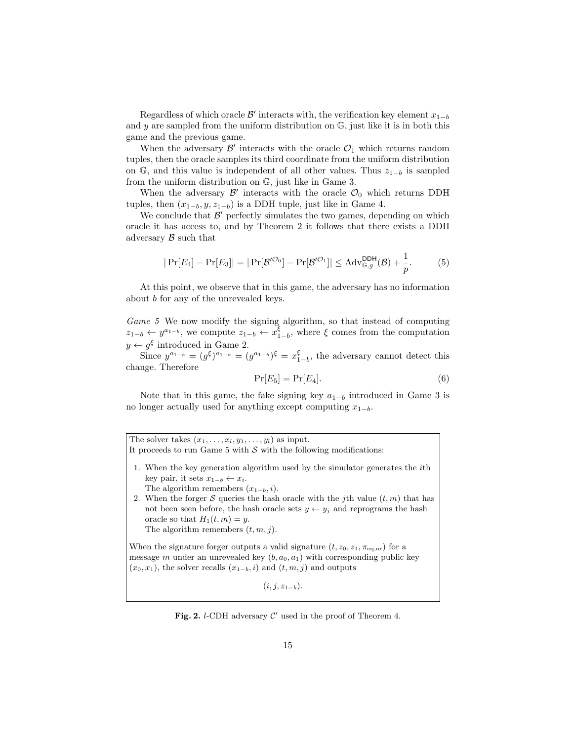Regardless of which oracle $\mathcal{B}'$ interacts with, the verification key element $x_{1-b}$ and $y$ are sampled from the uniform distribution on $\mathbb{G}$, just like it is in both this game and the previous game.

When the adversary $\mathcal{B}'$ interacts with the oracle $\mathcal{O}_1$ which returns random tuples, then the oracle samples its third coordinate from the uniform distribution on $\mathbb{G}$, and this value is independent of all other values. Thus $z_{1-b}$ is sampled from the uniform distribution on $\mathbb{G}$, just like in Game 3.

When the adversary $\mathcal{B}'$ interacts with the oracle $\mathcal{O}_0$ which returns DDH tuples, then $(x_{1-b}, y, z_{1-b})$ is a DDH tuple, just like in Game 4.

We conclude that $\mathcal{B}'$ perfectly simulates the two games, depending on which oracle it has access to, and by Theorem 2 it follows that there exists a DDH adversary $\mathcal{B}$ such that

$$|\Pr[E_4] - \Pr[E_3]| = |\Pr[\mathcal{B}'^{\mathcal{O}_0}] - \Pr[\mathcal{B}'^{\mathcal{O}_1}]| \leq \mathrm{Adv}^{\mathsf{DDH}}_{\mathbb{G},g}(\mathcal{B}) + \frac{1}{p}. \tag{5}$$

At this point, we observe that in this game, the adversary has no information about $b$ for any of the unrevealed keys.

*Game 5* We now modify the signing algorithm, so that instead of computing $z_{1-b} \leftarrow y^{a_{1-b}}$, we compute $z_{1-b} \leftarrow x^{\xi}_{1-b}$, where $\xi$ comes from the computation $y \leftarrow g^{\xi}$ introduced in Game 2.

Since $y^{a_{1-b}} = (g^{\xi})^{a_{1-b}} = (g^{a_{1-b}})^{\xi} = x^{\xi}_{1-b}$, the adversary cannot detect this change. Therefore

$$\Pr[E_5] = \Pr[E_4]. \tag{6}$$

Note that in this game, the fake signing key $a_{1-b}$ introduced in Game 3 is no longer actually used for anything except computing $x_{1-b}$.

The solver takes $(x_1, \dots, x_l, y_1, \dots, y_l)$ as input.
It proceeds to run Game 5 with $\mathcal{S}$ with the following modifications:

1. When the key generation algorithm used by the simulator generates the $i$th key pair, it sets $x_{1-b} \leftarrow x_i$.
   The algorithm remembers $(x_{1-b}, i)$.
2. When the forger $\mathcal{S}$ queries the hash oracle with the $j$th value $(t, m)$ that has not been seen before, the hash oracle sets $y \leftarrow y_j$ and reprograms the hash oracle so that $H_1(t, m) = y$.
   The algorithm remembers $(t, m, j)$.

When the signature forger outputs a valid signature $(t, z_0, z_1, \pi_{\mathrm{eq,or}})$ for a message $m$ under an unrevealed key $(b, a_0, a_1)$ with corresponding public key $(x_0, x_1)$, the solver recalls $(x_{1-b}, i)$ and $(t, m, j)$ and outputs

$$(i, j, z_{1-b}).$$

**Fig. 2.** $l$-CDH adversary $\mathcal{C}'$ used in the proof of Theorem 4.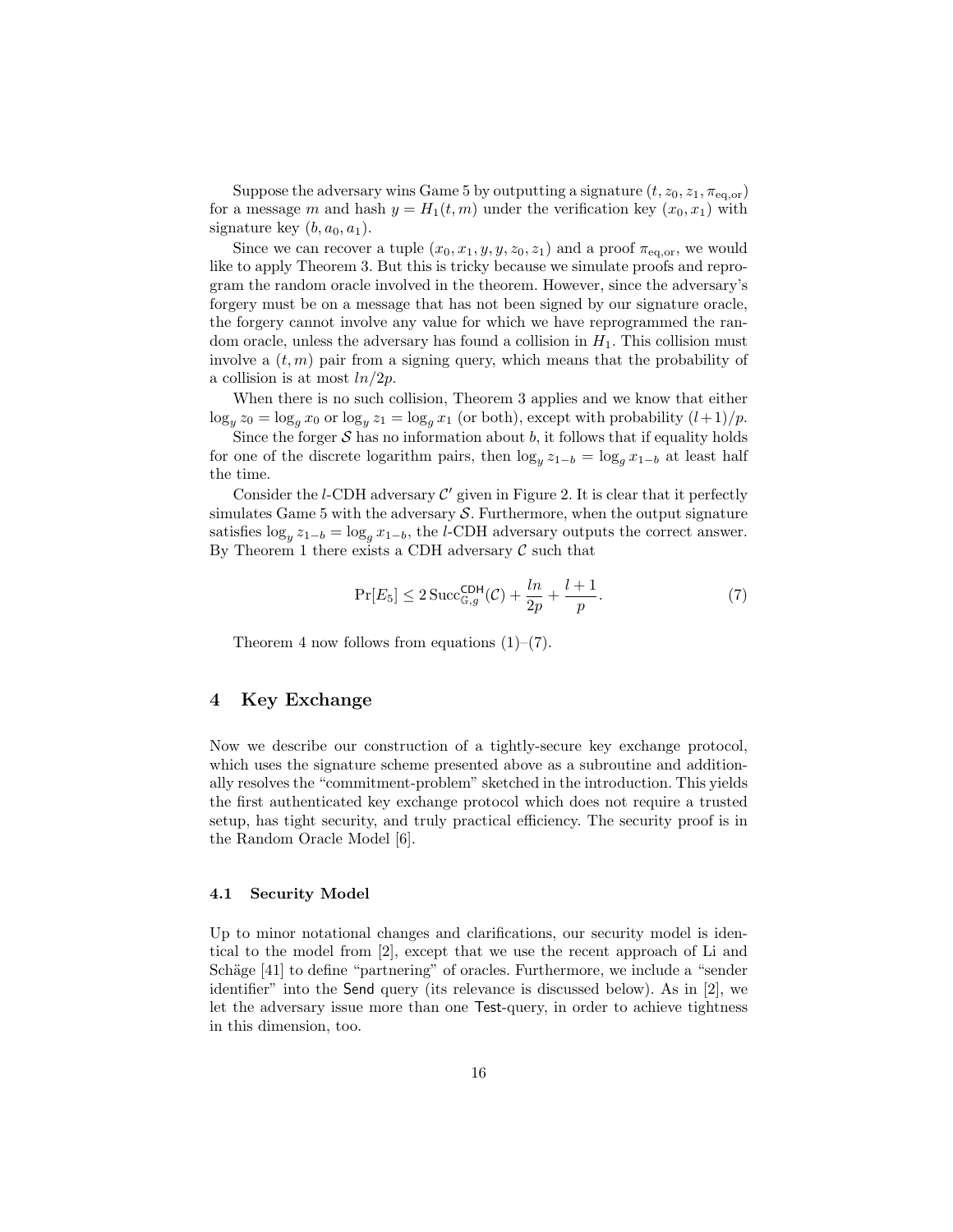Suppose the adversary wins Game 5 by outputting a signature $(t, z_0, z_1, \pi_{\mathrm{eq,or}})$ for a message $m$ and hash $y = H_1(t, m)$ under the verification key $(x_0, x_1)$ with signature key $(b, a_0, a_1)$.

Since we can recover a tuple $(x_0, x_1, y, y, z_0, z_1)$ and a proof $\pi_{\mathrm{eq,or}}$, we would like to apply Theorem 3. But this is tricky because we simulate proofs and reprogram the random oracle involved in the theorem. However, since the adversary's forgery must be on a message that has not been signed by our signature oracle, the forgery cannot involve any value for which we have reprogrammed the random oracle, unless the adversary has found a collision in $H_1$. This collision must involve a $(t, m)$ pair from a signing query, which means that the probability of a collision is at most $ln/2p$.

When there is no such collision, Theorem 3 applies and we know that either $\log_y z_0 = \log_g x_0$ or $\log_y z_1 = \log_g x_1$ (or both), except with probability $(l+1)/p$.

Since the forger $\mathcal{S}$ has no information about $b$, it follows that if equality holds for one of the discrete logarithm pairs, then $\log_y z_{1-b} = \log_g x_{1-b}$ at least half the time.

Consider the $l$-CDH adversary $\mathcal{C}'$ given in Figure 2. It is clear that it perfectly simulates Game 5 with the adversary $\mathcal{S}$. Furthermore, when the output signature satisfies $\log_y z_{1-b} = \log_g x_{1-b}$, the $l$-CDH adversary outputs the correct answer. By Theorem 1 there exists a CDH adversary $\mathcal{C}$ such that

$$\Pr[E_5] \leq 2\,\mathrm{Succ}^{\mathsf{CDH}}_{\mathbb{G},g}(\mathcal{C}) + \frac{ln}{2p} + \frac{l+1}{p}. \tag{7}$$

Theorem 4 now follows from equations (1)–(7).

## 4 Key Exchange

Now we describe our construction of a tightly-secure key exchange protocol, which uses the signature scheme presented above as a subroutine and additionally resolves the "commitment-problem" sketched in the introduction. This yields the first authenticated key exchange protocol which does not require a trusted setup, has tight security, and truly practical efficiency. The security proof is in the Random Oracle Model [6].

### 4.1 Security Model

Up to minor notational changes and clarifications, our security model is identical to the model from [2], except that we use the recent approach of Li and Schäge [41] to define "partnering" of oracles. Furthermore, we include a "sender identifier" into the Send query (its relevance is discussed below). As in [2], we let the adversary issue more than one Test-query, in order to achieve tightness in this dimension, too.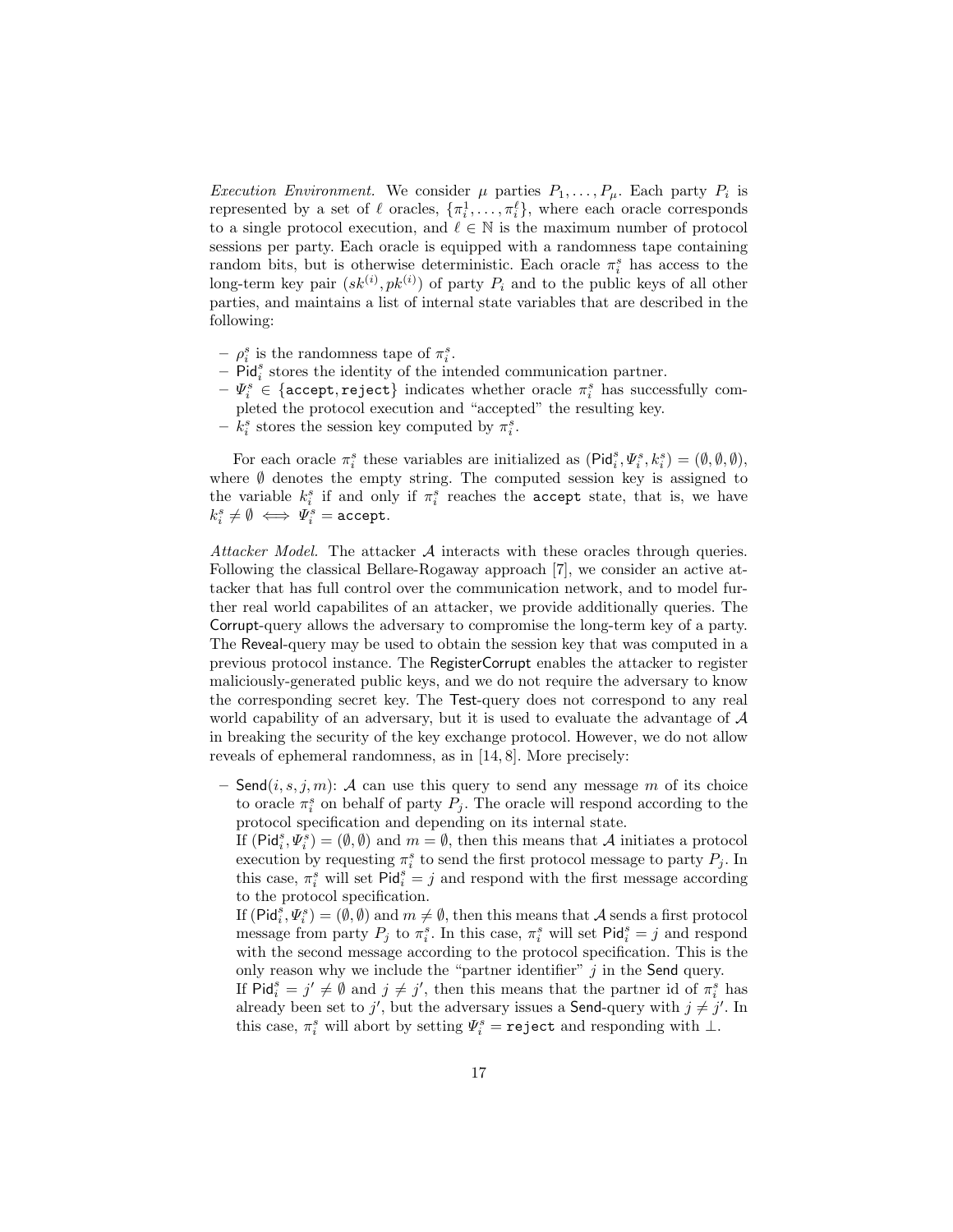*Execution Environment.* We consider $\mu$ parties $P_1, \ldots, P_\mu$. Each party $P_i$ is represented by a set of $\ell$ oracles, $\{\pi_i^1, \ldots, \pi_i^\ell\}$, where each oracle corresponds to a single protocol execution, and $\ell \in \mathbb{N}$ is the maximum number of protocol sessions per party. Each oracle is equipped with a randomness tape containing random bits, but is otherwise deterministic. Each oracle $\pi_i^s$ has access to the long-term key pair $(sk^{(i)}, pk^{(i)})$ of party $P_i$ and to the public keys of all other parties, and maintains a list of internal state variables that are described in the following:

- $\rho_i^s$ is the randomness tape of $\pi_i^s$.
- $\mathsf{Pid}_i^s$ stores the identity of the intended communication partner.
- $\Psi_i^s \in \{\texttt{accept}, \texttt{reject}\}$ indicates whether oracle $\pi_i^s$ has successfully completed the protocol execution and "accepted" the resulting key.
- $k_i^s$ stores the session key computed by $\pi_i^s$.

For each oracle $\pi_i^s$ these variables are initialized as $(\mathsf{Pid}_i^s, \Psi_i^s, k_i^s) = (\emptyset, \emptyset, \emptyset)$, where $\emptyset$ denotes the empty string. The computed session key is assigned to the variable $k_i^s$ if and only if $\pi_i^s$ reaches the accept state, that is, we have $k_i^s \neq \emptyset \iff \Psi_i^s = \texttt{accept}$.

*Attacker Model.* The attacker $\mathcal{A}$ interacts with these oracles through queries. Following the classical Bellare-Rogaway approach [7], we consider an active attacker that has full control over the communication network, and to model further real world capabilites of an attacker, we provide additionally queries. The Corrupt-query allows the adversary to compromise the long-term key of a party. The Reveal-query may be used to obtain the session key that was computed in a previous protocol instance. The RegisterCorrupt enables the attacker to register maliciously-generated public keys, and we do not require the adversary to know the corresponding secret key. The Test-query does not correspond to any real world capability of an adversary, but it is used to evaluate the advantage of $\mathcal{A}$ in breaking the security of the key exchange protocol. However, we do not allow reveals of ephemeral randomness, as in [14, 8]. More precisely:

- $\mathsf{Send}(i, s, j, m)$: $\mathcal{A}$ can use this query to send any message $m$ of its choice to oracle $\pi_i^s$ on behalf of party $P_j$. The oracle will respond according to the protocol specification and depending on its internal state.
  If $(\mathsf{Pid}_i^s, \Psi_i^s) = (\emptyset, \emptyset)$ and $m = \emptyset$, then this means that $\mathcal{A}$ initiates a protocol execution by requesting $\pi_i^s$ to send the first protocol message to party $P_j$. In this case, $\pi_i^s$ will set $\mathsf{Pid}_i^s = j$ and respond with the first message according to the protocol specification.
  If $(\mathsf{Pid}_i^s, \Psi_i^s) = (\emptyset, \emptyset)$ and $m \neq \emptyset$, then this means that $\mathcal{A}$ sends a first protocol message from party $P_j$ to $\pi_i^s$. In this case, $\pi_i^s$ will set $\mathsf{Pid}_i^s = j$ and respond with the second message according to the protocol specification. This is the only reason why we include the "partner identifier" $j$ in the Send query.
  If $\mathsf{Pid}_i^s = j' \neq \emptyset$ and $j \neq j'$, then this means that the partner id of $\pi_i^s$ has already been set to $j'$, but the adversary issues a Send-query with $j \neq j'$. In this case, $\pi_i^s$ will abort by setting $\Psi_i^s = \texttt{reject}$ and responding with $\perp$.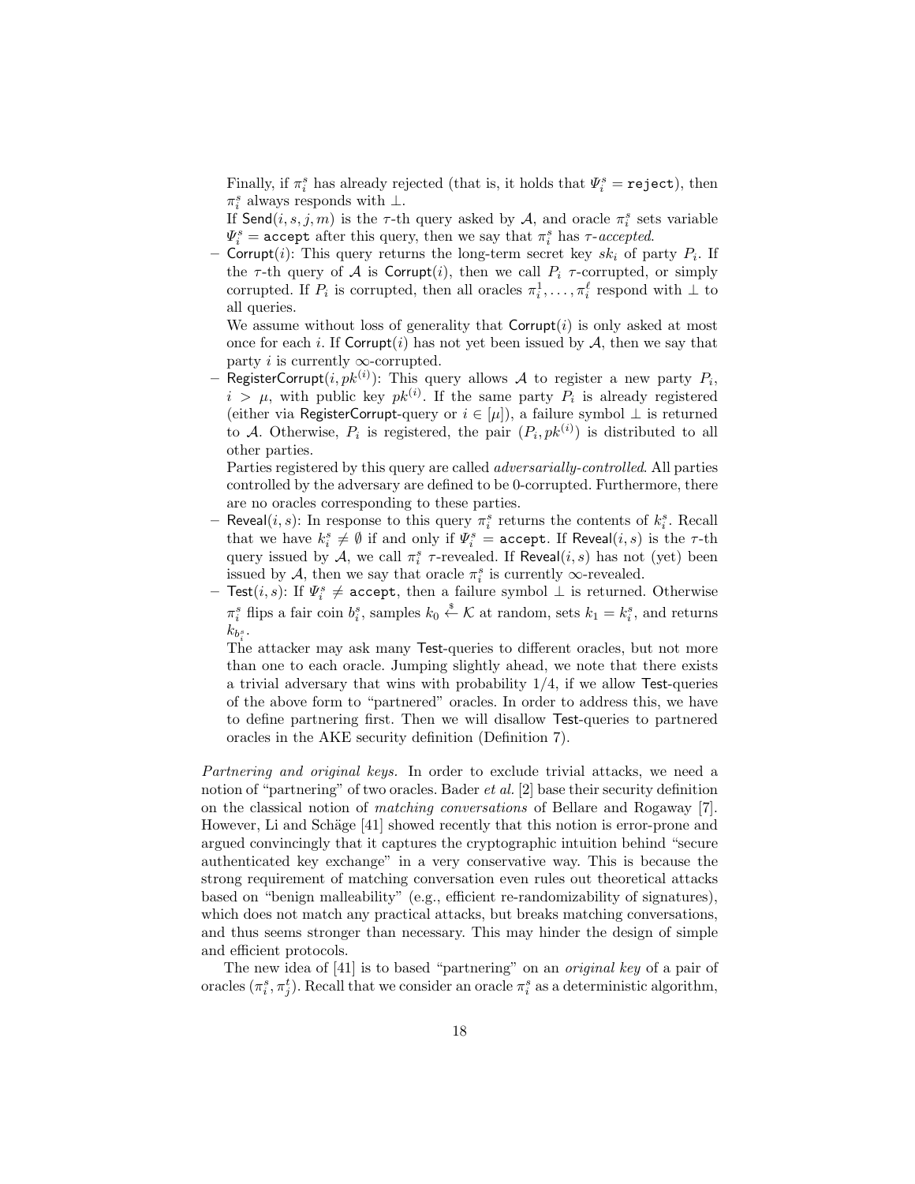Finally, if $\pi_i^s$ has already rejected (that is, it holds that $\Psi_i^s = \texttt{reject}$), then $\pi_i^s$ always responds with $\perp$.

If $\mathsf{Send}(i, s, j, m)$ is the $\tau$-th query asked by $\mathcal{A}$, and oracle $\pi_i^s$ sets variable $\Psi_i^s = \texttt{accept}$ after this query, then we say that $\pi_i^s$ has *$\tau$-accepted*.

- $\mathsf{Corrupt}(i)$: This query returns the long-term secret key $sk_i$ of party $P_i$. If the $\tau$-th query of $\mathcal{A}$ is $\mathsf{Corrupt}(i)$, then we call $P_i$ $\tau$-corrupted, or simply corrupted. If $P_i$ is corrupted, then all oracles $\pi_i^1, \ldots, \pi_i^\ell$ respond with $\perp$ to all queries.

  We assume without loss of generality that $\mathsf{Corrupt}(i)$ is only asked at most once for each $i$. If $\mathsf{Corrupt}(i)$ has not yet been issued by $\mathcal{A}$, then we say that party $i$ is currently $\infty$-corrupted.
- $\mathsf{RegisterCorrupt}(i, pk^{(i)})$: This query allows $\mathcal{A}$ to register a new party $P_i$, $i > \mu$, with public key $pk^{(i)}$. If the same party $P_i$ is already registered (either via $\mathsf{RegisterCorrupt}$-query or $i \in [\mu]$), a failure symbol $\perp$ is returned to $\mathcal{A}$. Otherwise, $P_i$ is registered, the pair $(P_i, pk^{(i)})$ is distributed to all other parties.

  Parties registered by this query are called *adversarially-controlled*. All parties controlled by the adversary are defined to be 0-corrupted. Furthermore, there are no oracles corresponding to these parties.
- $\mathsf{Reveal}(i, s)$: In response to this query $\pi_i^s$ returns the contents of $k_i^s$. Recall that we have $k_i^s \neq \emptyset$ if and only if $\Psi_i^s = \texttt{accept}$. If $\mathsf{Reveal}(i, s)$ is the $\tau$-th query issued by $\mathcal{A}$, we call $\pi_i^s$ $\tau$-revealed. If $\mathsf{Reveal}(i, s)$ has not (yet) been issued by $\mathcal{A}$, then we say that oracle $\pi_i^s$ is currently $\infty$-revealed.
- $\mathsf{Test}(i, s)$: If $\Psi_i^s \neq \texttt{accept}$, then a failure symbol $\perp$ is returned. Otherwise $\pi_i^s$ flips a fair coin $b_i^s$, samples $k_0 \xleftarrow{\$} \mathcal{K}$ at random, sets $k_1 = k_i^s$, and returns $k_{b_i^s}$.

  The attacker may ask many $\mathsf{Test}$-queries to different oracles, but not more than one to each oracle. Jumping slightly ahead, we note that there exists a trivial adversary that wins with probability $1/4$, if we allow $\mathsf{Test}$-queries of the above form to "partnered" oracles. In order to address this, we have to define partnering first. Then we will disallow $\mathsf{Test}$-queries to partnered oracles in the AKE security definition (Definition 7).

*Partnering and original keys.* In order to exclude trivial attacks, we need a notion of "partnering" of two oracles. Bader *et al.* [2] base their security definition on the classical notion of *matching conversations* of Bellare and Rogaway [7]. However, Li and Schäge [41] showed recently that this notion is error-prone and argued convincingly that it captures the cryptographic intuition behind "secure authenticated key exchange" in a very conservative way. This is because the strong requirement of matching conversation even rules out theoretical attacks based on "benign malleability" (e.g., efficient re-randomizability of signatures), which does not match any practical attacks, but breaks matching conversations, and thus seems stronger than necessary. This may hinder the design of simple and efficient protocols.

The new idea of [41] is to based "partnering" on an *original key* of a pair of oracles $(\pi_i^s, \pi_j^t)$. Recall that we consider an oracle $\pi_i^s$ as a deterministic algorithm,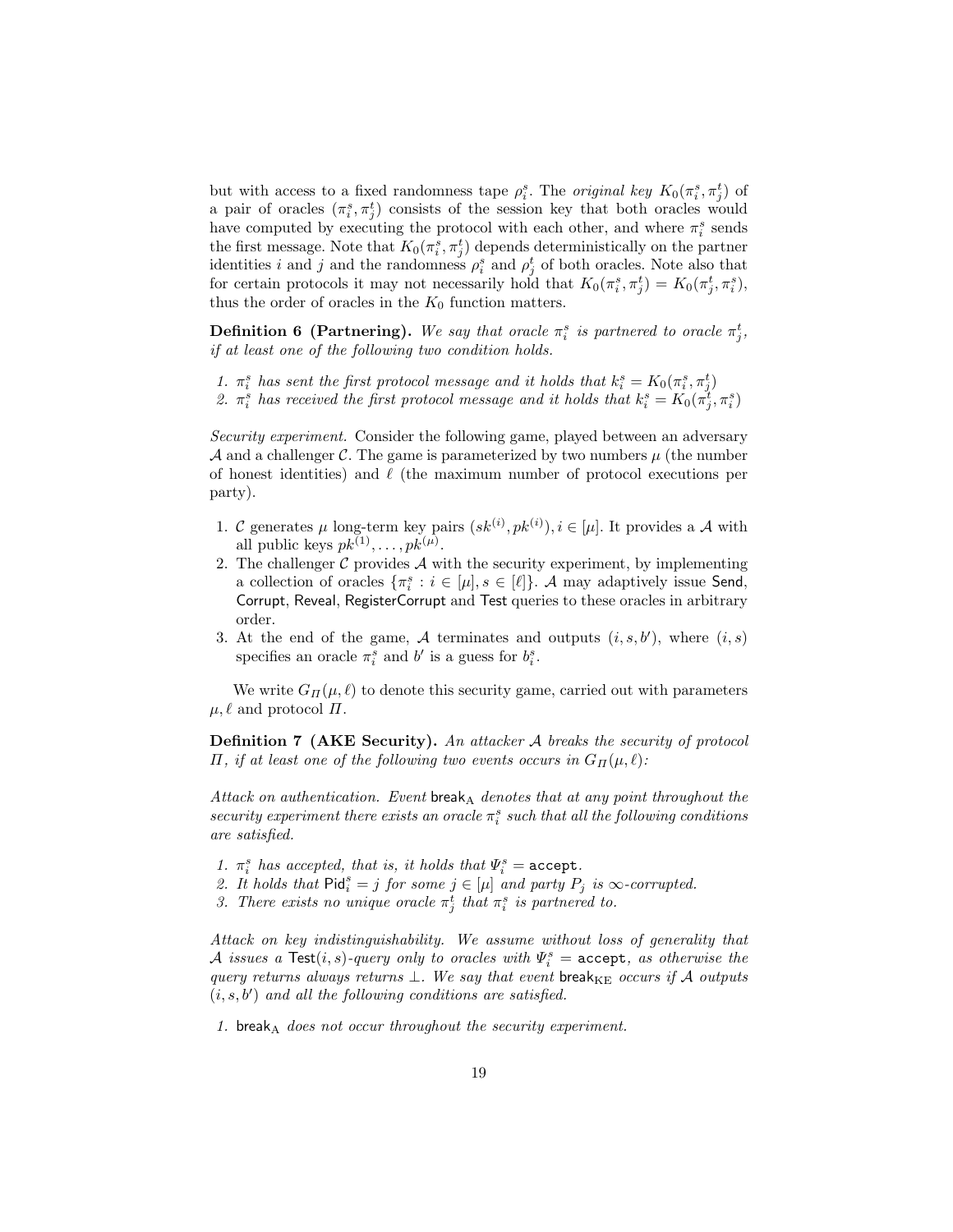but with access to a fixed randomness tape $\rho_i^s$. The *original key* $K_0(\pi_i^s, \pi_j^t)$ of a pair of oracles $(\pi_i^s, \pi_j^t)$ consists of the session key that both oracles would have computed by executing the protocol with each other, and where $\pi_i^s$ sends the first message. Note that $K_0(\pi_i^s, \pi_j^t)$ depends deterministically on the partner identities $i$ and $j$ and the randomness $\rho_i^s$ and $\rho_j^t$ of both oracles. Note also that for certain protocols it may not necessarily hold that $K_0(\pi_i^s, \pi_j^t) = K_0(\pi_j^t, \pi_i^s)$, thus the order of oracles in the $K_0$ function matters.

**Definition 6 (Partnering).** *We say that oracle $\pi_i^s$ is partnered to oracle $\pi_j^t$, if at least one of the following two condition holds.*

1. *$\pi_i^s$ has sent the first protocol message and it holds that $k_i^s = K_0(\pi_i^s, \pi_j^t)$*
2. *$\pi_i^s$ has received the first protocol message and it holds that $k_i^s = K_0(\pi_j^t, \pi_i^s)$*

*Security experiment.* Consider the following game, played between an adversary $\mathcal{A}$ and a challenger $\mathcal{C}$. The game is parameterized by two numbers $\mu$ (the number of honest identities) and $\ell$ (the maximum number of protocol executions per party).

1. $\mathcal{C}$ generates $\mu$ long-term key pairs $(sk^{(i)}, pk^{(i)}), i \in [\mu]$. It provides a $\mathcal{A}$ with all public keys $pk^{(1)}, \ldots, pk^{(\mu)}$.
2. The challenger $\mathcal{C}$ provides $\mathcal{A}$ with the security experiment, by implementing a collection of oracles $\{\pi_i^s : i \in [\mu], s \in [\ell]\}$. $\mathcal{A}$ may adaptively issue $\mathsf{Send}$, $\mathsf{Corrupt}$, $\mathsf{Reveal}$, $\mathsf{RegisterCorrupt}$ and $\mathsf{Test}$ queries to these oracles in arbitrary order.
3. At the end of the game, $\mathcal{A}$ terminates and outputs $(i, s, b')$, where $(i, s)$ specifies an oracle $\pi_i^s$ and $b'$ is a guess for $b_i^s$.

We write $G_\Pi(\mu, \ell)$ to denote this security game, carried out with parameters $\mu, \ell$ and protocol $\Pi$.

**Definition 7 (AKE Security).** *An attacker $\mathcal{A}$ breaks the security of protocol $\Pi$, if at least one of the following two events occurs in $G_\Pi(\mu, \ell)$:*

*Attack on authentication. Event $\mathsf{break}_{\mathrm{A}}$ denotes that at any point throughout the security experiment there exists an oracle $\pi_i^s$ such that all the following conditions are satisfied.*

1. *$\pi_i^s$ has accepted, that is, it holds that $\Psi_i^s = \mathtt{accept}$.*
2. *It holds that $\mathsf{Pid}_i^s = j$ for some $j \in [\mu]$ and party $P_j$ is $\infty$-corrupted.*
3. *There exists no unique oracle $\pi_j^t$ that $\pi_i^s$ is partnered to.*

*Attack on key indistinguishability. We assume without loss of generality that $\mathcal{A}$ issues a $\mathsf{Test}(i, s)$-query only to oracles with $\Psi_i^s = \mathtt{accept}$, as otherwise the query returns always returns $\perp$. We say that event $\mathsf{break}_{\mathrm{KE}}$ occurs if $\mathcal{A}$ outputs $(i, s, b')$ and all the following conditions are satisfied.*

1. *$\mathsf{break}_{\mathrm{A}}$ does not occur throughout the security experiment.*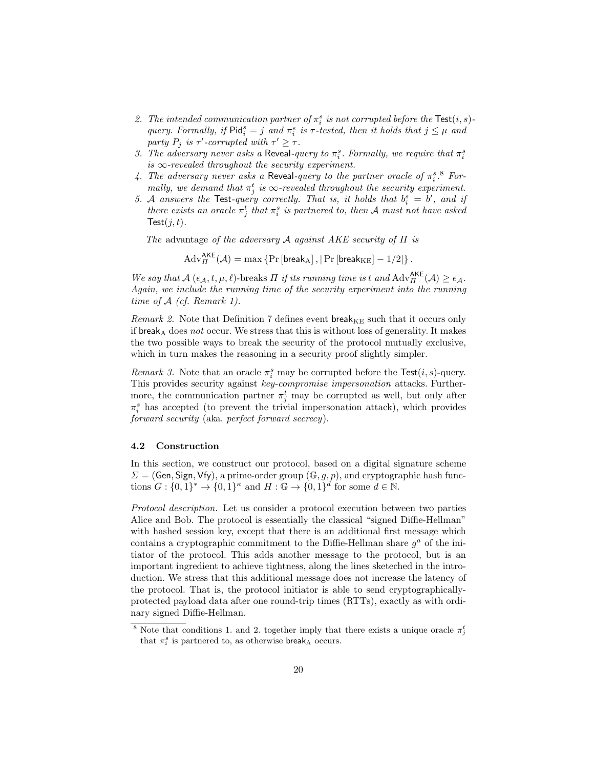2. *The intended communication partner of $\pi_i^s$ is not corrupted before the* $\mathsf{Test}(i,s)$*-query. Formally, if* $\mathsf{Pid}_i^s = j$ *and* $\pi_i^s$ *is* $\tau$*-tested, then it holds that* $j \leq \mu$ *and party* $P_j$ *is* $\tau'$*-corrupted with* $\tau' \geq \tau$*.*
3. *The adversary never asks a* $\mathsf{Reveal}$*-query to* $\pi_i^s$*. Formally, we require that* $\pi_i^s$ *is* $\infty$*-revealed throughout the security experiment.*
4. *The adversary never asks a* $\mathsf{Reveal}$*-query to the partner oracle of* $\pi_i^s$*.*[8] *Formally, we demand that* $\pi_j^t$ *is* $\infty$*-revealed throughout the security experiment.*
5. $\mathcal{A}$ *answers the* $\mathsf{Test}$*-query correctly. That is, it holds that* $b_i^s = b'$*, and if there exists an oracle* $\pi_j^t$ *that* $\pi_i^s$ *is partnered to, then* $\mathcal{A}$ *must not have asked* $\mathsf{Test}(j,t)$*.*

*The* advantage *of the adversary* $\mathcal{A}$ *against AKE security of* $\Pi$ *is*

$$\mathrm{Adv}_{\Pi}^{\mathsf{AKE}}(\mathcal{A}) = \max\left\{\Pr\left[\mathsf{break}_{\mathrm{A}}\right], \left|\Pr\left[\mathsf{break}_{\mathrm{KE}}\right] - 1/2\right|\right\}.$$

*We say that* $\mathcal{A}$ $(\epsilon_{\mathcal{A}}, t, \mu, \ell)$*-breaks* $\Pi$ *if its running time is* $t$ *and* $\mathrm{Adv}_{\Pi}^{\mathsf{AKE}}(\mathcal{A}) \geq \epsilon_{\mathcal{A}}$*. Again, we include the running time of the security experiment into the running time of* $\mathcal{A}$ *(cf. Remark 1).*

*Remark 2.* Note that Definition 7 defines event $\mathsf{break}_{\mathrm{KE}}$ such that it occurs only if $\mathsf{break}_{\mathrm{A}}$ does *not* occur. We stress that this is without loss of generality. It makes the two possible ways to break the security of the protocol mutually exclusive, which in turn makes the reasoning in a security proof slightly simpler.

*Remark 3.* Note that an oracle $\pi_i^s$ may be corrupted before the $\mathsf{Test}(i,s)$-query. This provides security against *key-compromise impersonation* attacks. Furthermore, the communication partner $\pi_j^t$ may be corrupted as well, but only after $\pi_i^s$ has accepted (to prevent the trivial impersonation attack), which provides *forward security* (aka. *perfect forward secrecy*).

### 4.2 Construction

In this section, we construct our protocol, based on a digital signature scheme $\Sigma = (\mathsf{Gen}, \mathsf{Sign}, \mathsf{Vfy})$, a prime-order group $(\mathbb{G}, g, p)$, and cryptographic hash functions $G : \{0,1\}^* \to \{0,1\}^\kappa$ and $H : \mathbb{G} \to \{0,1\}^d$ for some $d \in \mathbb{N}$.

*Protocol description.* Let us consider a protocol execution between two parties Alice and Bob. The protocol is essentially the classical "signed Diffie-Hellman" with hashed session key, except that there is an additional first message which contains a cryptographic commitment to the Diffie-Hellman share $g^a$ of the initiator of the protocol. This adds another message to the protocol, but is an important ingredient to achieve tightness, along the lines sketched in the introduction. We stress that this additional message does not increase the latency of the protocol. That is, the protocol initiator is able to send cryptographically-protected payload data after one round-trip times (RTTs), exactly as with ordinary signed Diffie-Hellman.

[8] Note that conditions 1. and 2. together imply that there exists a unique oracle $\pi_j^t$ that $\pi_i^s$ is partnered to, as otherwise $\mathsf{break}_{\mathrm{A}}$ occurs.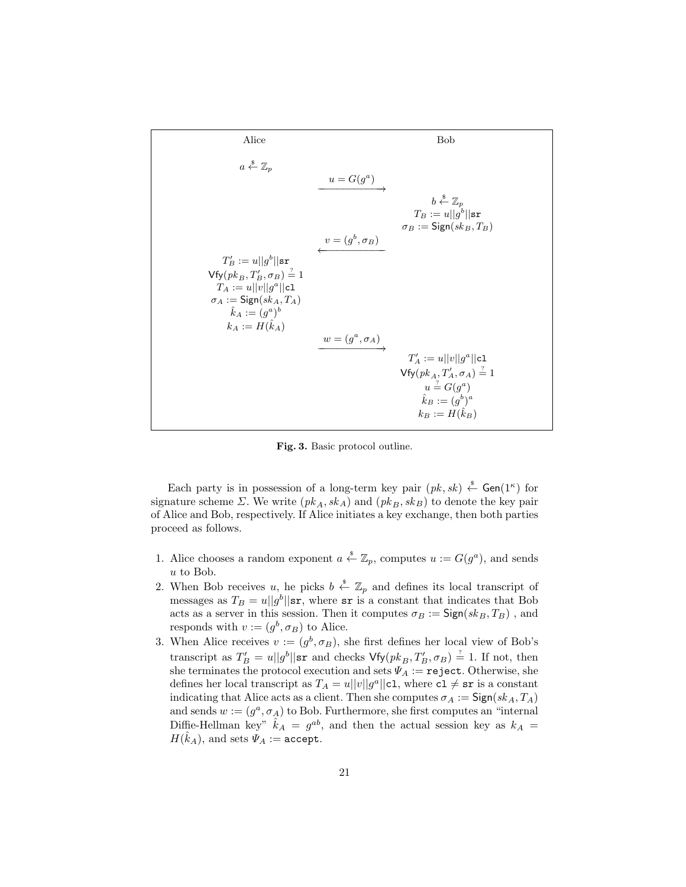| Alice | | Bob |
|---|---|---|
| $a \xleftarrow{\$} \mathbb{Z}_p$ | | |
| | $\xrightarrow{u = G(g^a)}$ | |
| | | $b \xleftarrow{\$} \mathbb{Z}_p$ <br> $T_B := u \vert\vert g^b \vert\vert \texttt{sr}$ <br> $\sigma_B := \mathsf{Sign}(sk_B, T_B)$ |
| | $\xleftarrow{v = (g^b, \sigma_B)}$ | |
| $T'_B := u \vert\vert g^b \vert\vert \texttt{sr}$ <br> $\mathsf{Vfy}(pk_B, T'_B, \sigma_B) \stackrel{?}{=} 1$ <br> $T_A := u \vert\vert v \vert\vert g^a \vert\vert \texttt{cl}$ <br> $\sigma_A := \mathsf{Sign}(sk_A, T_A)$ <br> $\hat{k}_A := (g^a)^b$ <br> $k_A := H(\hat{k}_A)$ | | |
| | $\xrightarrow{w = (g^a, \sigma_A)}$ | |
| | | $T'_A := u \vert\vert v \vert\vert g^a \vert\vert \texttt{cl}$ <br> $\mathsf{Vfy}(pk_A, T'_A, \sigma_A) \stackrel{?}{=} 1$ <br> $u \stackrel{?}{=} G(g^a)$ <br> $\hat{k}_B := (g^b)^a$ <br> $k_B := H(\hat{k}_B)$ |

**Fig. 3.** Basic protocol outline.

Each party is in possession of a long-term key pair $(pk, sk) \xleftarrow{\$} \mathsf{Gen}(1^\kappa)$ for signature scheme $\Sigma$. We write $(pk_A, sk_A)$ and $(pk_B, sk_B)$ to denote the key pair of Alice and Bob, respectively. If Alice initiates a key exchange, then both parties proceed as follows.

1. Alice chooses a random exponent $a \xleftarrow{\$} \mathbb{Z}_p$, computes $u := G(g^a)$, and sends $u$ to Bob.
2. When Bob receives $u$, he picks $b \xleftarrow{\$} \mathbb{Z}_p$ and defines its local transcript of messages as $T_B = u||g^b||\texttt{sr}$, where $\texttt{sr}$ is a constant that indicates that Bob acts as a server in this session. Then it computes $\sigma_B := \mathsf{Sign}(sk_B, T_B)$ , and responds with $v := (g^b, \sigma_B)$ to Alice.
3. When Alice receives $v := (g^b, \sigma_B)$, she first defines her local view of Bob's transcript as $T'_B = u||g^b||\texttt{sr}$ and checks $\mathsf{Vfy}(pk_B, T'_B, \sigma_B) \stackrel{?}{=} 1$. If not, then she terminates the protocol execution and sets $\Psi_A := \texttt{reject}$. Otherwise, she defines her local transcript as $T_A = u||v||g^a||\texttt{cl}$, where $\texttt{cl} \neq \texttt{sr}$ is a constant indicating that Alice acts as a client. Then she computes $\sigma_A := \mathsf{Sign}(sk_A, T_A)$ and sends $w := (g^a, \sigma_A)$ to Bob. Furthermore, she first computes an "internal Diffie-Hellman key" $\hat{k}_A = g^{ab}$, and then the actual session key as $k_A = H(\hat{k}_A)$, and sets $\Psi_A := \texttt{accept}$.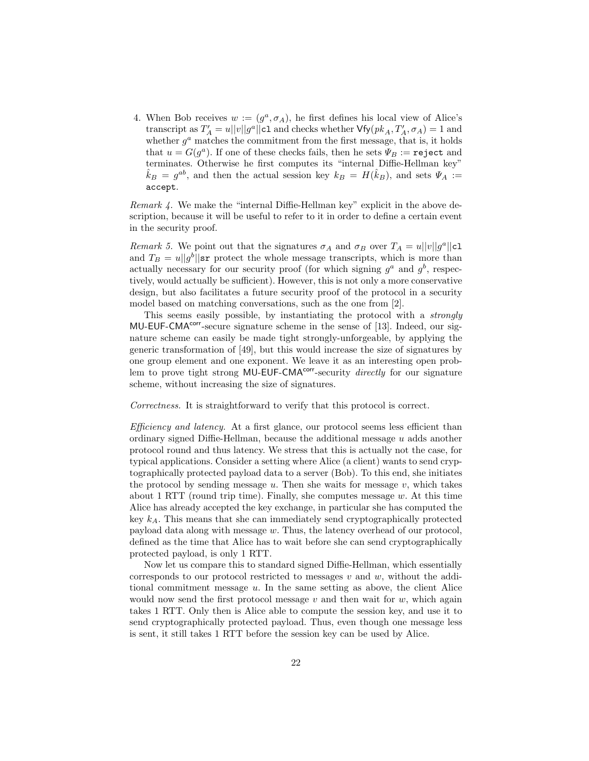4. When Bob receives $w := (g^a, \sigma_A)$, he first defines his local view of Alice's transcript as $T'_A = u||v||g^a||\texttt{cl}$ and checks whether $\mathsf{Vfy}(pk_A, T'_A, \sigma_A) = 1$ and whether $g^a$ matches the commitment from the first message, that is, it holds that $u = G(g^a)$. If one of these checks fails, then he sets $\Psi_B := \texttt{reject}$ and terminates. Otherwise he first computes its "internal Diffie-Hellman key" $\hat{k}_B = g^{ab}$, and then the actual session key $k_B = H(\hat{k}_B)$, and sets $\Psi_A := \texttt{accept}$.

*Remark 4.* We make the "internal Diffie-Hellman key" explicit in the above description, because it will be useful to refer to it in order to define a certain event in the security proof.

*Remark 5.* We point out that the signatures $\sigma_A$ and $\sigma_B$ over $T_A = u||v||g^a||\texttt{cl}$ and $T_B = u||g^b||\texttt{sr}$ protect the whole message transcripts, which is more than actually necessary for our security proof (for which signing $g^a$ and $g^b$, respectively, would actually be sufficient). However, this is not only a more conservative design, but also facilitates a future security proof of the protocol in a security model based on matching conversations, such as the one from [2].

This seems easily possible, by instantiating the protocol with a *strongly* $\mathsf{MU\text{-}EUF\text{-}CMA}^{\mathsf{corr}}$-secure signature scheme in the sense of [13]. Indeed, our signature scheme can easily be made tight strongly-unforgeable, by applying the generic transformation of [49], but this would increase the size of signatures by one group element and one exponent. We leave it as an interesting open problem to prove tight strong $\mathsf{MU\text{-}EUF\text{-}CMA}^{\mathsf{corr}}$-security *directly* for our signature scheme, without increasing the size of signatures.

*Correctness.* It is straightforward to verify that this protocol is correct.

*Efficiency and latency.* At a first glance, our protocol seems less efficient than ordinary signed Diffie-Hellman, because the additional message $u$ adds another protocol round and thus latency. We stress that this is actually not the case, for typical applications. Consider a setting where Alice (a client) wants to send cryptographically protected payload data to a server (Bob). To this end, she initiates the protocol by sending message $u$. Then she waits for message $v$, which takes about 1 RTT (round trip time). Finally, she computes message $w$. At this time Alice has already accepted the key exchange, in particular she has computed the key $k_A$. This means that she can immediately send cryptographically protected payload data along with message $w$. Thus, the latency overhead of our protocol, defined as the time that Alice has to wait before she can send cryptographically protected payload, is only 1 RTT.

Now let us compare this to standard signed Diffie-Hellman, which essentially corresponds to our protocol restricted to messages $v$ and $w$, without the additional commitment message $u$. In the same setting as above, the client Alice would now send the first protocol message $v$ and then wait for $w$, which again takes 1 RTT. Only then is Alice able to compute the session key, and use it to send cryptographically protected payload. Thus, even though one message less is sent, it still takes 1 RTT before the session key can be used by Alice.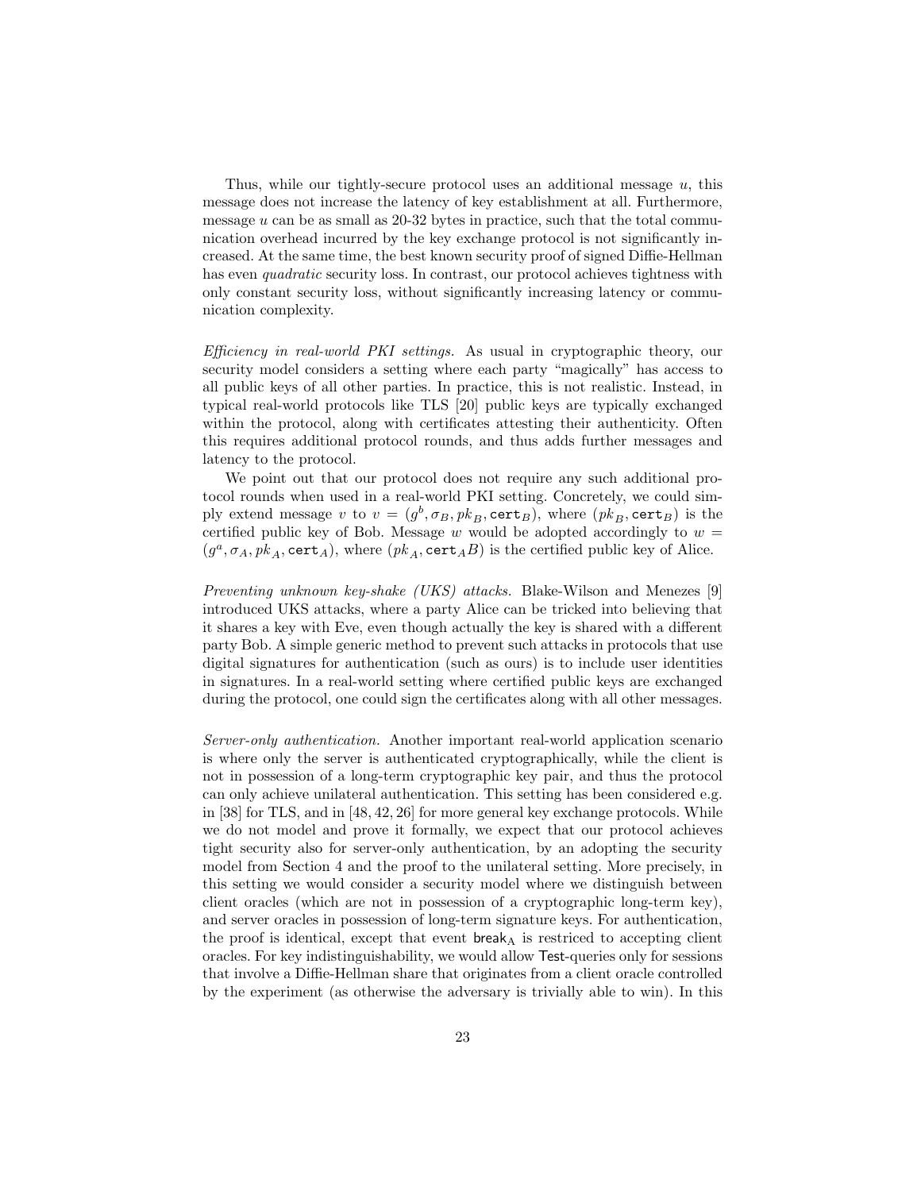Thus, while our tightly-secure protocol uses an additional message $u$, this message does not increase the latency of key establishment at all. Furthermore, message $u$ can be as small as 20-32 bytes in practice, such that the total communication overhead incurred by the key exchange protocol is not significantly increased. At the same time, the best known security proof of signed Diffie-Hellman has even *quadratic* security loss. In contrast, our protocol achieves tightness with only constant security loss, without significantly increasing latency or communication complexity.

*Efficiency in real-world PKI settings.* As usual in cryptographic theory, our security model considers a setting where each party "magically" has access to all public keys of all other parties. In practice, this is not realistic. Instead, in typical real-world protocols like TLS [20] public keys are typically exchanged within the protocol, along with certificates attesting their authenticity. Often this requires additional protocol rounds, and thus adds further messages and latency to the protocol.

We point out that our protocol does not require any such additional protocol rounds when used in a real-world PKI setting. Concretely, we could simply extend message $v$ to $v = (g^b, \sigma_B, pk_B, \mathtt{cert}_B)$, where $(pk_B, \mathtt{cert}_B)$ is the certified public key of Bob. Message $w$ would be adopted accordingly to $w = (g^a, \sigma_A, pk_A, \mathtt{cert}_A)$, where $(pk_A, \mathtt{cert}_A B)$ is the certified public key of Alice.

*Preventing unknown key-shake (UKS) attacks.* Blake-Wilson and Menezes [9] introduced UKS attacks, where a party Alice can be tricked into believing that it shares a key with Eve, even though actually the key is shared with a different party Bob. A simple generic method to prevent such attacks in protocols that use digital signatures for authentication (such as ours) is to include user identities in signatures. In a real-world setting where certified public keys are exchanged during the protocol, one could sign the certificates along with all other messages.

*Server-only authentication.* Another important real-world application scenario is where only the server is authenticated cryptographically, while the client is not in possession of a long-term cryptographic key pair, and thus the protocol can only achieve unilateral authentication. This setting has been considered e.g. in [38] for TLS, and in [48, 42, 26] for more general key exchange protocols. While we do not model and prove it formally, we expect that our protocol achieves tight security also for server-only authentication, by an adopting the security model from Section 4 and the proof to the unilateral setting. More precisely, in this setting we would consider a security model where we distinguish between client oracles (which are not in possession of a cryptographic long-term key), and server oracles in possession of long-term signature keys. For authentication, the proof is identical, except that event $\mathsf{break}_\mathsf{A}$ is restriced to accepting client oracles. For key indistinguishability, we would allow $\mathsf{Test}$-queries only for sessions that involve a Diffie-Hellman share that originates from a client oracle controlled by the experiment (as otherwise the adversary is trivially able to win). In this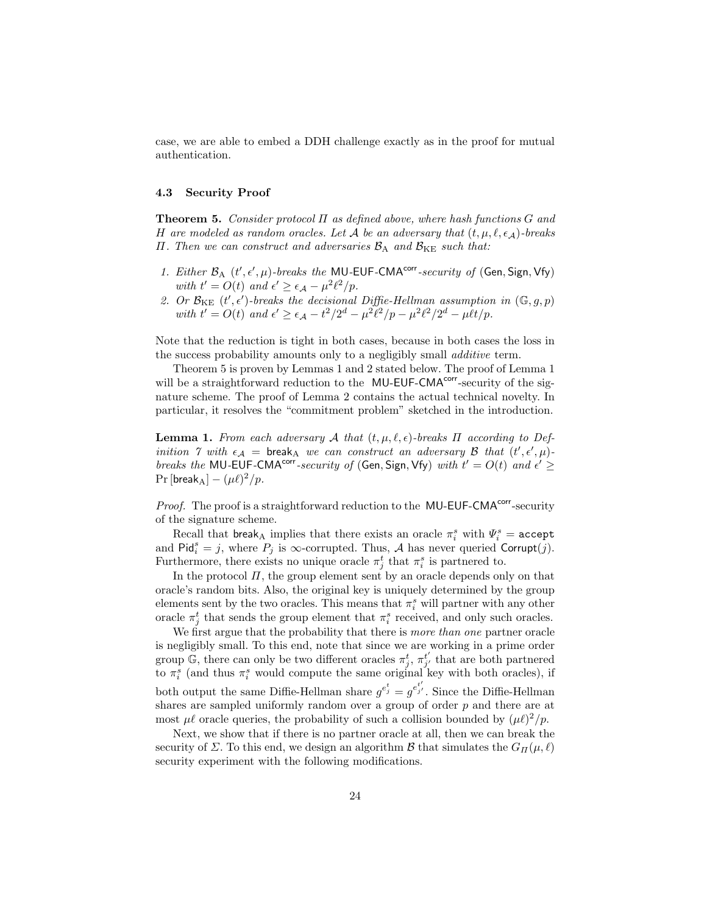case, we are able to embed a DDH challenge exactly as in the proof for mutual authentication.

### 4.3 Security Proof

**Theorem 5.** *Consider protocol $\Pi$ as defined above, where hash functions $G$ and $H$ are modeled as random oracles. Let $\mathcal{A}$ be an adversary that $(t, \mu, \ell, \epsilon_{\mathcal{A}})$-breaks $\Pi$. Then we can construct and adversaries $\mathcal{B}_{\mathrm{A}}$ and $\mathcal{B}_{\mathrm{KE}}$ such that:*

1. *Either $\mathcal{B}_{\mathrm{A}}$ $(t', \epsilon', \mu)$-breaks the $\mathsf{MU\text{-}EUF\text{-}CMA}^{\mathsf{corr}}$-security of $(\mathsf{Gen}, \mathsf{Sign}, \mathsf{Vfy})$ with $t' = O(t)$ and $\epsilon' \geq \epsilon_{\mathcal{A}} - \mu^2\ell^2/p$.*
2. *Or $\mathcal{B}_{\mathrm{KE}}$ $(t', \epsilon')$-breaks the decisional Diffie-Hellman assumption in $(\mathbb{G}, g, p)$ with $t' = O(t)$ and $\epsilon' \geq \epsilon_{\mathcal{A}} - t^2/2^d - \mu^2\ell^2/p - \mu^2\ell^2/2^d - \mu\ell t/p$.*

Note that the reduction is tight in both cases, because in both cases the loss in the success probability amounts only to a negligibly small *additive* term.

Theorem 5 is proven by Lemmas 1 and 2 stated below. The proof of Lemma 1 will be a straightforward reduction to the $\mathsf{MU\text{-}EUF\text{-}CMA}^{\mathsf{corr}}$-security of the signature scheme. The proof of Lemma 2 contains the actual technical novelty. In particular, it resolves the "commitment problem" sketched in the introduction.

**Lemma 1.** *From each adversary $\mathcal{A}$ that $(t, \mu, \ell, \epsilon)$-breaks $\Pi$ according to Definition 7 with $\epsilon_{\mathcal{A}} = \mathsf{break}_{\mathrm{A}}$ we can construct an adversary $\mathcal{B}$ that $(t', \epsilon', \mu)$-breaks the $\mathsf{MU\text{-}EUF\text{-}CMA}^{\mathsf{corr}}$-security of $(\mathsf{Gen}, \mathsf{Sign}, \mathsf{Vfy})$ with $t' = O(t)$ and $\epsilon' \geq \Pr[\mathsf{break}_{\mathrm{A}}] - (\mu\ell)^2/p$.*

*Proof.* The proof is a straightforward reduction to the $\mathsf{MU\text{-}EUF\text{-}CMA}^{\mathsf{corr}}$-security of the signature scheme.

Recall that $\mathsf{break}_{\mathrm{A}}$ implies that there exists an oracle $\pi_i^s$ with $\Psi_i^s = \mathtt{accept}$ and $\mathsf{Pid}_i^s = j$, where $P_j$ is $\infty$-corrupted. Thus, $\mathcal{A}$ has never queried $\mathsf{Corrupt}(j)$. Furthermore, there exists no unique oracle $\pi_j^t$ that $\pi_i^s$ is partnered to.

In the protocol $\Pi$, the group element sent by an oracle depends only on that oracle's random bits. Also, the original key is uniquely determined by the group elements sent by the two oracles. This means that $\pi_i^s$ will partner with any other oracle $\pi_j^t$ that sends the group element that $\pi_i^s$ received, and only such oracles.

We first argue that the probability that there is *more than one* partner oracle is negligibly small. To this end, note that since we are working in a prime order group $\mathbb{G}$, there can only be two different oracles $\pi_j^t$, $\pi_{j'}^{t'}$ that are both partnered to $\pi_i^s$ (and thus $\pi_i^s$ would compute the same original key with both oracles), if both output the same Diffie-Hellman share $g^{e_j^t} = g^{e_{j'}^{t'}}$. Since the Diffie-Hellman shares are sampled uniformly random over a group of order $p$ and there are at most $\mu\ell$ oracle queries, the probability of such a collision bounded by $(\mu\ell)^2/p$.

Next, we show that if there is no partner oracle at all, then we can break the security of $\Sigma$. To this end, we design an algorithm $\mathcal{B}$ that simulates the $G_\Pi(\mu, \ell)$ security experiment with the following modifications.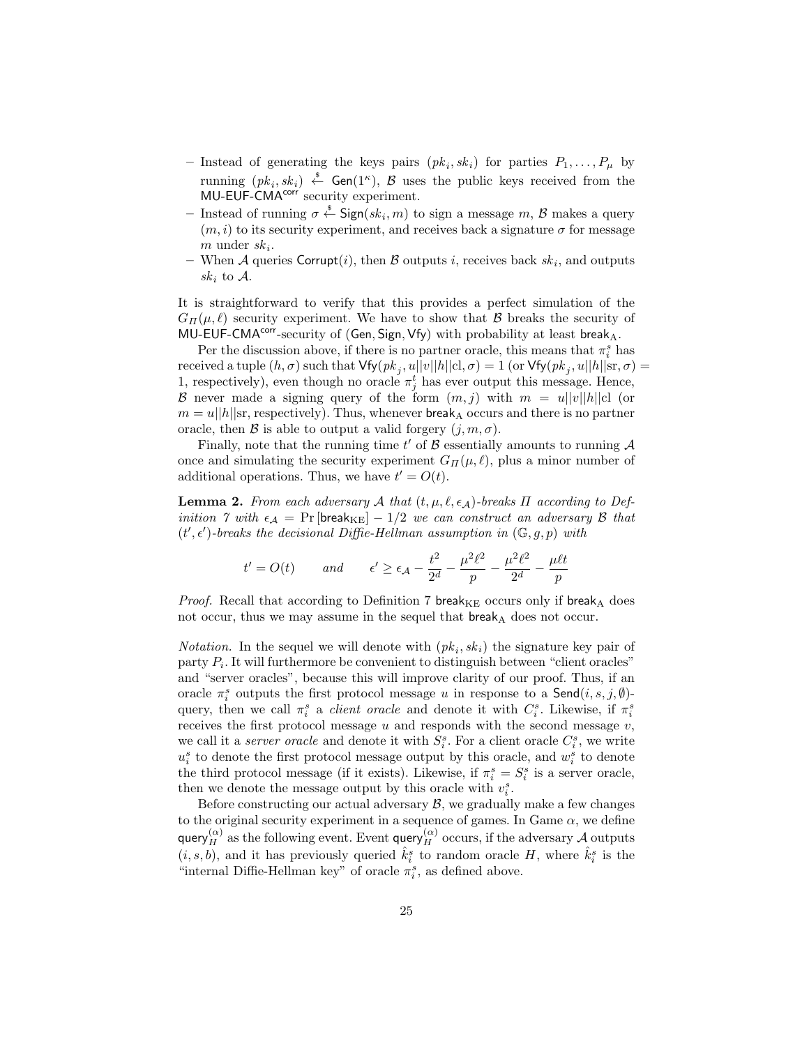– Instead of generating the keys pairs $(pk_i, sk_i)$ for parties $P_1, \ldots, P_\mu$ by running $(pk_i, sk_i) \stackrel{\$}{\leftarrow} \mathsf{Gen}(1^\kappa)$, $\mathcal{B}$ uses the public keys received from the $\mathsf{MU\text{-}EUF\text{-}CMA}^{\mathsf{corr}}$ security experiment.

– Instead of running $\sigma \stackrel{\$}{\leftarrow} \mathsf{Sign}(sk_i, m)$ to sign a message $m$, $\mathcal{B}$ makes a query $(m, i)$ to its security experiment, and receives back a signature $\sigma$ for message $m$ under $sk_i$.

– When $\mathcal{A}$ queries $\mathsf{Corrupt}(i)$, then $\mathcal{B}$ outputs $i$, receives back $sk_i$, and outputs $sk_i$ to $\mathcal{A}$.

It is straightforward to verify that this provides a perfect simulation of the $G_\Pi(\mu, \ell)$ security experiment. We have to show that $\mathcal{B}$ breaks the security of $\mathsf{MU\text{-}EUF\text{-}CMA}^{\mathsf{corr}}$-security of $(\mathsf{Gen}, \mathsf{Sign}, \mathsf{Vfy})$ with probability at least $\mathsf{break}_{\mathrm{A}}$.

Per the discussion above, if there is no partner oracle, this means that $\pi_i^s$ has received a tuple $(h, \sigma)$ such that $\mathsf{Vfy}(pk_j, u||v||h||\mathrm{cl}, \sigma) = 1$ (or $\mathsf{Vfy}(pk_j, u||h||\mathrm{sr}, \sigma) = 1$, respectively), even though no oracle $\pi_j^t$ has ever output this message. Hence, $\mathcal{B}$ never made a signing query of the form $(m, j)$ with $m = u||v||h||\mathrm{cl}$ (or $m = u||h||\mathrm{sr}$, respectively). Thus, whenever $\mathsf{break}_{\mathrm{A}}$ occurs and there is no partner oracle, then $\mathcal{B}$ is able to output a valid forgery $(j, m, \sigma)$.

Finally, note that the running time $t'$ of $\mathcal{B}$ essentially amounts to running $\mathcal{A}$ once and simulating the security experiment $G_\Pi(\mu, \ell)$, plus a minor number of additional operations. Thus, we have $t' = O(t)$.

**Lemma 2.** *From each adversary $\mathcal{A}$ that $(t, \mu, \ell, \epsilon_{\mathcal{A}})$-breaks $\Pi$ according to Definition 7 with $\epsilon_{\mathcal{A}} = \Pr[\mathsf{break}_{\mathrm{KE}}] - 1/2$ we can construct an adversary $\mathcal{B}$ that $(t', \epsilon')$-breaks the decisional Diffie-Hellman assumption in $(\mathbb{G}, g, p)$ with*

$$t' = O(t) \qquad and \qquad \epsilon' \geq \epsilon_{\mathcal{A}} - \frac{t^2}{2^d} - \frac{\mu^2\ell^2}{p} - \frac{\mu^2\ell^2}{2^d} - \frac{\mu\ell t}{p}$$

*Proof.* Recall that according to Definition 7 $\mathsf{break}_{\mathrm{KE}}$ occurs only if $\mathsf{break}_{\mathrm{A}}$ does not occur, thus we may assume in the sequel that $\mathsf{break}_{\mathrm{A}}$ does not occur.

*Notation.* In the sequel we will denote with $(pk_i, sk_i)$ the signature key pair of party $P_i$. It will furthermore be convenient to distinguish between "client oracles" and "server oracles", because this will improve clarity of our proof. Thus, if an oracle $\pi_i^s$ outputs the first protocol message $u$ in response to a $\mathsf{Send}(i, s, j, \emptyset)$-query, then we call $\pi_i^s$ a *client oracle* and denote it with $C_i^s$. Likewise, if $\pi_i^s$ receives the first protocol message $u$ and responds with the second message $v$, we call it a *server oracle* and denote it with $S_i^s$. For a client oracle $C_i^s$, we write $u_i^s$ to denote the first protocol message output by this oracle, and $w_i^s$ to denote the third protocol message (if it exists). Likewise, if $\pi_i^s = S_i^s$ is a server oracle, then we denote the message output by this oracle with $v_i^s$.

Before constructing our actual adversary $\mathcal{B}$, we gradually make a few changes to the original security experiment in a sequence of games. In Game $\alpha$, we define $\mathsf{query}_H^{(\alpha)}$ as the following event. Event $\mathsf{query}_H^{(\alpha)}$ occurs, if the adversary $\mathcal{A}$ outputs $(i, s, b)$, and it has previously queried $\hat{k}_i^s$ to random oracle $H$, where $\hat{k}_i^s$ is the "internal Diffie-Hellman key" of oracle $\pi_i^s$, as defined above.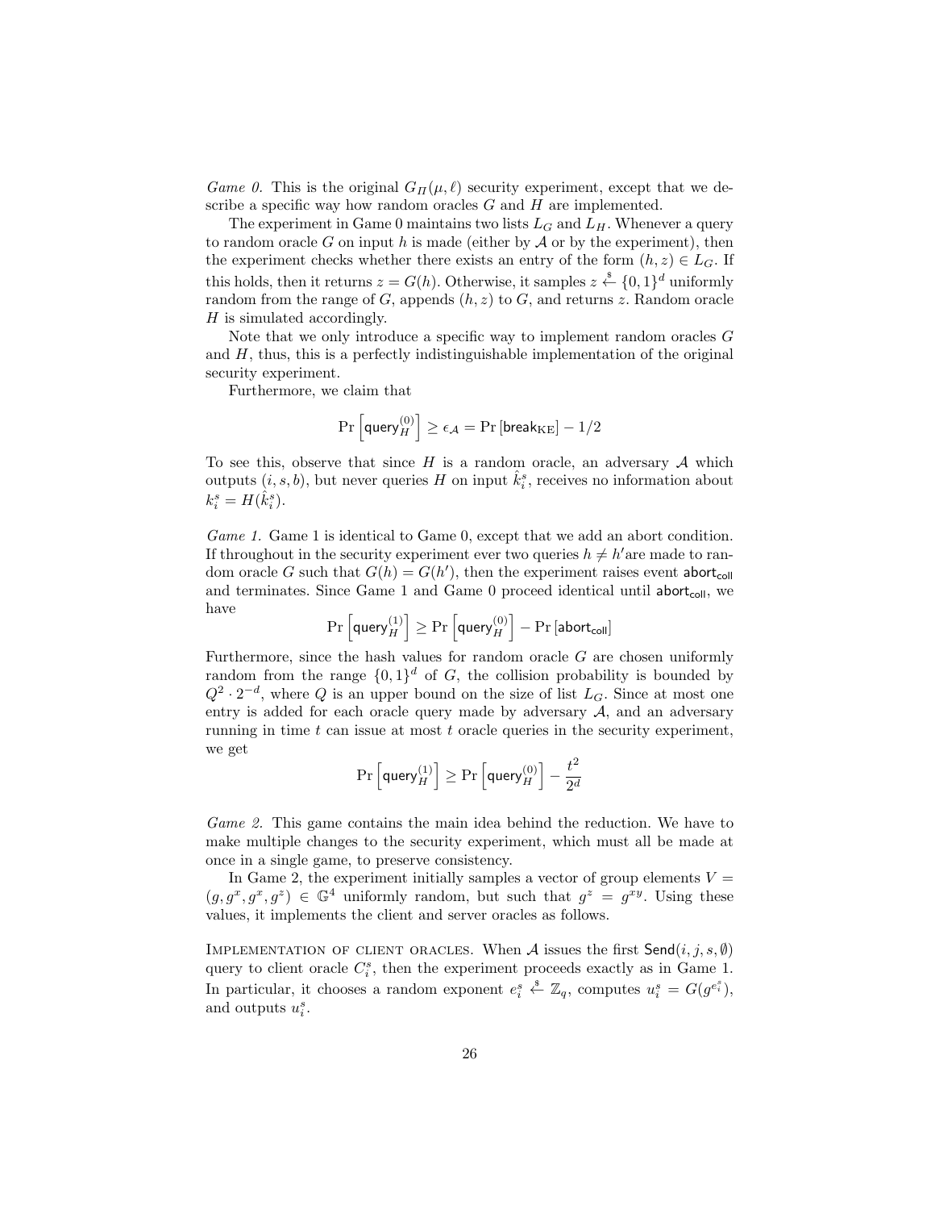*Game 0.* This is the original $G_{\Pi}(\mu, \ell)$ security experiment, except that we describe a specific way how random oracles $G$ and $H$ are implemented.

The experiment in Game 0 maintains two lists $L_G$ and $L_H$. Whenever a query to random oracle $G$ on input $h$ is made (either by $\mathcal{A}$ or by the experiment), then the experiment checks whether there exists an entry of the form $(h, z) \in L_G$. If this holds, then it returns $z = G(h)$. Otherwise, it samples $z \xleftarrow{\$} \{0,1\}^d$ uniformly random from the range of $G$, appends $(h, z)$ to $G$, and returns $z$. Random oracle $H$ is simulated accordingly.

Note that we only introduce a specific way to implement random oracles $G$ and $H$, thus, this is a perfectly indistinguishable implementation of the original security experiment.

Furthermore, we claim that

$$\Pr\left[\mathsf{query}_H^{(0)}\right] \geq \epsilon_{\mathcal{A}} = \Pr\left[\mathsf{break}_{\mathrm{KE}}\right] - 1/2$$

To see this, observe that since $H$ is a random oracle, an adversary $\mathcal{A}$ which outputs $(i, s, b)$, but never queries $H$ on input $\hat{k}_i^s$, receives no information about $k_i^s = H(\hat{k}_i^s)$.

*Game 1.* Game 1 is identical to Game 0, except that we add an abort condition. If throughout in the security experiment ever two queries $h \neq h'$ are made to random oracle $G$ such that $G(h) = G(h')$, then the experiment raises event $\mathsf{abort}_{\mathsf{coll}}$ and terminates. Since Game 1 and Game 0 proceed identical until $\mathsf{abort}_{\mathsf{coll}}$, we have

$$\Pr\left[\mathsf{query}_H^{(1)}\right] \geq \Pr\left[\mathsf{query}_H^{(0)}\right] - \Pr\left[\mathsf{abort}_{\mathsf{coll}}\right]$$

Furthermore, since the hash values for random oracle $G$ are chosen uniformly random from the range $\{0,1\}^d$ of $G$, the collision probability is bounded by $Q^2 \cdot 2^{-d}$, where $Q$ is an upper bound on the size of list $L_G$. Since at most one entry is added for each oracle query made by adversary $\mathcal{A}$, and an adversary running in time $t$ can issue at most $t$ oracle queries in the security experiment, we get

$$\Pr\left[\mathsf{query}_H^{(1)}\right] \geq \Pr\left[\mathsf{query}_H^{(0)}\right] - \frac{t^2}{2^d}$$

*Game 2.* This game contains the main idea behind the reduction. We have to make multiple changes to the security experiment, which must all be made at once in a single game, to preserve consistency.

In Game 2, the experiment initially samples a vector of group elements $V = (g, g^x, g^x, g^z) \in \mathbb{G}^4$ uniformly random, but such that $g^z = g^{xy}$. Using these values, it implements the client and server oracles as follows.

Implementation of client oracles. When $\mathcal{A}$ issues the first $\mathsf{Send}(i, j, s, \emptyset)$ query to client oracle $C_i^s$, then the experiment proceeds exactly as in Game 1. In particular, it chooses a random exponent $e_i^s \xleftarrow{\$} \mathbb{Z}_q$, computes $u_i^s = G(g^{e_i^s})$, and outputs $u_i^s$.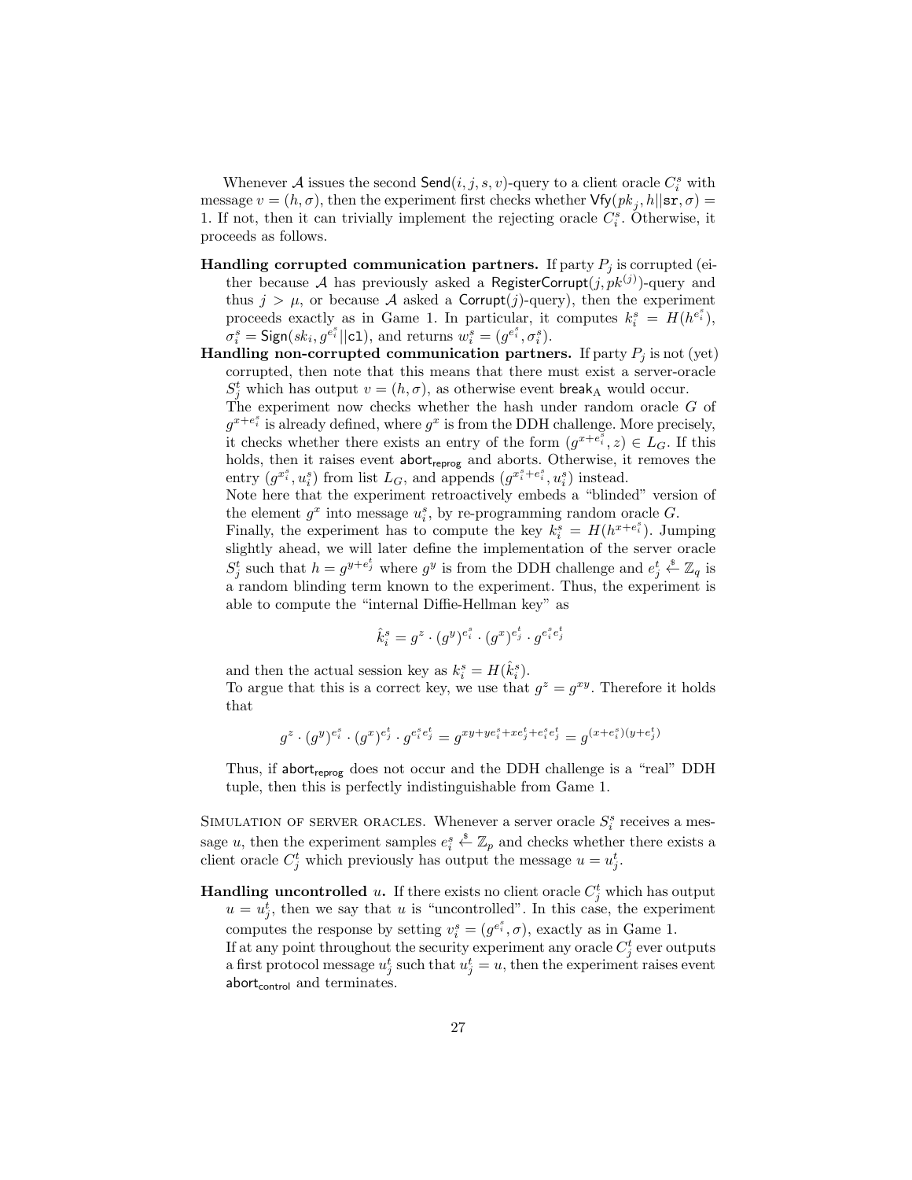Whenever $\mathcal{A}$ issues the second $\mathsf{Send}(i, j, s, v)$-query to a client oracle $C_i^s$ with message $v = (h, \sigma)$, then the experiment first checks whether $\mathsf{Vfy}(pk_j, h||\mathtt{sr}, \sigma) = 1$. If not, then it can trivially implement the rejecting oracle $C_i^s$. Otherwise, it proceeds as follows.

**Handling corrupted communication partners.** If party $P_j$ is corrupted (either because $\mathcal{A}$ has previously asked a $\mathsf{RegisterCorrupt}(j, pk^{(j)})$-query and thus $j > \mu$, or because $\mathcal{A}$ asked a $\mathsf{Corrupt}(j)$-query), then the experiment proceeds exactly as in Game 1. In particular, it computes $k_i^s = H(h^{e_i^s})$, $\sigma_i^s = \mathsf{Sign}(sk_i, g^{e_i^s}||\mathtt{cl})$, and returns $w_i^s = (g^{e_i^s}, \sigma_i^s)$.

**Handling non-corrupted communication partners.** If party $P_j$ is not (yet) corrupted, then note that this means that there must exist a server-oracle $S_j^t$ which has output $v = (h, \sigma)$, as otherwise event $\mathsf{break}_\mathrm{A}$ would occur.

The experiment now checks whether the hash under random oracle $G$ of $g^{x+e_i^s}$ is already defined, where $g^x$ is from the DDH challenge. More precisely, it checks whether there exists an entry of the form $(g^{x+e_i^s}, z) \in L_G$. If this holds, then it raises event $\mathsf{abort}_{\mathsf{reprog}}$ and aborts. Otherwise, it removes the entry $(g^{x_i^s}, u_i^s)$ from list $L_G$, and appends $(g^{x_i^s+e_i^s}, u_i^s)$ instead.

Note here that the experiment retroactively embeds a "blinded" version of the element $g^x$ into message $u_i^s$, by re-programming random oracle $G$.

Finally, the experiment has to compute the key $k_i^s = H(h^{x+e_i^s})$. Jumping slightly ahead, we will later define the implementation of the server oracle $S_j^t$ such that $h = g^{y+e_j^t}$ where $g^y$ is from the DDH challenge and $e_j^t \xleftarrow{\$} \mathbb{Z}_q$ is a random blinding term known to the experiment. Thus, the experiment is able to compute the "internal Diffie-Hellman key" as

$$\hat{k}_i^s = g^z \cdot (g^y)^{e_i^s} \cdot (g^x)^{e_j^t} \cdot g^{e_i^s e_j^t}$$

and then the actual session key as $k_i^s = H(\hat{k}_i^s)$.

To argue that this is a correct key, we use that $g^z = g^{xy}$. Therefore it holds that

$$g^z \cdot (g^y)^{e_i^s} \cdot (g^x)^{e_j^t} \cdot g^{e_i^s e_j^t} = g^{xy + ye_i^s + xe_j^t + e_i^s e_j^t} = g^{(x+e_i^s)(y+e_j^t)}$$

Thus, if $\mathsf{abort}_{\mathsf{reprog}}$ does not occur and the DDH challenge is a "real" DDH tuple, then this is perfectly indistinguishable from Game 1.

Simulation of server oracles. Whenever a server oracle $S_i^s$ receives a message $u$, then the experiment samples $e_i^s \xleftarrow{\$} \mathbb{Z}_p$ and checks whether there exists a client oracle $C_j^t$ which previously has output the message $u = u_j^t$.

**Handling uncontrolled $u$.** If there exists no client oracle $C_j^t$ which has output $u = u_j^t$, then we say that $u$ is "uncontrolled". In this case, the experiment computes the response by setting $v_i^s = (g^{e_i^s}, \sigma)$, exactly as in Game 1.

If at any point throughout the security experiment any oracle $C_j^t$ ever outputs a first protocol message $u_j^t$ such that $u_j^t = u$, then the experiment raises event $\mathsf{abort}_{\mathsf{control}}$ and terminates.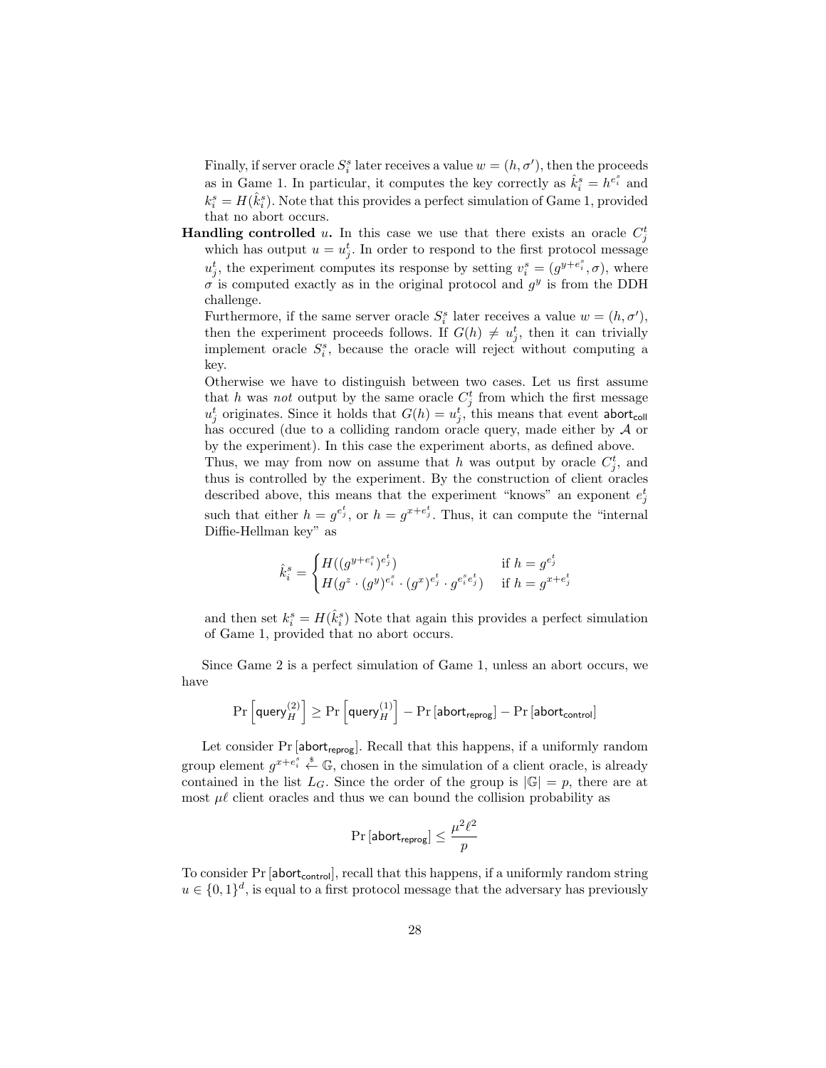Finally, if server oracle $S_i^s$ later receives a value $w = (h, \sigma')$, then the proceeds as in Game 1. In particular, it computes the key correctly as $\hat{k}_i^s = h^{e_i^s}$ and $k_i^s = H(\hat{k}_i^s)$. Note that this provides a perfect simulation of Game 1, provided that no abort occurs.

**Handling controlled** $u$**.** In this case we use that there exists an oracle $C_j^t$ which has output $u = u_j^t$. In order to respond to the first protocol message $u_j^t$, the experiment computes its response by setting $v_i^s = (g^{y+e_i^s}, \sigma)$, where $\sigma$ is computed exactly as in the original protocol and $g^y$ is from the DDH challenge.

Furthermore, if the same server oracle $S_i^s$ later receives a value $w = (h, \sigma')$, then the experiment proceeds follows. If $G(h) \neq u_j^t$, then it can trivially implement oracle $S_i^s$, because the oracle will reject without computing a key.

Otherwise we have to distinguish between two cases. Let us first assume that $h$ was *not* output by the same oracle $C_j^t$ from which the first message $u_j^t$ originates. Since it holds that $G(h) = u_j^t$, this means that event $\mathsf{abort_{coll}}$ has occured (due to a colliding random oracle query, made either by $\mathcal{A}$ or by the experiment). In this case the experiment aborts, as defined above.

Thus, we may from now on assume that $h$ was output by oracle $C_j^t$, and thus is controlled by the experiment. By the construction of client oracles described above, this means that the experiment "knows" an exponent $e_j^t$ such that either $h = g^{e_j^t}$, or $h = g^{x+e_j^t}$. Thus, it can compute the "internal Diffie-Hellman key" as

$$\hat{k}_i^s = \begin{cases} H((g^{y+e_i^s})^{e_j^t}) & \text{if } h = g^{e_j^t} \\ H(g^z \cdot (g^y)^{e_i^s} \cdot (g^x)^{e_j^t} \cdot g^{e_i^s e_j^t}) & \text{if } h = g^{x+e_j^t} \end{cases}$$

and then set $k_i^s = H(\hat{k}_i^s)$ Note that again this provides a perfect simulation of Game 1, provided that no abort occurs.

Since Game 2 is a perfect simulation of Game 1, unless an abort occurs, we have

$$\Pr\left[\mathsf{query}_H^{(2)}\right] \geq \Pr\left[\mathsf{query}_H^{(1)}\right] - \Pr\left[\mathsf{abort_{reprog}}\right] - \Pr\left[\mathsf{abort_{control}}\right]$$

Let consider $\Pr\left[\mathsf{abort_{reprog}}\right]$. Recall that this happens, if a uniformly random group element $g^{x+e_i^s} \xleftarrow{\$} \mathbb{G}$, chosen in the simulation of a client oracle, is already contained in the list $L_G$. Since the order of the group is $|\mathbb{G}| = p$, there are at most $\mu\ell$ client oracles and thus we can bound the collision probability as

$$\Pr\left[\mathsf{abort_{reprog}}\right] \leq \frac{\mu^2 \ell^2}{p}$$

To consider $\Pr\left[\mathsf{abort_{control}}\right]$, recall that this happens, if a uniformly random string $u \in \{0,1\}^d$, is equal to a first protocol message that the adversary has previously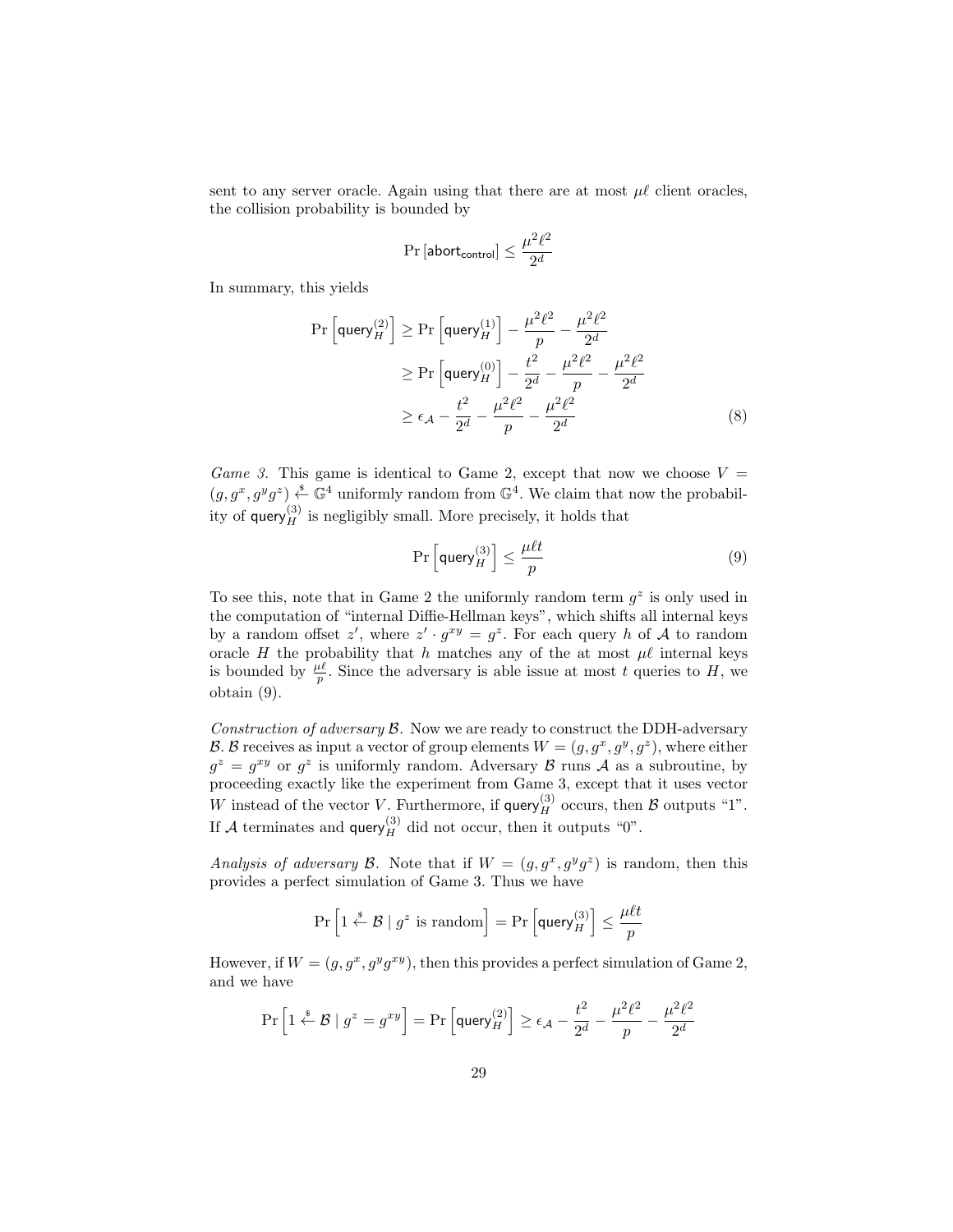sent to any server oracle. Again using that there are at most $\mu\ell$ client oracles, the collision probability is bounded by

$$\Pr[\mathsf{abort}_{\mathsf{control}}] \leq \frac{\mu^2\ell^2}{2^d}$$

In summary, this yields

$$\begin{aligned}
\Pr\left[\mathsf{query}_H^{(2)}\right] &\geq \Pr\left[\mathsf{query}_H^{(1)}\right] - \frac{\mu^2\ell^2}{p} - \frac{\mu^2\ell^2}{2^d} \\
&\geq \Pr\left[\mathsf{query}_H^{(0)}\right] - \frac{t^2}{2^d} - \frac{\mu^2\ell^2}{p} - \frac{\mu^2\ell^2}{2^d} \\
&\geq \epsilon_{\mathcal{A}} - \frac{t^2}{2^d} - \frac{\mu^2\ell^2}{p} - \frac{\mu^2\ell^2}{2^d} \qquad (8)
\end{aligned}$$

*Game 3.* This game is identical to Game 2, except that now we choose $V = (g, g^x, g^y g^z) \xleftarrow{\$} \mathbb{G}^4$ uniformly random from $\mathbb{G}^4$. We claim that now the probability of $\mathsf{query}_H^{(3)}$ is negligibly small. More precisely, it holds that

$$\Pr\left[\mathsf{query}_H^{(3)}\right] \leq \frac{\mu\ell t}{p} \qquad (9)$$

To see this, note that in Game 2 the uniformly random term $g^z$ is only used in the computation of "internal Diffie-Hellman keys", which shifts all internal keys by a random offset $z'$, where $z' \cdot g^{xy} = g^z$. For each query $h$ of $\mathcal{A}$ to random oracle $H$ the probability that $h$ matches any of the at most $\mu\ell$ internal keys is bounded by $\frac{\mu\ell}{p}$. Since the adversary is able issue at most $t$ queries to $H$, we obtain (9).

*Construction of adversary $\mathcal{B}$.* Now we are ready to construct the DDH-adversary $\mathcal{B}$. $\mathcal{B}$ receives as input a vector of group elements $W = (g, g^x, g^y, g^z)$, where either $g^z = g^{xy}$ or $g^z$ is uniformly random. Adversary $\mathcal{B}$ runs $\mathcal{A}$ as a subroutine, by proceeding exactly like the experiment from Game 3, except that it uses vector $W$ instead of the vector $V$. Furthermore, if $\mathsf{query}_H^{(3)}$ occurs, then $\mathcal{B}$ outputs "1". If $\mathcal{A}$ terminates and $\mathsf{query}_H^{(3)}$ did not occur, then it outputs "0".

*Analysis of adversary $\mathcal{B}$.* Note that if $W = (g, g^x, g^y g^z)$ is random, then this provides a perfect simulation of Game 3. Thus we have

$$\Pr\left[1 \xleftarrow{\$} \mathcal{B} \mid g^z \text{ is random}\right] = \Pr\left[\mathsf{query}_H^{(3)}\right] \leq \frac{\mu\ell t}{p}$$

However, if $W = (g, g^x, g^y g^{xy})$, then this provides a perfect simulation of Game 2, and we have

$$\Pr\left[1 \xleftarrow{\$} \mathcal{B} \mid g^z = g^{xy}\right] = \Pr\left[\mathsf{query}_H^{(2)}\right] \geq \epsilon_{\mathcal{A}} - \frac{t^2}{2^d} - \frac{\mu^2\ell^2}{p} - \frac{\mu^2\ell^2}{2^d}$$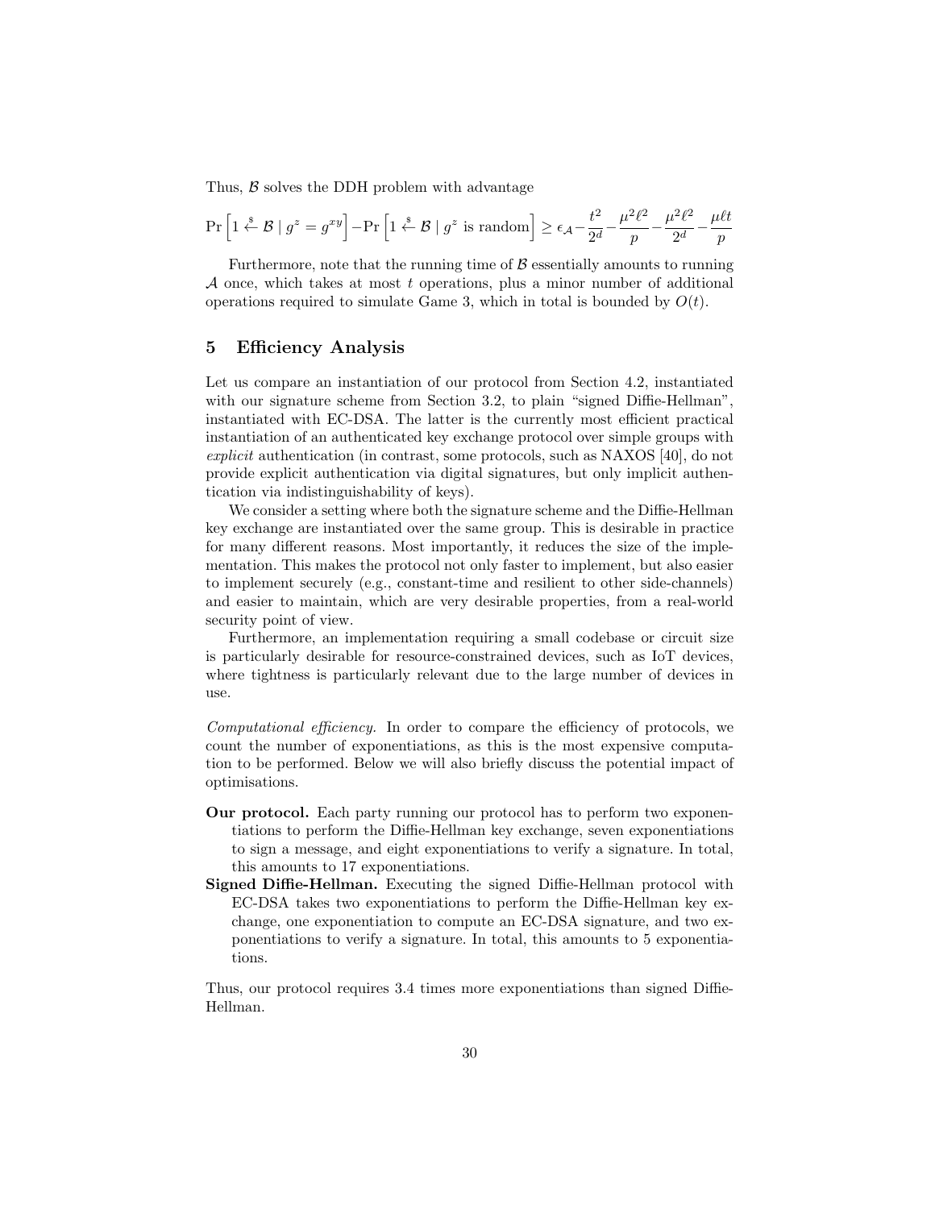Thus, $\mathcal{B}$ solves the DDH problem with advantage

$$\Pr\left[1 \xleftarrow{\$} \mathcal{B} \mid g^z = g^{xy}\right] - \Pr\left[1 \xleftarrow{\$} \mathcal{B} \mid g^z \text{ is random}\right] \geq \epsilon_{\mathcal{A}} - \frac{t^2}{2^d} - \frac{\mu^2 \ell^2}{p} - \frac{\mu^2 \ell^2}{2^d} - \frac{\mu \ell t}{p}$$

Furthermore, note that the running time of $\mathcal{B}$ essentially amounts to running $\mathcal{A}$ once, which takes at most $t$ operations, plus a minor number of additional operations required to simulate Game 3, which in total is bounded by $O(t)$.

## 5 Efficiency Analysis

Let us compare an instantiation of our protocol from Section 4.2, instantiated with our signature scheme from Section 3.2, to plain "signed Diffie-Hellman", instantiated with EC-DSA. The latter is the currently most efficient practical instantiation of an authenticated key exchange protocol over simple groups with *explicit* authentication (in contrast, some protocols, such as NAXOS [40], do not provide explicit authentication via digital signatures, but only implicit authentication via indistinguishability of keys).

We consider a setting where both the signature scheme and the Diffie-Hellman key exchange are instantiated over the same group. This is desirable in practice for many different reasons. Most importantly, it reduces the size of the implementation. This makes the protocol not only faster to implement, but also easier to implement securely (e.g., constant-time and resilient to other side-channels) and easier to maintain, which are very desirable properties, from a real-world security point of view.

Furthermore, an implementation requiring a small codebase or circuit size is particularly desirable for resource-constrained devices, such as IoT devices, where tightness is particularly relevant due to the large number of devices in use.

*Computational efficiency.* In order to compare the efficiency of protocols, we count the number of exponentiations, as this is the most expensive computation to be performed. Below we will also briefly discuss the potential impact of optimisations.

**Our protocol.** Each party running our protocol has to perform two exponentiations to perform the Diffie-Hellman key exchange, seven exponentiations to sign a message, and eight exponentiations to verify a signature. In total, this amounts to 17 exponentiations.

**Signed Diffie-Hellman.** Executing the signed Diffie-Hellman protocol with EC-DSA takes two exponentiations to perform the Diffie-Hellman key exchange, one exponentiation to compute an EC-DSA signature, and two exponentiations to verify a signature. In total, this amounts to 5 exponentiations.

Thus, our protocol requires 3.4 times more exponentiations than signed Diffie-Hellman.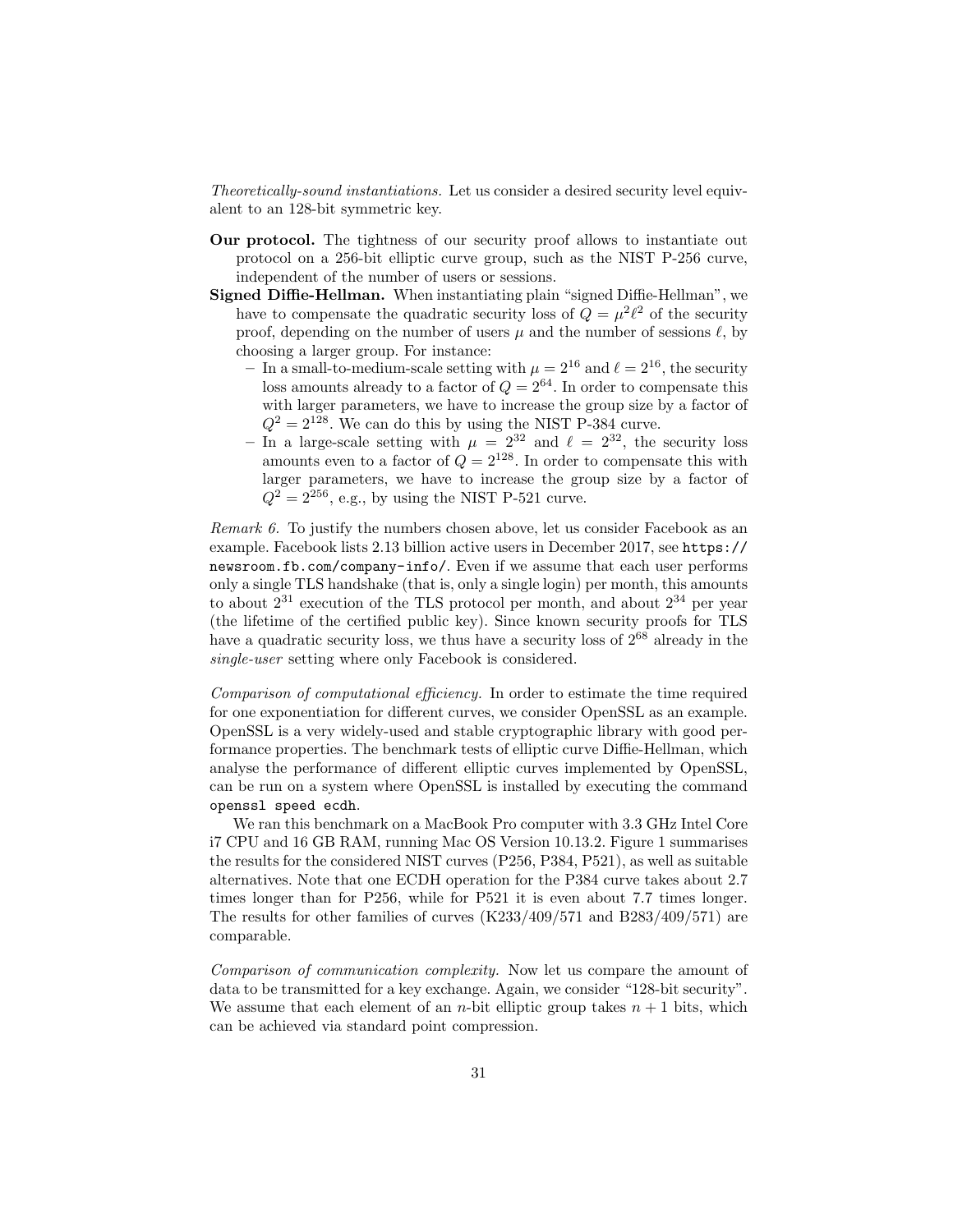*Theoretically-sound instantiations.* Let us consider a desired security level equivalent to an 128-bit symmetric key.

**Our protocol.** The tightness of our security proof allows to instantiate out protocol on a 256-bit elliptic curve group, such as the NIST P-256 curve, independent of the number of users or sessions.

**Signed Diffie-Hellman.** When instantiating plain "signed Diffie-Hellman", we have to compensate the quadratic security loss of $Q = \mu^2 \ell^2$ of the security proof, depending on the number of users $\mu$ and the number of sessions $\ell$, by choosing a larger group. For instance:

- In a small-to-medium-scale setting with $\mu = 2^{16}$ and $\ell = 2^{16}$, the security loss amounts already to a factor of $Q = 2^{64}$. In order to compensate this with larger parameters, we have to increase the group size by a factor of $Q^2 = 2^{128}$. We can do this by using the NIST P-384 curve.
- In a large-scale setting with $\mu = 2^{32}$ and $\ell = 2^{32}$, the security loss amounts even to a factor of $Q = 2^{128}$. In order to compensate this with larger parameters, we have to increase the group size by a factor of $Q^2 = 2^{256}$, e.g., by using the NIST P-521 curve.

*Remark 6.* To justify the numbers chosen above, let us consider Facebook as an example. Facebook lists 2.13 billion active users in December 2017, see https://newsroom.fb.com/company-info/. Even if we assume that each user performs only a single TLS handshake (that is, only a single login) per month, this amounts to about $2^{31}$ execution of the TLS protocol per month, and about $2^{34}$ per year (the lifetime of the certified public key). Since known security proofs for TLS have a quadratic security loss, we thus have a security loss of $2^{68}$ already in the *single-user* setting where only Facebook is considered.

*Comparison of computational efficiency.* In order to estimate the time required for one exponentiation for different curves, we consider OpenSSL as an example. OpenSSL is a very widely-used and stable cryptographic library with good performance properties. The benchmark tests of elliptic curve Diffie-Hellman, which analyse the performance of different elliptic curves implemented by OpenSSL, can be run on a system where OpenSSL is installed by executing the command `openssl speed ecdh`.

We ran this benchmark on a MacBook Pro computer with 3.3 GHz Intel Core i7 CPU and 16 GB RAM, running Mac OS Version 10.13.2. Figure 1 summarises the results for the considered NIST curves (P256, P384, P521), as well as suitable alternatives. Note that one ECDH operation for the P384 curve takes about 2.7 times longer than for P256, while for P521 it is even about 7.7 times longer. The results for other families of curves (K233/409/571 and B283/409/571) are comparable.

*Comparison of communication complexity.* Now let us compare the amount of data to be transmitted for a key exchange. Again, we consider "128-bit security". We assume that each element of an $n$-bit elliptic group takes $n + 1$ bits, which can be achieved via standard point compression.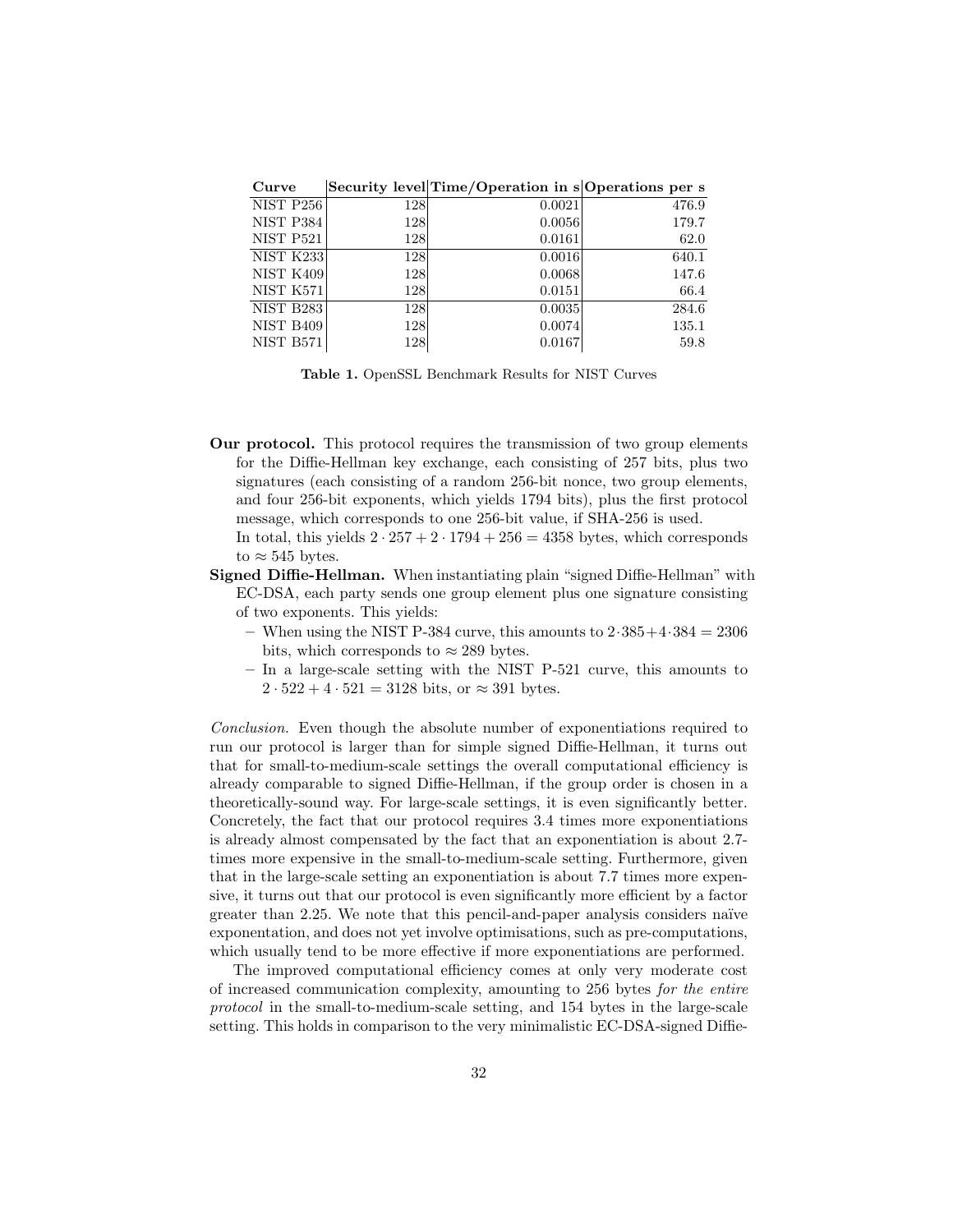| **Curve** | **Security level** | **Time/Operation in s** | **Operations per s** |
|---|---|---|---|
| NIST P256 | 128 | 0.0021 | 476.9 |
| NIST P384 | 128 | 0.0056 | 179.7 |
| NIST P521 | 128 | 0.0161 | 62.0 |
| NIST K233 | 128 | 0.0016 | 640.1 |
| NIST K409 | 128 | 0.0068 | 147.6 |
| NIST K571 | 128 | 0.0151 | 66.4 |
| NIST B283 | 128 | 0.0035 | 284.6 |
| NIST B409 | 128 | 0.0074 | 135.1 |
| NIST B571 | 128 | 0.0167 | 59.8 |

**Table 1.** OpenSSL Benchmark Results for NIST Curves

**Our protocol.** This protocol requires the transmission of two group elements for the Diffie-Hellman key exchange, each consisting of 257 bits, plus two signatures (each consisting of a random 256-bit nonce, two group elements, and four 256-bit exponents, which yields 1794 bits), plus the first protocol message, which corresponds to one 256-bit value, if SHA-256 is used.

In total, this yields $2 \cdot 257 + 2 \cdot 1794 + 256 = 4358$ bytes, which corresponds to $\approx 545$ bytes.

**Signed Diffie-Hellman.** When instantiating plain "signed Diffie-Hellman" with EC-DSA, each party sends one group element plus one signature consisting of two exponents. This yields:

- When using the NIST P-384 curve, this amounts to $2 \cdot 385 + 4 \cdot 384 = 2306$ bits, which corresponds to $\approx 289$ bytes.
- In a large-scale setting with the NIST P-521 curve, this amounts to $2 \cdot 522 + 4 \cdot 521 = 3128$ bits, or $\approx 391$ bytes.

*Conclusion.* Even though the absolute number of exponentiations required to run our protocol is larger than for simple signed Diffie-Hellman, it turns out that for small-to-medium-scale settings the overall computational efficiency is already comparable to signed Diffie-Hellman, if the group order is chosen in a theoretically-sound way. For large-scale settings, it is even significantly better. Concretely, the fact that our protocol requires 3.4 times more exponentiations is already almost compensated by the fact that an exponentiation is about 2.7-times more expensive in the small-to-medium-scale setting. Furthermore, given that in the large-scale setting an exponentiation is about 7.7 times more expensive, it turns out that our protocol is even significantly more efficient by a factor greater than 2.25. We note that this pencil-and-paper analysis considers naïve exponentation, and does not yet involve optimisations, such as pre-computations, which usually tend to be more effective if more exponentiations are performed.

The improved computational efficiency comes at only very moderate cost of increased communication complexity, amounting to 256 bytes *for the entire protocol* in the small-to-medium-scale setting, and 154 bytes in the large-scale setting. This holds in comparison to the very minimalistic EC-DSA-signed Diffie-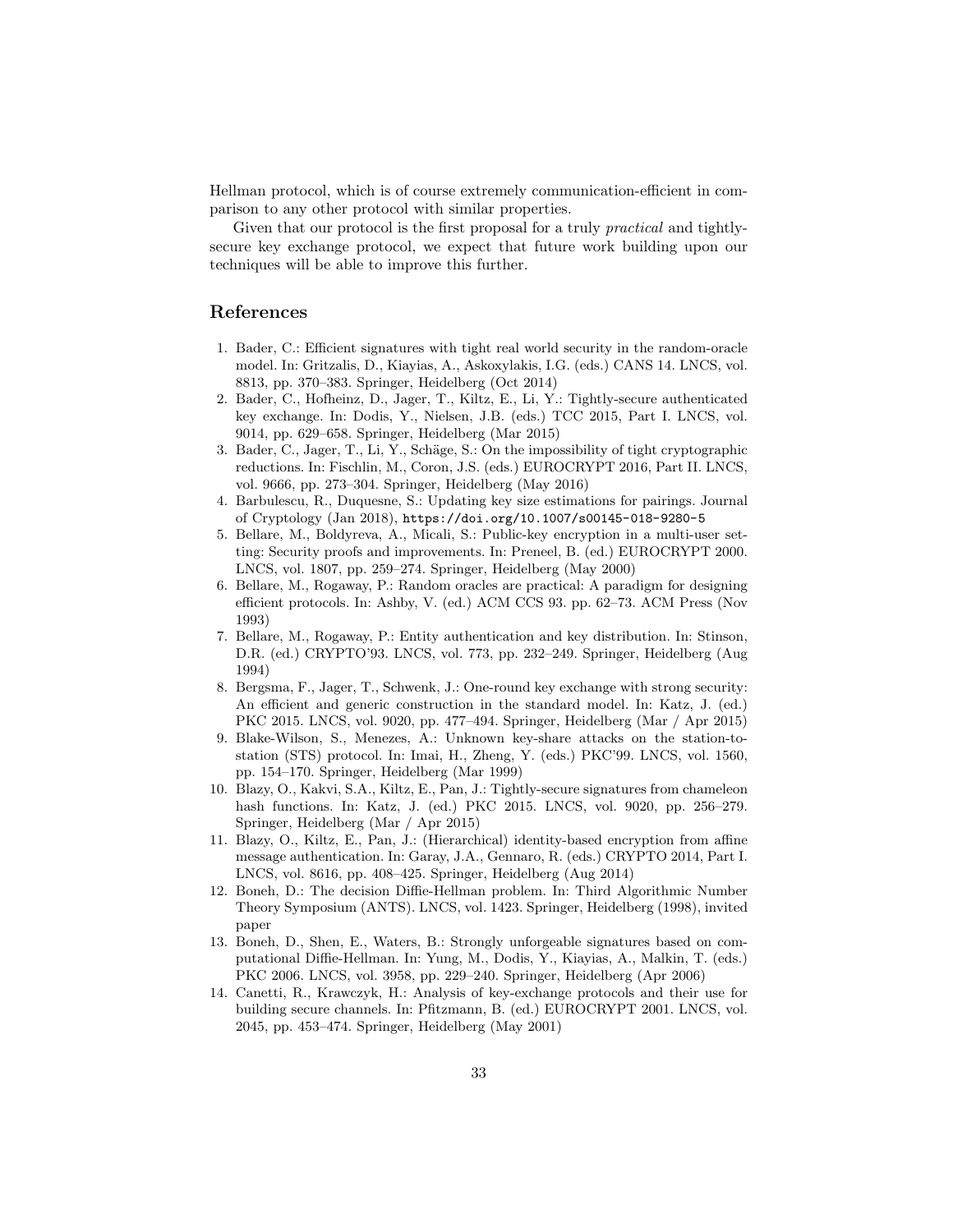Hellman protocol, which is of course extremely communication-efficient in comparison to any other protocol with similar properties.

Given that our protocol is the first proposal for a truly *practical* and tightly-secure key exchange protocol, we expect that future work building upon our techniques will be able to improve this further.

## References

1. Bader, C.: Efficient signatures with tight real world security in the random-oracle model. In: Gritzalis, D., Kiayias, A., Askoxylakis, I.G. (eds.) CANS 14. LNCS, vol. 8813, pp. 370–383. Springer, Heidelberg (Oct 2014)
2. Bader, C., Hofheinz, D., Jager, T., Kiltz, E., Li, Y.: Tightly-secure authenticated key exchange. In: Dodis, Y., Nielsen, J.B. (eds.) TCC 2015, Part I. LNCS, vol. 9014, pp. 629–658. Springer, Heidelberg (Mar 2015)
3. Bader, C., Jager, T., Li, Y., Schäge, S.: On the impossibility of tight cryptographic reductions. In: Fischlin, M., Coron, J.S. (eds.) EUROCRYPT 2016, Part II. LNCS, vol. 9666, pp. 273–304. Springer, Heidelberg (May 2016)
4. Barbulescu, R., Duquesne, S.: Updating key size estimations for pairings. Journal of Cryptology (Jan 2018), `https://doi.org/10.1007/s00145-018-9280-5`
5. Bellare, M., Boldyreva, A., Micali, S.: Public-key encryption in a multi-user setting: Security proofs and improvements. In: Preneel, B. (ed.) EUROCRYPT 2000. LNCS, vol. 1807, pp. 259–274. Springer, Heidelberg (May 2000)
6. Bellare, M., Rogaway, P.: Random oracles are practical: A paradigm for designing efficient protocols. In: Ashby, V. (ed.) ACM CCS 93. pp. 62–73. ACM Press (Nov 1993)
7. Bellare, M., Rogaway, P.: Entity authentication and key distribution. In: Stinson, D.R. (ed.) CRYPTO'93. LNCS, vol. 773, pp. 232–249. Springer, Heidelberg (Aug 1994)
8. Bergsma, F., Jager, T., Schwenk, J.: One-round key exchange with strong security: An efficient and generic construction in the standard model. In: Katz, J. (ed.) PKC 2015. LNCS, vol. 9020, pp. 477–494. Springer, Heidelberg (Mar / Apr 2015)
9. Blake-Wilson, S., Menezes, A.: Unknown key-share attacks on the station-to-station (STS) protocol. In: Imai, H., Zheng, Y. (eds.) PKC'99. LNCS, vol. 1560, pp. 154–170. Springer, Heidelberg (Mar 1999)
10. Blazy, O., Kakvi, S.A., Kiltz, E., Pan, J.: Tightly-secure signatures from chameleon hash functions. In: Katz, J. (ed.) PKC 2015. LNCS, vol. 9020, pp. 256–279. Springer, Heidelberg (Mar / Apr 2015)
11. Blazy, O., Kiltz, E., Pan, J.: (Hierarchical) identity-based encryption from affine message authentication. In: Garay, J.A., Gennaro, R. (eds.) CRYPTO 2014, Part I. LNCS, vol. 8616, pp. 408–425. Springer, Heidelberg (Aug 2014)
12. Boneh, D.: The decision Diffie-Hellman problem. In: Third Algorithmic Number Theory Symposium (ANTS). LNCS, vol. 1423. Springer, Heidelberg (1998), invited paper
13. Boneh, D., Shen, E., Waters, B.: Strongly unforgeable signatures based on computational Diffie-Hellman. In: Yung, M., Dodis, Y., Kiayias, A., Malkin, T. (eds.) PKC 2006. LNCS, vol. 3958, pp. 229–240. Springer, Heidelberg (Apr 2006)
14. Canetti, R., Krawczyk, H.: Analysis of key-exchange protocols and their use for building secure channels. In: Pfitzmann, B. (ed.) EUROCRYPT 2001. LNCS, vol. 2045, pp. 453–474. Springer, Heidelberg (May 2001)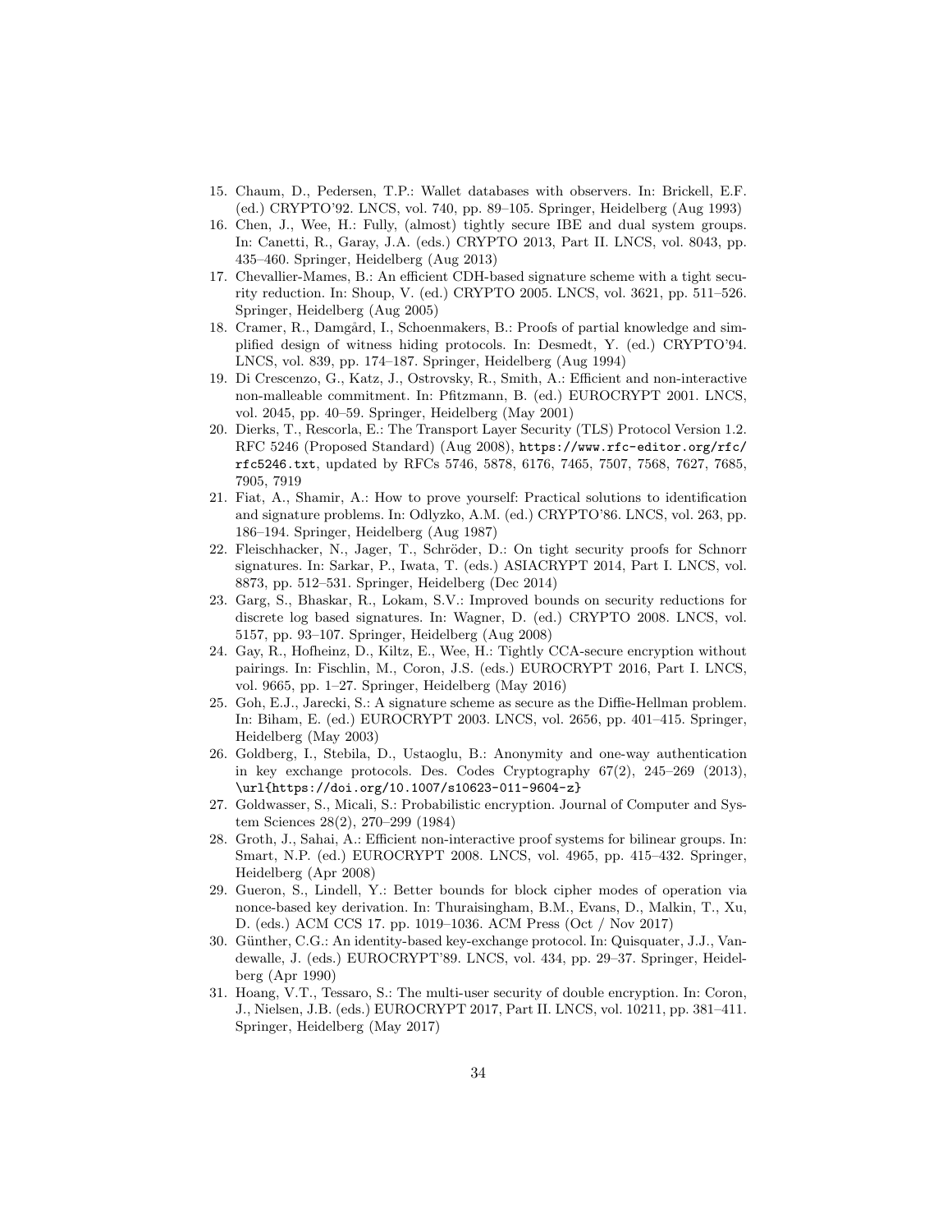15. Chaum, D., Pedersen, T.P.: Wallet databases with observers. In: Brickell, E.F. (ed.) CRYPTO'92. LNCS, vol. 740, pp. 89–105. Springer, Heidelberg (Aug 1993)
16. Chen, J., Wee, H.: Fully, (almost) tightly secure IBE and dual system groups. In: Canetti, R., Garay, J.A. (eds.) CRYPTO 2013, Part II. LNCS, vol. 8043, pp. 435–460. Springer, Heidelberg (Aug 2013)
17. Chevallier-Mames, B.: An efficient CDH-based signature scheme with a tight security reduction. In: Shoup, V. (ed.) CRYPTO 2005. LNCS, vol. 3621, pp. 511–526. Springer, Heidelberg (Aug 2005)
18. Cramer, R., Damgård, I., Schoenmakers, B.: Proofs of partial knowledge and simplified design of witness hiding protocols. In: Desmedt, Y. (ed.) CRYPTO'94. LNCS, vol. 839, pp. 174–187. Springer, Heidelberg (Aug 1994)
19. Di Crescenzo, G., Katz, J., Ostrovsky, R., Smith, A.: Efficient and non-interactive non-malleable commitment. In: Pfitzmann, B. (ed.) EUROCRYPT 2001. LNCS, vol. 2045, pp. 40–59. Springer, Heidelberg (May 2001)
20. Dierks, T., Rescorla, E.: The Transport Layer Security (TLS) Protocol Version 1.2. RFC 5246 (Proposed Standard) (Aug 2008), `https://www.rfc-editor.org/rfc/rfc5246.txt`, updated by RFCs 5746, 5878, 6176, 7465, 7507, 7568, 7627, 7685, 7905, 7919
21. Fiat, A., Shamir, A.: How to prove yourself: Practical solutions to identification and signature problems. In: Odlyzko, A.M. (ed.) CRYPTO'86. LNCS, vol. 263, pp. 186–194. Springer, Heidelberg (Aug 1987)
22. Fleischhacker, N., Jager, T., Schröder, D.: On tight security proofs for Schnorr signatures. In: Sarkar, P., Iwata, T. (eds.) ASIACRYPT 2014, Part I. LNCS, vol. 8873, pp. 512–531. Springer, Heidelberg (Dec 2014)
23. Garg, S., Bhaskar, R., Lokam, S.V.: Improved bounds on security reductions for discrete log based signatures. In: Wagner, D. (ed.) CRYPTO 2008. LNCS, vol. 5157, pp. 93–107. Springer, Heidelberg (Aug 2008)
24. Gay, R., Hofheinz, D., Kiltz, E., Wee, H.: Tightly CCA-secure encryption without pairings. In: Fischlin, M., Coron, J.S. (eds.) EUROCRYPT 2016, Part I. LNCS, vol. 9665, pp. 1–27. Springer, Heidelberg (May 2016)
25. Goh, E.J., Jarecki, S.: A signature scheme as secure as the Diffie-Hellman problem. In: Biham, E. (ed.) EUROCRYPT 2003. LNCS, vol. 2656, pp. 401–415. Springer, Heidelberg (May 2003)
26. Goldberg, I., Stebila, D., Ustaoglu, B.: Anonymity and one-way authentication in key exchange protocols. Des. Codes Cryptography 67(2), 245–269 (2013), `\url{https://doi.org/10.1007/s10623-011-9604-z}`
27. Goldwasser, S., Micali, S.: Probabilistic encryption. Journal of Computer and System Sciences 28(2), 270–299 (1984)
28. Groth, J., Sahai, A.: Efficient non-interactive proof systems for bilinear groups. In: Smart, N.P. (ed.) EUROCRYPT 2008. LNCS, vol. 4965, pp. 415–432. Springer, Heidelberg (Apr 2008)
29. Gueron, S., Lindell, Y.: Better bounds for block cipher modes of operation via nonce-based key derivation. In: Thuraisingham, B.M., Evans, D., Malkin, T., Xu, D. (eds.) ACM CCS 17. pp. 1019–1036. ACM Press (Oct / Nov 2017)
30. Günther, C.G.: An identity-based key-exchange protocol. In: Quisquater, J.J., Vandewalle, J. (eds.) EUROCRYPT'89. LNCS, vol. 434, pp. 29–37. Springer, Heidelberg (Apr 1990)
31. Hoang, V.T., Tessaro, S.: The multi-user security of double encryption. In: Coron, J., Nielsen, J.B. (eds.) EUROCRYPT 2017, Part II. LNCS, vol. 10211, pp. 381–411. Springer, Heidelberg (May 2017)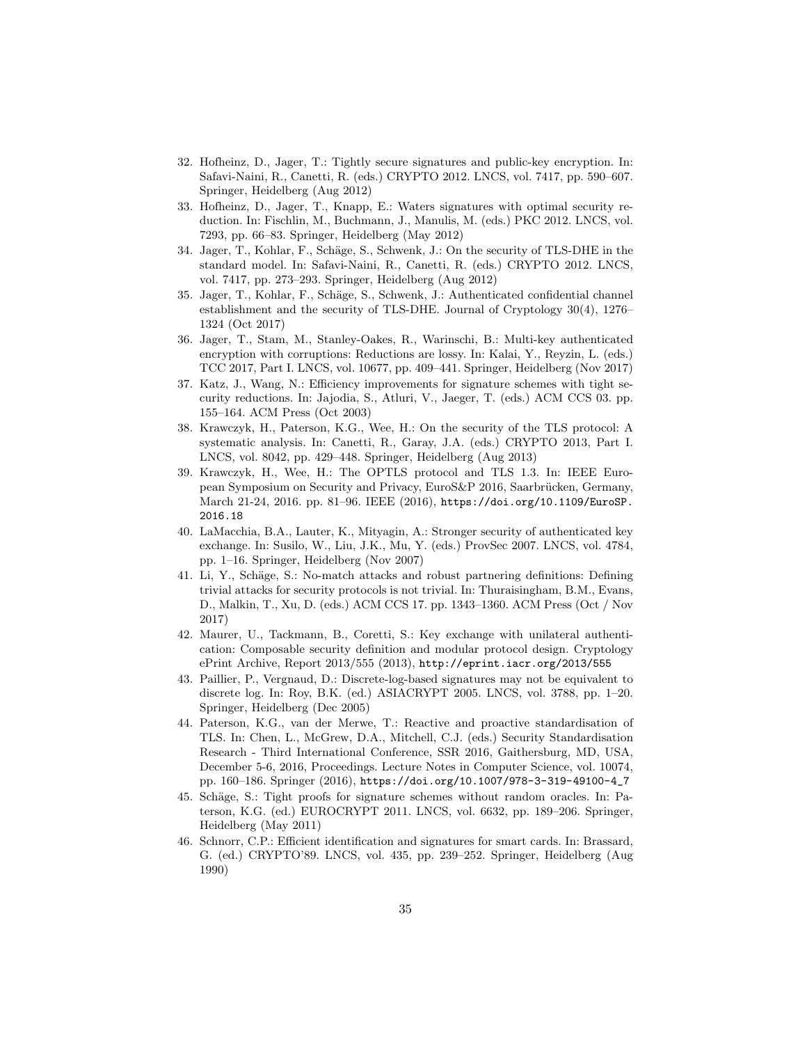32. Hofheinz, D., Jager, T.: Tightly secure signatures and public-key encryption. In: Safavi-Naini, R., Canetti, R. (eds.) CRYPTO 2012. LNCS, vol. 7417, pp. 590–607. Springer, Heidelberg (Aug 2012)
33. Hofheinz, D., Jager, T., Knapp, E.: Waters signatures with optimal security reduction. In: Fischlin, M., Buchmann, J., Manulis, M. (eds.) PKC 2012. LNCS, vol. 7293, pp. 66–83. Springer, Heidelberg (May 2012)
34. Jager, T., Kohlar, F., Schäge, S., Schwenk, J.: On the security of TLS-DHE in the standard model. In: Safavi-Naini, R., Canetti, R. (eds.) CRYPTO 2012. LNCS, vol. 7417, pp. 273–293. Springer, Heidelberg (Aug 2012)
35. Jager, T., Kohlar, F., Schäge, S., Schwenk, J.: Authenticated confidential channel establishment and the security of TLS-DHE. Journal of Cryptology 30(4), 1276–1324 (Oct 2017)
36. Jager, T., Stam, M., Stanley-Oakes, R., Warinschi, B.: Multi-key authenticated encryption with corruptions: Reductions are lossy. In: Kalai, Y., Reyzin, L. (eds.) TCC 2017, Part I. LNCS, vol. 10677, pp. 409–441. Springer, Heidelberg (Nov 2017)
37. Katz, J., Wang, N.: Efficiency improvements for signature schemes with tight security reductions. In: Jajodia, S., Atluri, V., Jaeger, T. (eds.) ACM CCS 03. pp. 155–164. ACM Press (Oct 2003)
38. Krawczyk, H., Paterson, K.G., Wee, H.: On the security of the TLS protocol: A systematic analysis. In: Canetti, R., Garay, J.A. (eds.) CRYPTO 2013, Part I. LNCS, vol. 8042, pp. 429–448. Springer, Heidelberg (Aug 2013)
39. Krawczyk, H., Wee, H.: The OPTLS protocol and TLS 1.3. In: IEEE European Symposium on Security and Privacy, EuroS&P 2016, Saarbrücken, Germany, March 21-24, 2016. pp. 81–96. IEEE (2016), https://doi.org/10.1109/EuroSP.2016.18
40. LaMacchia, B.A., Lauter, K., Mityagin, A.: Stronger security of authenticated key exchange. In: Susilo, W., Liu, J.K., Mu, Y. (eds.) ProvSec 2007. LNCS, vol. 4784, pp. 1–16. Springer, Heidelberg (Nov 2007)
41. Li, Y., Schäge, S.: No-match attacks and robust partnering definitions: Defining trivial attacks for security protocols is not trivial. In: Thuraisingham, B.M., Evans, D., Malkin, T., Xu, D. (eds.) ACM CCS 17. pp. 1343–1360. ACM Press (Oct / Nov 2017)
42. Maurer, U., Tackmann, B., Coretti, S.: Key exchange with unilateral authentication: Composable security definition and modular protocol design. Cryptology ePrint Archive, Report 2013/555 (2013), http://eprint.iacr.org/2013/555
43. Paillier, P., Vergnaud, D.: Discrete-log-based signatures may not be equivalent to discrete log. In: Roy, B.K. (ed.) ASIACRYPT 2005. LNCS, vol. 3788, pp. 1–20. Springer, Heidelberg (Dec 2005)
44. Paterson, K.G., van der Merwe, T.: Reactive and proactive standardisation of TLS. In: Chen, L., McGrew, D.A., Mitchell, C.J. (eds.) Security Standardisation Research - Third International Conference, SSR 2016, Gaithersburg, MD, USA, December 5-6, 2016, Proceedings. Lecture Notes in Computer Science, vol. 10074, pp. 160–186. Springer (2016), https://doi.org/10.1007/978-3-319-49100-4_7
45. Schäge, S.: Tight proofs for signature schemes without random oracles. In: Paterson, K.G. (ed.) EUROCRYPT 2011. LNCS, vol. 6632, pp. 189–206. Springer, Heidelberg (May 2011)
46. Schnorr, C.P.: Efficient identification and signatures for smart cards. In: Brassard, G. (ed.) CRYPTO'89. LNCS, vol. 435, pp. 239–252. Springer, Heidelberg (Aug 1990)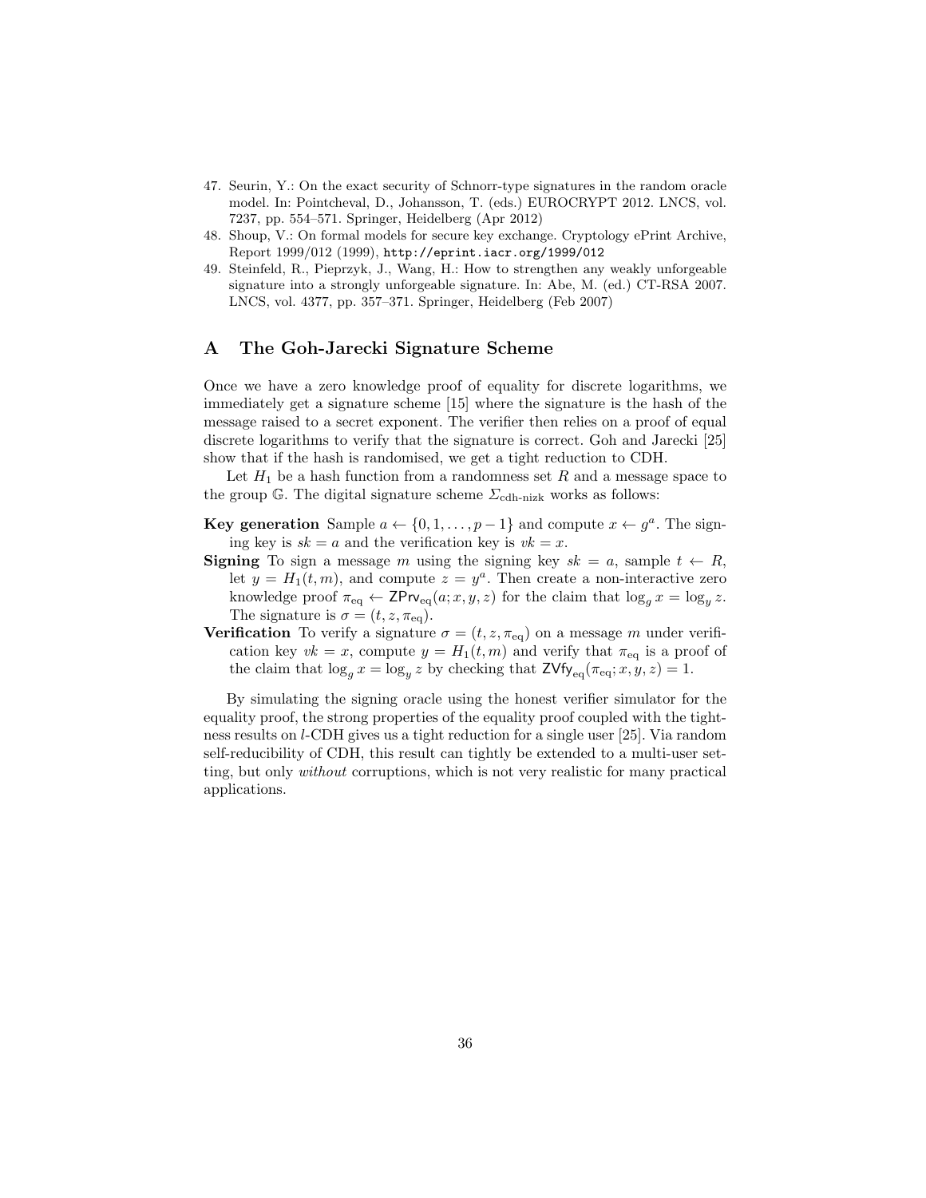47. Seurin, Y.: On the exact security of Schnorr-type signatures in the random oracle model. In: Pointcheval, D., Johansson, T. (eds.) EUROCRYPT 2012. LNCS, vol. 7237, pp. 554–571. Springer, Heidelberg (Apr 2012)
48. Shoup, V.: On formal models for secure key exchange. Cryptology ePrint Archive, Report 1999/012 (1999), http://eprint.iacr.org/1999/012
49. Steinfeld, R., Pieprzyk, J., Wang, H.: How to strengthen any weakly unforgeable signature into a strongly unforgeable signature. In: Abe, M. (ed.) CT-RSA 2007. LNCS, vol. 4377, pp. 357–371. Springer, Heidelberg (Feb 2007)

# A The Goh-Jarecki Signature Scheme

Once we have a zero knowledge proof of equality for discrete logarithms, we immediately get a signature scheme [15] where the signature is the hash of the message raised to a secret exponent. The verifier then relies on a proof of equal discrete logarithms to verify that the signature is correct. Goh and Jarecki [25] show that if the hash is randomised, we get a tight reduction to CDH.

Let $H_1$ be a hash function from a randomness set $R$ and a message space to the group $\mathbb{G}$. The digital signature scheme $\Sigma_{\text{cdh-nizk}}$ works as follows:

**Key generation** Sample $a \leftarrow \{0, 1, \ldots, p-1\}$ and compute $x \leftarrow g^a$. The signing key is $sk = a$ and the verification key is $vk = x$.

**Signing** To sign a message $m$ using the signing key $sk = a$, sample $t \leftarrow R$, let $y = H_1(t, m)$, and compute $z = y^a$. Then create a non-interactive zero knowledge proof $\pi_{\text{eq}} \leftarrow \mathsf{ZPrv}_{\text{eq}}(a; x, y, z)$ for the claim that $\log_g x = \log_y z$. The signature is $\sigma = (t, z, \pi_{\text{eq}})$.

**Verification** To verify a signature $\sigma = (t, z, \pi_{\text{eq}})$ on a message $m$ under verification key $vk = x$, compute $y = H_1(t, m)$ and verify that $\pi_{\text{eq}}$ is a proof of the claim that $\log_g x = \log_y z$ by checking that $\mathsf{ZVfy}_{\text{eq}}(\pi_{\text{eq}}; x, y, z) = 1$.

By simulating the signing oracle using the honest verifier simulator for the equality proof, the strong properties of the equality proof coupled with the tightness results on $l$-CDH gives us a tight reduction for a single user [25]. Via random self-reducibility of CDH, this result can tightly be extended to a multi-user setting, but only *without* corruptions, which is not very realistic for many practical applications.